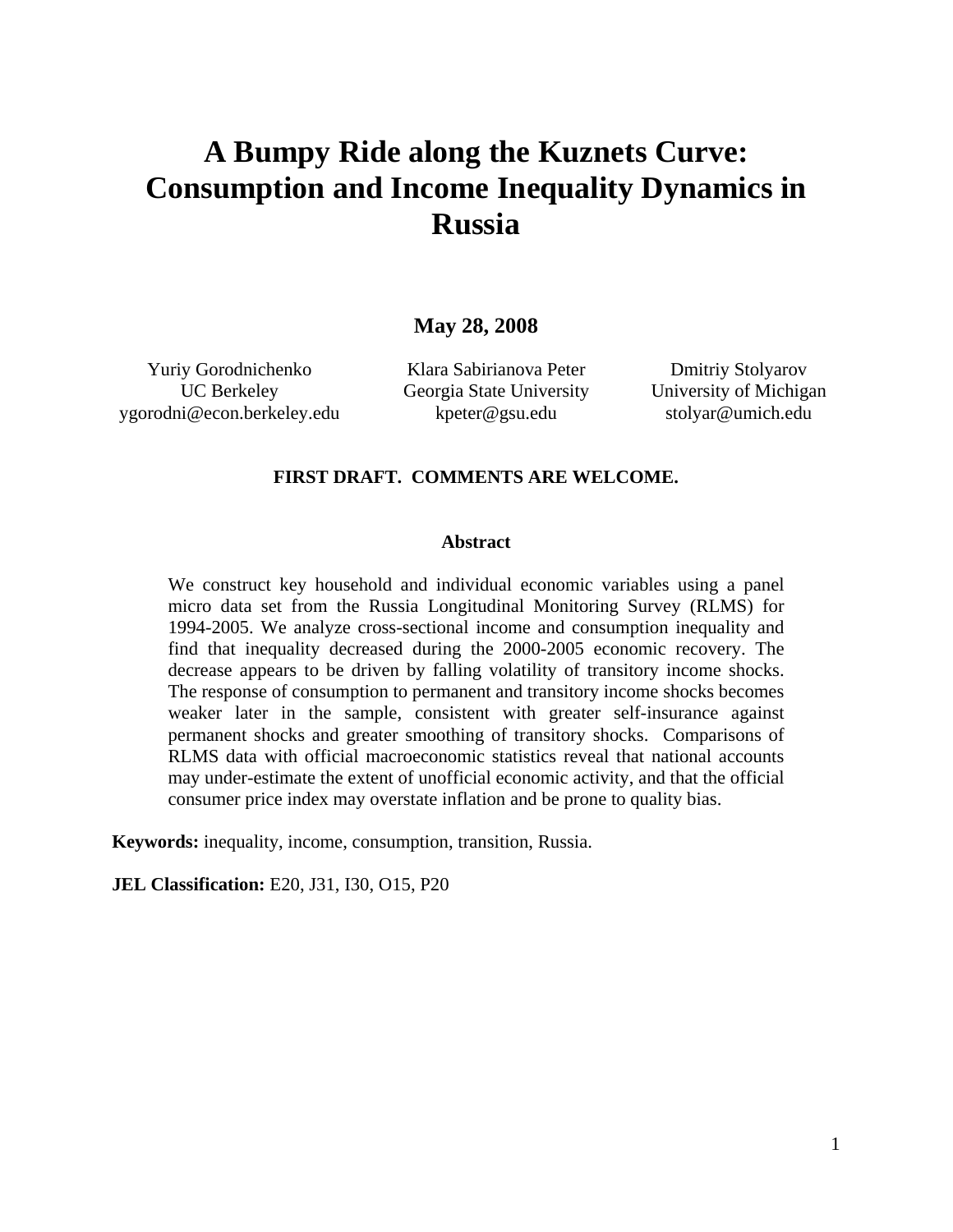# A Bumpy Ride along the Kuznets Curve: Consumption and Income Inequality Dynamics in Russia

**May 28, 2008**

| Yuriy Gorodnichenko | Klara Sabirianova Peter | Dmitriy Stolyarov |
|---|---|---|
| UC Berkeley | Georgia State University | University of Michigan |
| ygorodni@econ.berkeley.edu | kpeter@gsu.edu | stolyar@umich.edu |

**FIRST DRAFT. COMMENTS ARE WELCOME.**

**Abstract**

We construct key household and individual economic variables using a panel micro data set from the Russia Longitudinal Monitoring Survey (RLMS) for 1994-2005. We analyze cross-sectional income and consumption inequality and find that inequality decreased during the 2000-2005 economic recovery. The decrease appears to be driven by falling volatility of transitory income shocks. The response of consumption to permanent and transitory income shocks becomes weaker later in the sample, consistent with greater self-insurance against permanent shocks and greater smoothing of transitory shocks. Comparisons of RLMS data with official macroeconomic statistics reveal that national accounts may under-estimate the extent of unofficial economic activity, and that the official consumer price index may overstate inflation and be prone to quality bias.

**Keywords:** inequality, income, consumption, transition, Russia.

**JEL Classification:** E20, J31, I30, O15, P20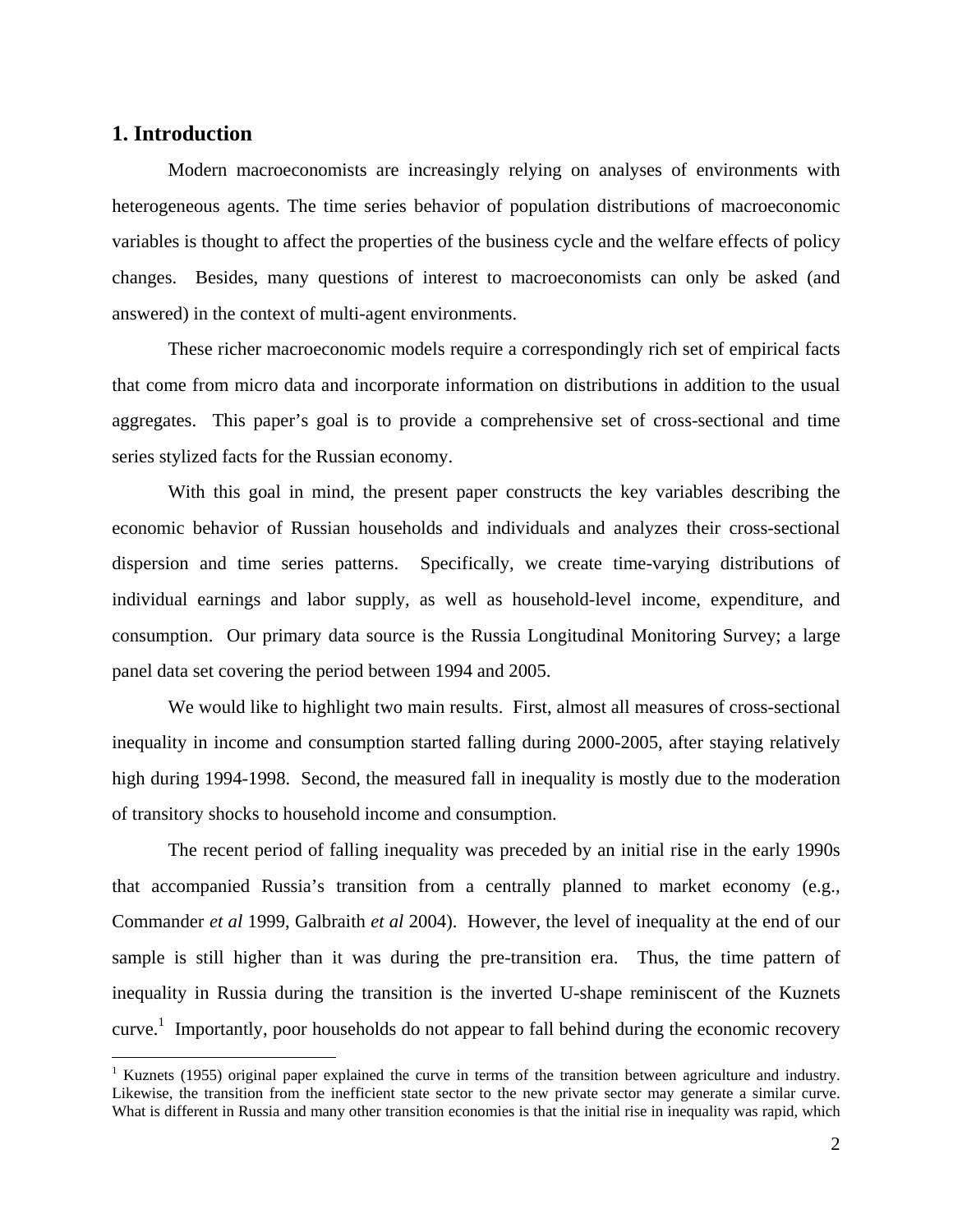## 1. Introduction

Modern macroeconomists are increasingly relying on analyses of environments with heterogeneous agents. The time series behavior of population distributions of macroeconomic variables is thought to affect the properties of the business cycle and the welfare effects of policy changes. Besides, many questions of interest to macroeconomists can only be asked (and answered) in the context of multi-agent environments.

These richer macroeconomic models require a correspondingly rich set of empirical facts that come from micro data and incorporate information on distributions in addition to the usual aggregates. This paper's goal is to provide a comprehensive set of cross-sectional and time series stylized facts for the Russian economy.

With this goal in mind, the present paper constructs the key variables describing the economic behavior of Russian households and individuals and analyzes their cross-sectional dispersion and time series patterns. Specifically, we create time-varying distributions of individual earnings and labor supply, as well as household-level income, expenditure, and consumption. Our primary data source is the Russia Longitudinal Monitoring Survey; a large panel data set covering the period between 1994 and 2005.

We would like to highlight two main results. First, almost all measures of cross-sectional inequality in income and consumption started falling during 2000-2005, after staying relatively high during 1994-1998. Second, the measured fall in inequality is mostly due to the moderation of transitory shocks to household income and consumption.

The recent period of falling inequality was preceded by an initial rise in the early 1990s that accompanied Russia's transition from a centrally planned to market economy (e.g., Commander *et al* 1999, Galbraith *et al* 2004). However, the level of inequality at the end of our sample is still higher than it was during the pre-transition era. Thus, the time pattern of inequality in Russia during the transition is the inverted U-shape reminiscent of the Kuznets curve.[1] Importantly, poor households do not appear to fall behind during the economic recovery

[1] Kuznets (1955) original paper explained the curve in terms of the transition between agriculture and industry. Likewise, the transition from the inefficient state sector to the new private sector may generate a similar curve. What is different in Russia and many other transition economies is that the initial rise in inequality was rapid, which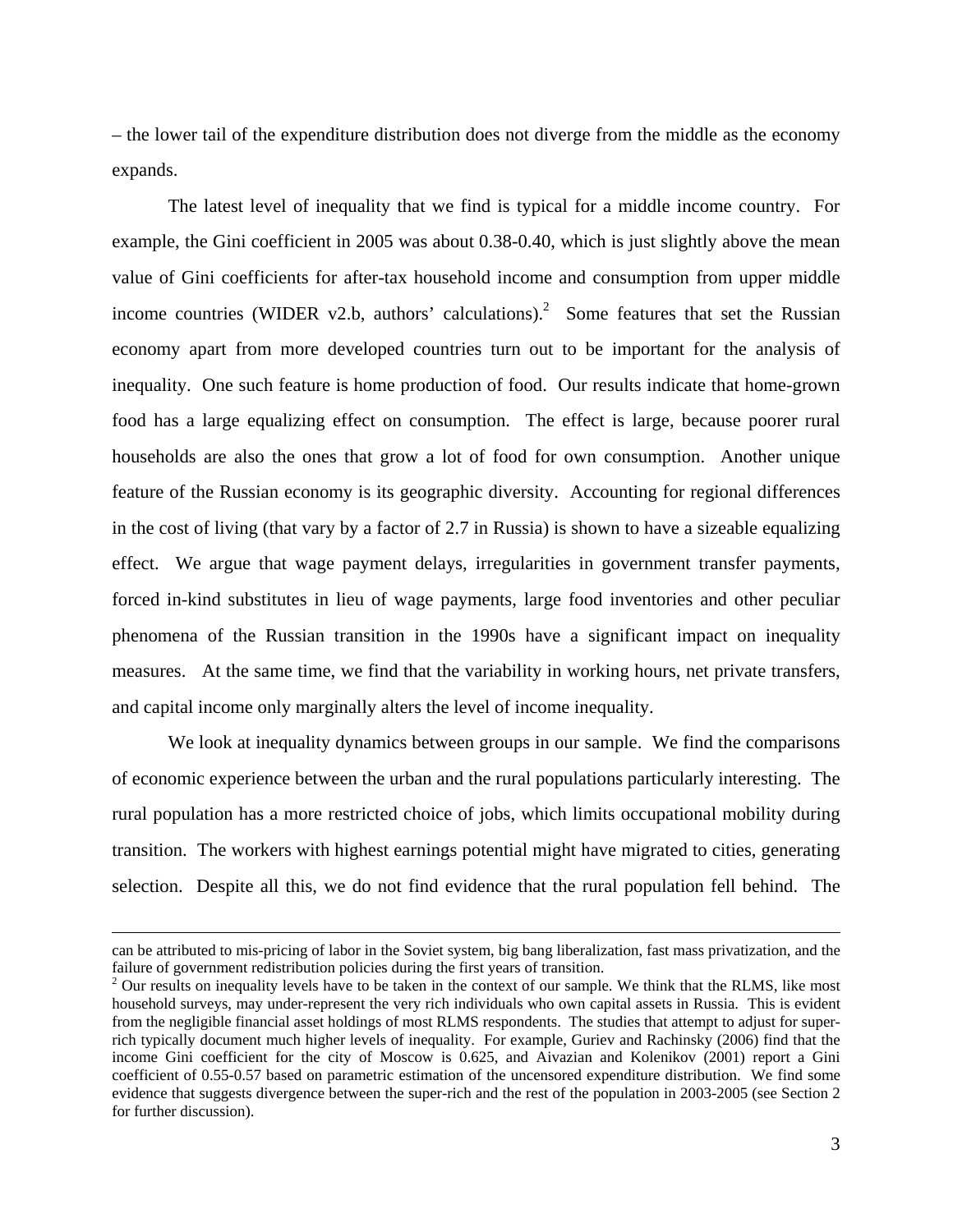– the lower tail of the expenditure distribution does not diverge from the middle as the economy expands.

The latest level of inequality that we find is typical for a middle income country. For example, the Gini coefficient in 2005 was about 0.38-0.40, which is just slightly above the mean value of Gini coefficients for after-tax household income and consumption from upper middle income countries (WIDER v2.b, authors' calculations).[2] Some features that set the Russian economy apart from more developed countries turn out to be important for the analysis of inequality. One such feature is home production of food. Our results indicate that home-grown food has a large equalizing effect on consumption. The effect is large, because poorer rural households are also the ones that grow a lot of food for own consumption. Another unique feature of the Russian economy is its geographic diversity. Accounting for regional differences in the cost of living (that vary by a factor of 2.7 in Russia) is shown to have a sizeable equalizing effect. We argue that wage payment delays, irregularities in government transfer payments, forced in-kind substitutes in lieu of wage payments, large food inventories and other peculiar phenomena of the Russian transition in the 1990s have a significant impact on inequality measures. At the same time, we find that the variability in working hours, net private transfers, and capital income only marginally alters the level of income inequality.

We look at inequality dynamics between groups in our sample. We find the comparisons of economic experience between the urban and the rural populations particularly interesting. The rural population has a more restricted choice of jobs, which limits occupational mobility during transition. The workers with highest earnings potential might have migrated to cities, generating selection. Despite all this, we do not find evidence that the rural population fell behind. The

---

can be attributed to mis-pricing of labor in the Soviet system, big bang liberalization, fast mass privatization, and the failure of government redistribution policies during the first years of transition.

[2] Our results on inequality levels have to be taken in the context of our sample. We think that the RLMS, like most household surveys, may under-represent the very rich individuals who own capital assets in Russia. This is evident from the negligible financial asset holdings of most RLMS respondents. The studies that attempt to adjust for super-rich typically document much higher levels of inequality. For example, Guriev and Rachinsky (2006) find that the income Gini coefficient for the city of Moscow is 0.625, and Aivazian and Kolenikov (2001) report a Gini coefficient of 0.55-0.57 based on parametric estimation of the uncensored expenditure distribution. We find some evidence that suggests divergence between the super-rich and the rest of the population in 2003-2005 (see Section 2 for further discussion).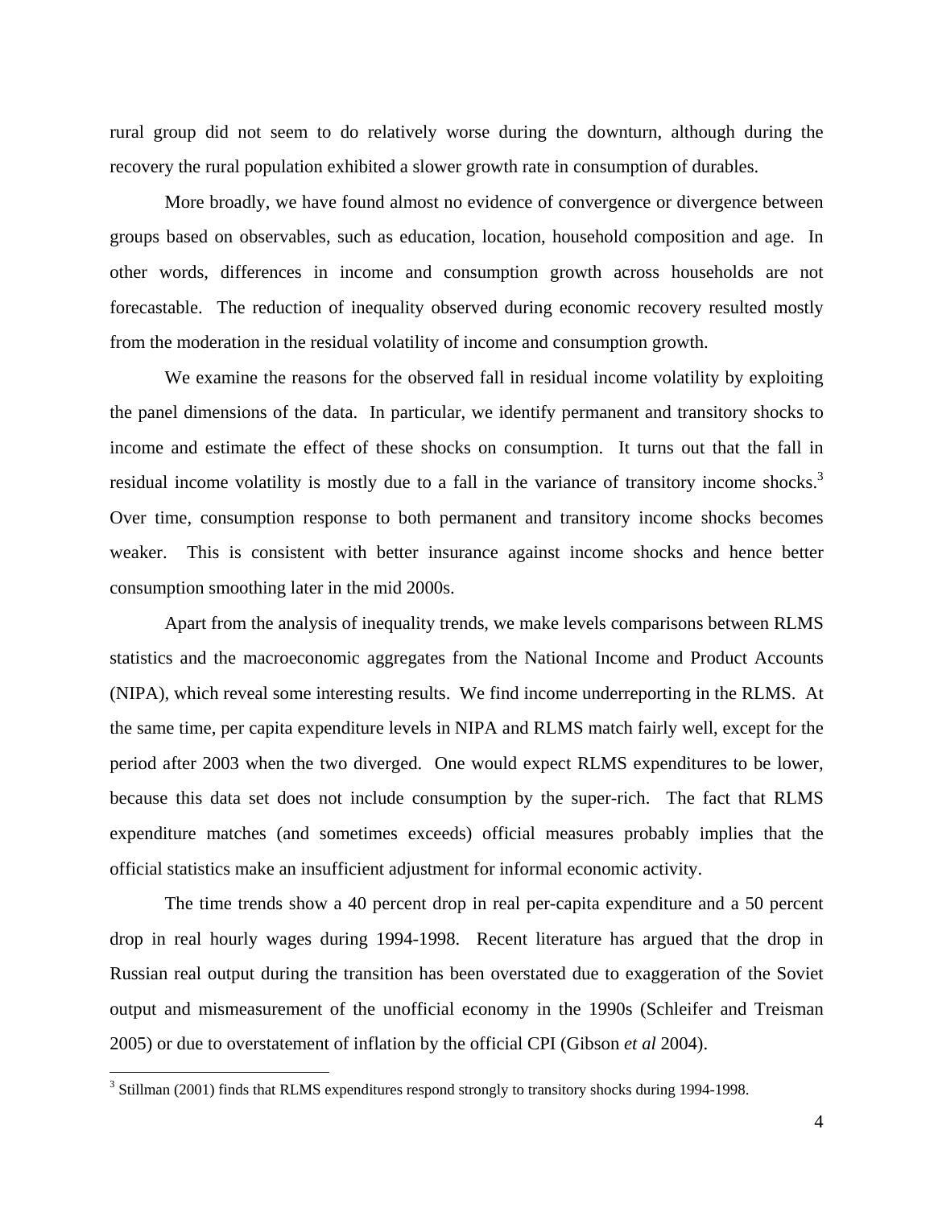rural group did not seem to do relatively worse during the downturn, although during the recovery the rural population exhibited a slower growth rate in consumption of durables.

More broadly, we have found almost no evidence of convergence or divergence between groups based on observables, such as education, location, household composition and age. In other words, differences in income and consumption growth across households are not forecastable. The reduction of inequality observed during economic recovery resulted mostly from the moderation in the residual volatility of income and consumption growth.

We examine the reasons for the observed fall in residual income volatility by exploiting the panel dimensions of the data. In particular, we identify permanent and transitory shocks to income and estimate the effect of these shocks on consumption. It turns out that the fall in residual income volatility is mostly due to a fall in the variance of transitory income shocks.[3] Over time, consumption response to both permanent and transitory income shocks becomes weaker. This is consistent with better insurance against income shocks and hence better consumption smoothing later in the mid 2000s.

Apart from the analysis of inequality trends, we make levels comparisons between RLMS statistics and the macroeconomic aggregates from the National Income and Product Accounts (NIPA), which reveal some interesting results. We find income underreporting in the RLMS. At the same time, per capita expenditure levels in NIPA and RLMS match fairly well, except for the period after 2003 when the two diverged. One would expect RLMS expenditures to be lower, because this data set does not include consumption by the super-rich. The fact that RLMS expenditure matches (and sometimes exceeds) official measures probably implies that the official statistics make an insufficient adjustment for informal economic activity.

The time trends show a 40 percent drop in real per-capita expenditure and a 50 percent drop in real hourly wages during 1994-1998. Recent literature has argued that the drop in Russian real output during the transition has been overstated due to exaggeration of the Soviet output and mismeasurement of the unofficial economy in the 1990s (Schleifer and Treisman 2005) or due to overstatement of inflation by the official CPI (Gibson *et al* 2004).

---

[3] Stillman (2001) finds that RLMS expenditures respond strongly to transitory shocks during 1994-1998.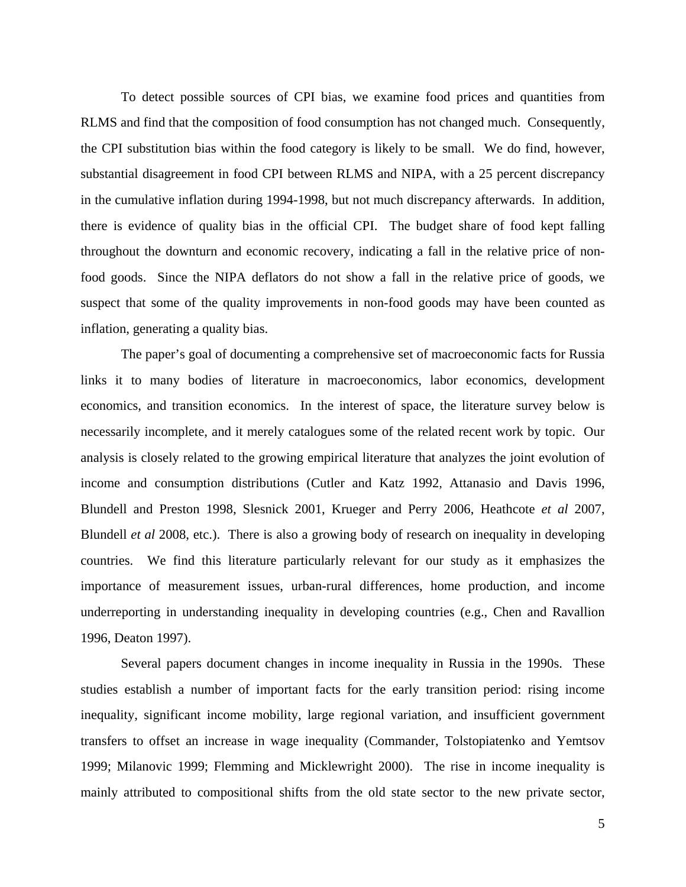To detect possible sources of CPI bias, we examine food prices and quantities from RLMS and find that the composition of food consumption has not changed much. Consequently, the CPI substitution bias within the food category is likely to be small. We do find, however, substantial disagreement in food CPI between RLMS and NIPA, with a 25 percent discrepancy in the cumulative inflation during 1994-1998, but not much discrepancy afterwards. In addition, there is evidence of quality bias in the official CPI. The budget share of food kept falling throughout the downturn and economic recovery, indicating a fall in the relative price of non-food goods. Since the NIPA deflators do not show a fall in the relative price of goods, we suspect that some of the quality improvements in non-food goods may have been counted as inflation, generating a quality bias.

The paper's goal of documenting a comprehensive set of macroeconomic facts for Russia links it to many bodies of literature in macroeconomics, labor economics, development economics, and transition economics. In the interest of space, the literature survey below is necessarily incomplete, and it merely catalogues some of the related recent work by topic. Our analysis is closely related to the growing empirical literature that analyzes the joint evolution of income and consumption distributions (Cutler and Katz 1992, Attanasio and Davis 1996, Blundell and Preston 1998, Slesnick 2001, Krueger and Perry 2006, Heathcote *et al* 2007, Blundell *et al* 2008, etc.). There is also a growing body of research on inequality in developing countries. We find this literature particularly relevant for our study as it emphasizes the importance of measurement issues, urban-rural differences, home production, and income underreporting in understanding inequality in developing countries (e.g., Chen and Ravallion 1996, Deaton 1997).

Several papers document changes in income inequality in Russia in the 1990s. These studies establish a number of important facts for the early transition period: rising income inequality, significant income mobility, large regional variation, and insufficient government transfers to offset an increase in wage inequality (Commander, Tolstopiatenko and Yemtsov 1999; Milanovic 1999; Flemming and Micklewright 2000). The rise in income inequality is mainly attributed to compositional shifts from the old state sector to the new private sector,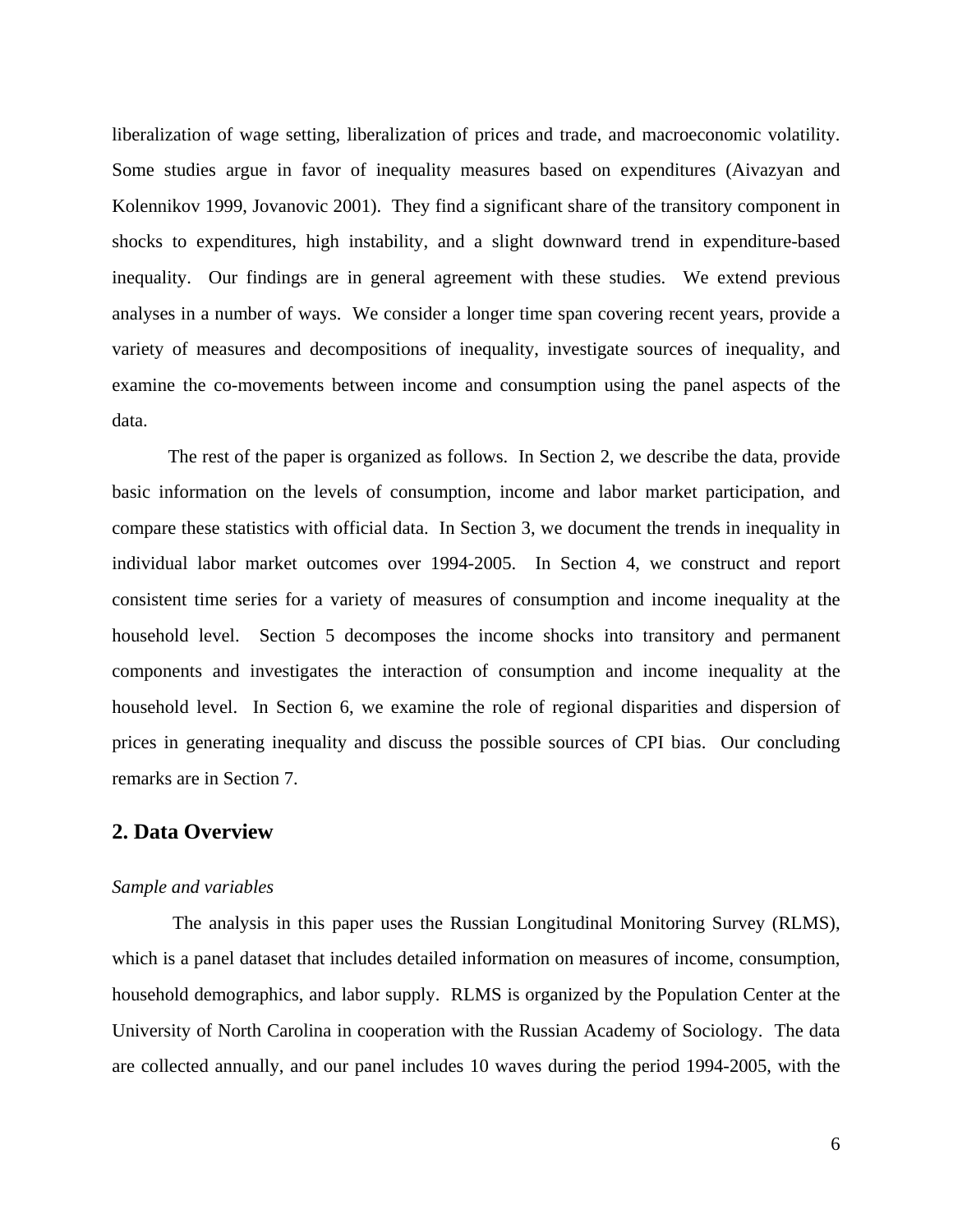liberalization of wage setting, liberalization of prices and trade, and macroeconomic volatility. Some studies argue in favor of inequality measures based on expenditures (Aivazyan and Kolennikov 1999, Jovanovic 2001). They find a significant share of the transitory component in shocks to expenditures, high instability, and a slight downward trend in expenditure-based inequality. Our findings are in general agreement with these studies. We extend previous analyses in a number of ways. We consider a longer time span covering recent years, provide a variety of measures and decompositions of inequality, investigate sources of inequality, and examine the co-movements between income and consumption using the panel aspects of the data.

The rest of the paper is organized as follows. In Section 2, we describe the data, provide basic information on the levels of consumption, income and labor market participation, and compare these statistics with official data. In Section 3, we document the trends in inequality in individual labor market outcomes over 1994-2005. In Section 4, we construct and report consistent time series for a variety of measures of consumption and income inequality at the household level. Section 5 decomposes the income shocks into transitory and permanent components and investigates the interaction of consumption and income inequality at the household level. In Section 6, we examine the role of regional disparities and dispersion of prices in generating inequality and discuss the possible sources of CPI bias. Our concluding remarks are in Section 7.

## 2. Data Overview

*Sample and variables*

The analysis in this paper uses the Russian Longitudinal Monitoring Survey (RLMS), which is a panel dataset that includes detailed information on measures of income, consumption, household demographics, and labor supply. RLMS is organized by the Population Center at the University of North Carolina in cooperation with the Russian Academy of Sociology. The data are collected annually, and our panel includes 10 waves during the period 1994-2005, with the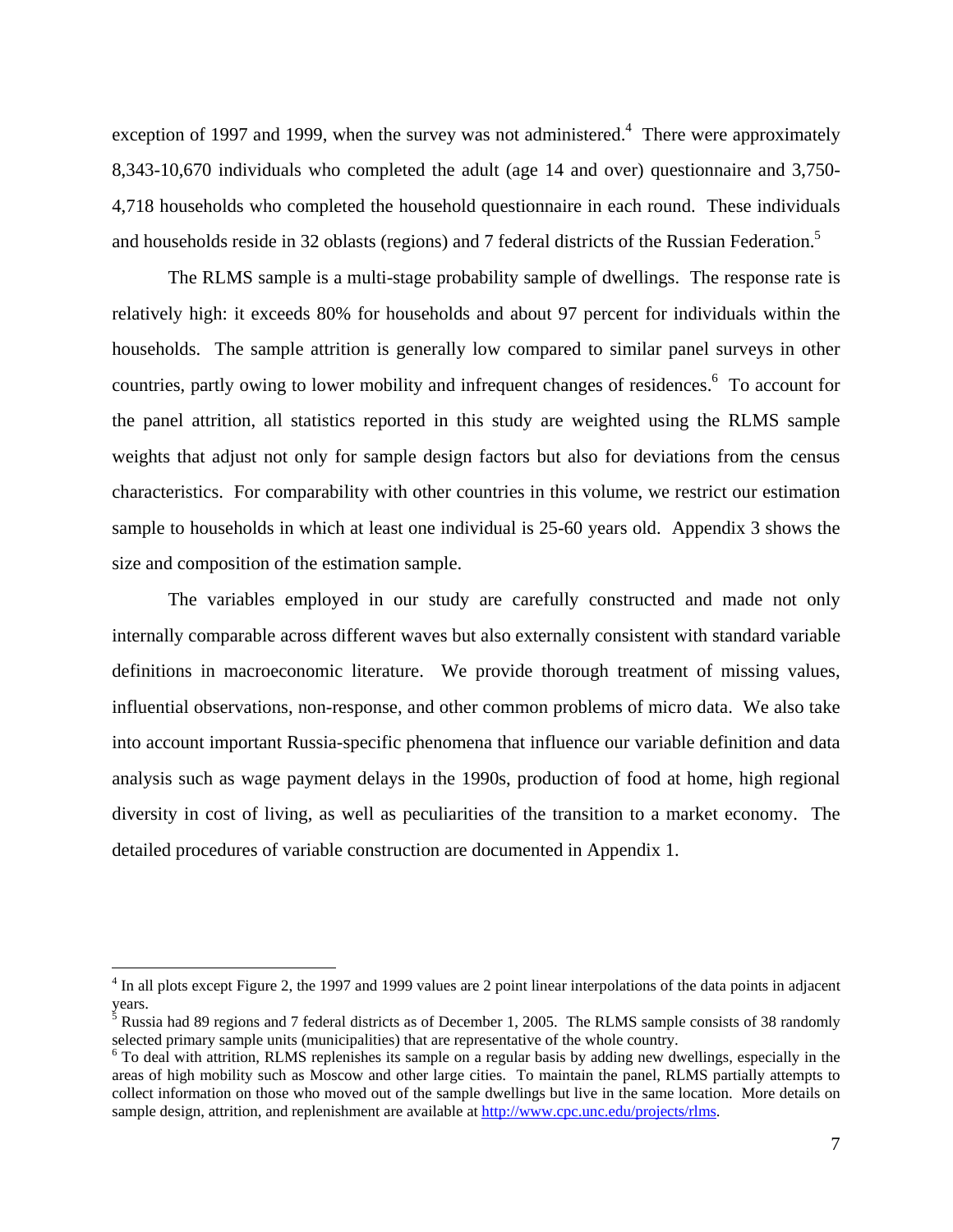exception of 1997 and 1999, when the survey was not administered.[4] There were approximately 8,343-10,670 individuals who completed the adult (age 14 and over) questionnaire and 3,750-4,718 households who completed the household questionnaire in each round. These individuals and households reside in 32 oblasts (regions) and 7 federal districts of the Russian Federation.[5]

The RLMS sample is a multi-stage probability sample of dwellings. The response rate is relatively high: it exceeds 80% for households and about 97 percent for individuals within the households. The sample attrition is generally low compared to similar panel surveys in other countries, partly owing to lower mobility and infrequent changes of residences.[6] To account for the panel attrition, all statistics reported in this study are weighted using the RLMS sample weights that adjust not only for sample design factors but also for deviations from the census characteristics. For comparability with other countries in this volume, we restrict our estimation sample to households in which at least one individual is 25-60 years old. Appendix 3 shows the size and composition of the estimation sample.

The variables employed in our study are carefully constructed and made not only internally comparable across different waves but also externally consistent with standard variable definitions in macroeconomic literature. We provide thorough treatment of missing values, influential observations, non-response, and other common problems of micro data. We also take into account important Russia-specific phenomena that influence our variable definition and data analysis such as wage payment delays in the 1990s, production of food at home, high regional diversity in cost of living, as well as peculiarities of the transition to a market economy. The detailed procedures of variable construction are documented in Appendix 1.

---

[4] In all plots except Figure 2, the 1997 and 1999 values are 2 point linear interpolations of the data points in adjacent years.

[5] Russia had 89 regions and 7 federal districts as of December 1, 2005. The RLMS sample consists of 38 randomly selected primary sample units (municipalities) that are representative of the whole country.

[6] To deal with attrition, RLMS replenishes its sample on a regular basis by adding new dwellings, especially in the areas of high mobility such as Moscow and other large cities. To maintain the panel, RLMS partially attempts to collect information on those who moved out of the sample dwellings but live in the same location. More details on sample design, attrition, and replenishment are available at http://www.cpc.unc.edu/projects/rlms.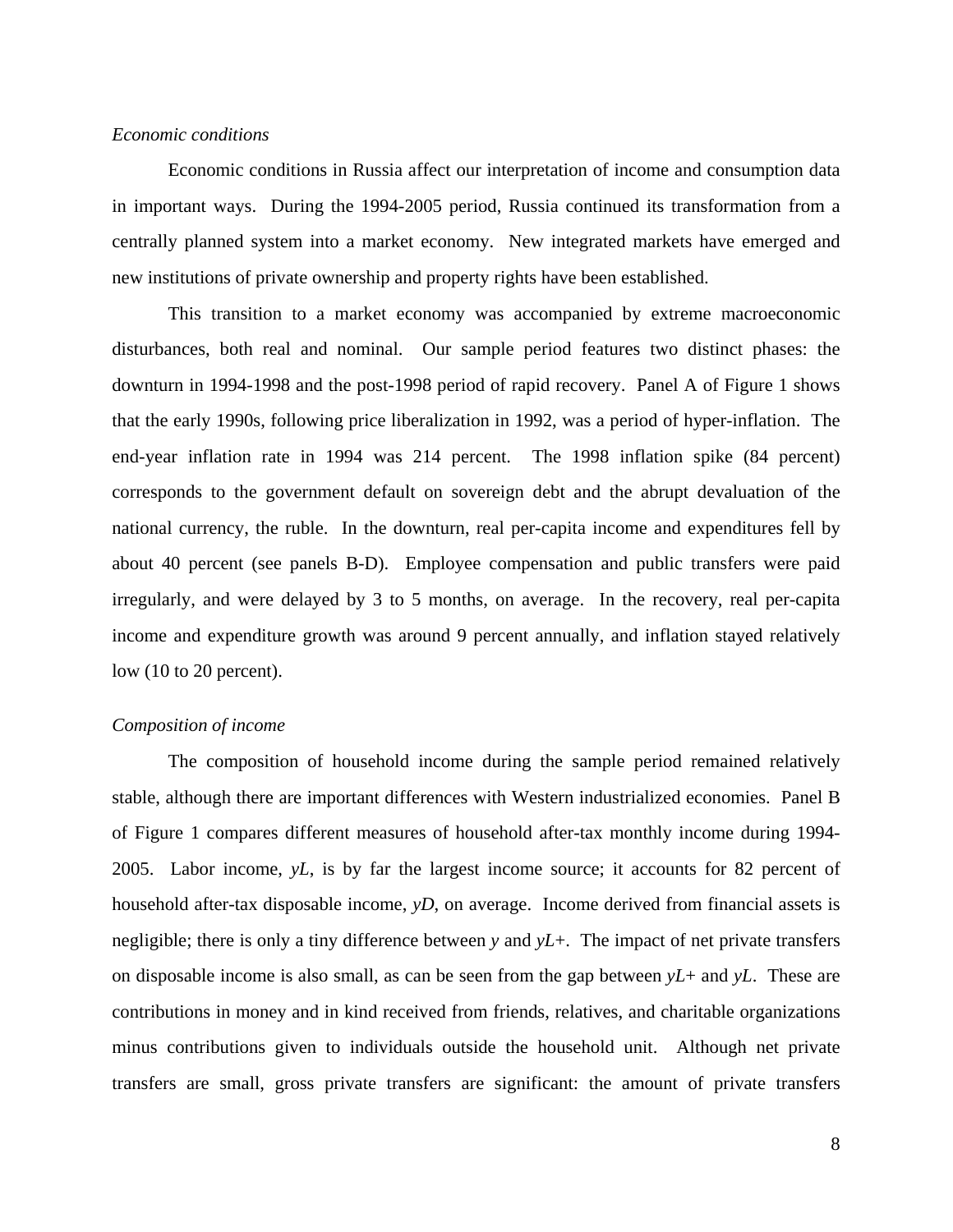*Economic conditions*

Economic conditions in Russia affect our interpretation of income and consumption data in important ways. During the 1994-2005 period, Russia continued its transformation from a centrally planned system into a market economy. New integrated markets have emerged and new institutions of private ownership and property rights have been established.

This transition to a market economy was accompanied by extreme macroeconomic disturbances, both real and nominal. Our sample period features two distinct phases: the downturn in 1994-1998 and the post-1998 period of rapid recovery. Panel A of Figure 1 shows that the early 1990s, following price liberalization in 1992, was a period of hyper-inflation. The end-year inflation rate in 1994 was 214 percent. The 1998 inflation spike (84 percent) corresponds to the government default on sovereign debt and the abrupt devaluation of the national currency, the ruble. In the downturn, real per-capita income and expenditures fell by about 40 percent (see panels B-D). Employee compensation and public transfers were paid irregularly, and were delayed by 3 to 5 months, on average. In the recovery, real per-capita income and expenditure growth was around 9 percent annually, and inflation stayed relatively low (10 to 20 percent).

*Composition of income*

The composition of household income during the sample period remained relatively stable, although there are important differences with Western industrialized economies. Panel B of Figure 1 compares different measures of household after-tax monthly income during 1994-2005. Labor income, $yL$, is by far the largest income source; it accounts for 82 percent of household after-tax disposable income, $yD$, on average. Income derived from financial assets is negligible; there is only a tiny difference between $y$ and $yL+$. The impact of net private transfers on disposable income is also small, as can be seen from the gap between $yL+$ and $yL$. These are contributions in money and in kind received from friends, relatives, and charitable organizations minus contributions given to individuals outside the household unit. Although net private transfers are small, gross private transfers are significant: the amount of private transfers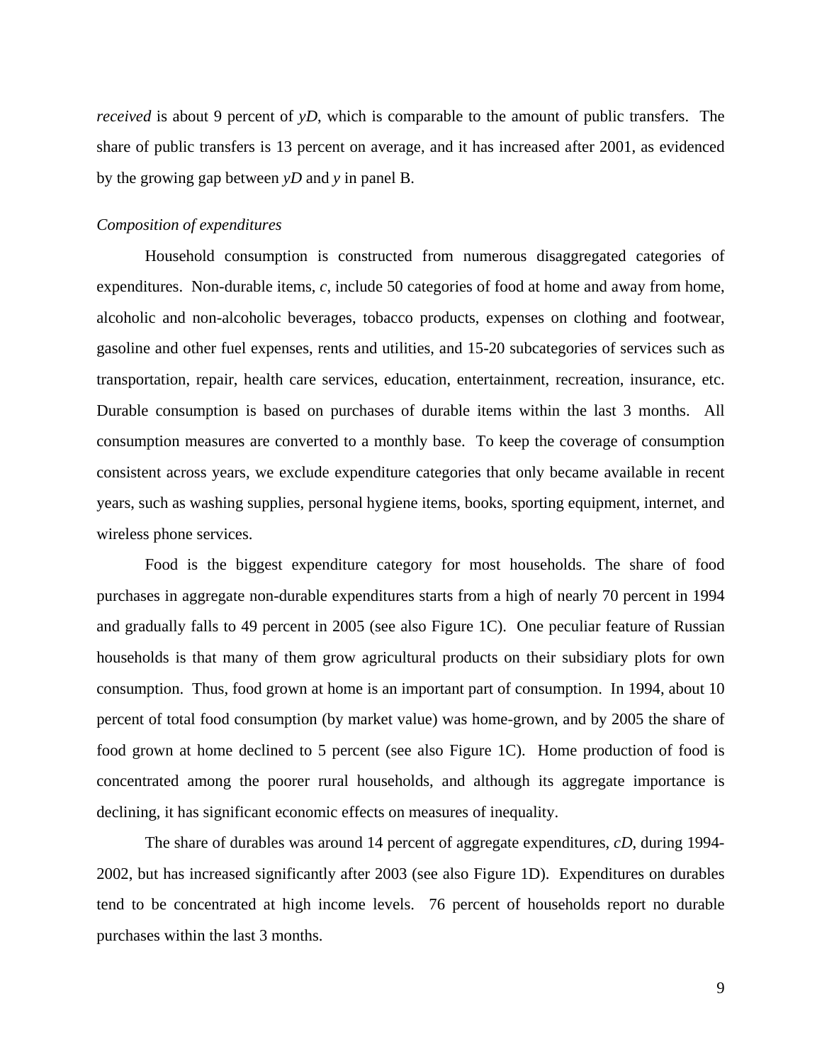*received* is about 9 percent of *yD*, which is comparable to the amount of public transfers. The share of public transfers is 13 percent on average, and it has increased after 2001, as evidenced by the growing gap between *yD* and *y* in panel B.

*Composition of expenditures*

Household consumption is constructed from numerous disaggregated categories of expenditures. Non-durable items, *c*, include 50 categories of food at home and away from home, alcoholic and non-alcoholic beverages, tobacco products, expenses on clothing and footwear, gasoline and other fuel expenses, rents and utilities, and 15-20 subcategories of services such as transportation, repair, health care services, education, entertainment, recreation, insurance, etc. Durable consumption is based on purchases of durable items within the last 3 months. All consumption measures are converted to a monthly base. To keep the coverage of consumption consistent across years, we exclude expenditure categories that only became available in recent years, such as washing supplies, personal hygiene items, books, sporting equipment, internet, and wireless phone services.

Food is the biggest expenditure category for most households. The share of food purchases in aggregate non-durable expenditures starts from a high of nearly 70 percent in 1994 and gradually falls to 49 percent in 2005 (see also Figure 1C). One peculiar feature of Russian households is that many of them grow agricultural products on their subsidiary plots for own consumption. Thus, food grown at home is an important part of consumption. In 1994, about 10 percent of total food consumption (by market value) was home-grown, and by 2005 the share of food grown at home declined to 5 percent (see also Figure 1C). Home production of food is concentrated among the poorer rural households, and although its aggregate importance is declining, it has significant economic effects on measures of inequality.

The share of durables was around 14 percent of aggregate expenditures, *cD*, during 1994-2002, but has increased significantly after 2003 (see also Figure 1D). Expenditures on durables tend to be concentrated at high income levels. 76 percent of households report no durable purchases within the last 3 months.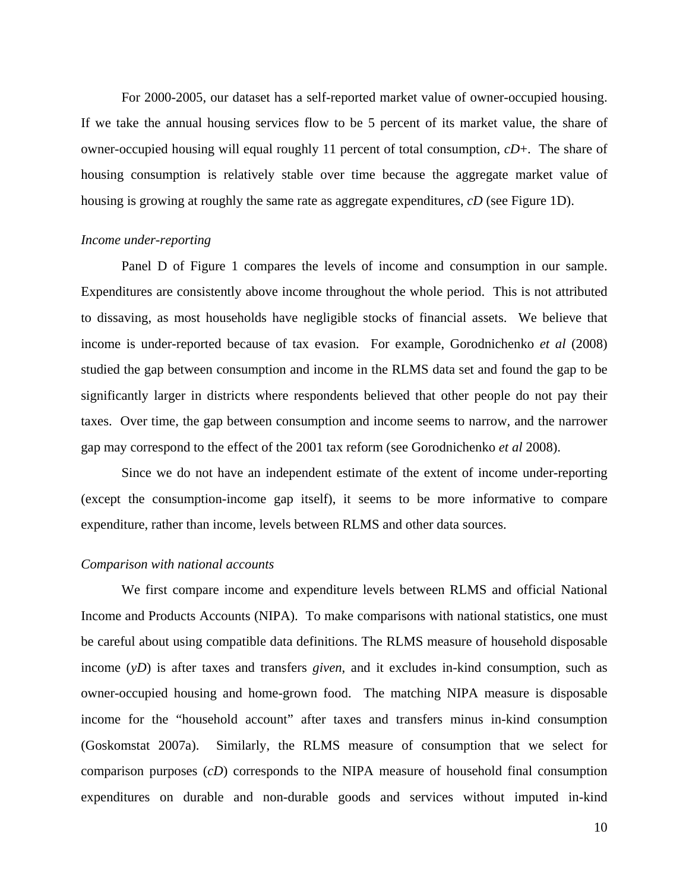For 2000-2005, our dataset has a self-reported market value of owner-occupied housing. If we take the annual housing services flow to be 5 percent of its market value, the share of owner-occupied housing will equal roughly 11 percent of total consumption, *cD+*. The share of housing consumption is relatively stable over time because the aggregate market value of housing is growing at roughly the same rate as aggregate expenditures, *cD* (see Figure 1D).

*Income under-reporting*

Panel D of Figure 1 compares the levels of income and consumption in our sample. Expenditures are consistently above income throughout the whole period. This is not attributed to dissaving, as most households have negligible stocks of financial assets. We believe that income is under-reported because of tax evasion. For example, Gorodnichenko *et al* (2008) studied the gap between consumption and income in the RLMS data set and found the gap to be significantly larger in districts where respondents believed that other people do not pay their taxes. Over time, the gap between consumption and income seems to narrow, and the narrower gap may correspond to the effect of the 2001 tax reform (see Gorodnichenko *et al* 2008).

Since we do not have an independent estimate of the extent of income under-reporting (except the consumption-income gap itself), it seems to be more informative to compare expenditure, rather than income, levels between RLMS and other data sources.

*Comparison with national accounts*

We first compare income and expenditure levels between RLMS and official National Income and Products Accounts (NIPA). To make comparisons with national statistics, one must be careful about using compatible data definitions. The RLMS measure of household disposable income (*yD*) is after taxes and transfers *given*, and it excludes in-kind consumption, such as owner-occupied housing and home-grown food. The matching NIPA measure is disposable income for the "household account" after taxes and transfers minus in-kind consumption (Goskomstat 2007a). Similarly, the RLMS measure of consumption that we select for comparison purposes (*cD*) corresponds to the NIPA measure of household final consumption expenditures on durable and non-durable goods and services without imputed in-kind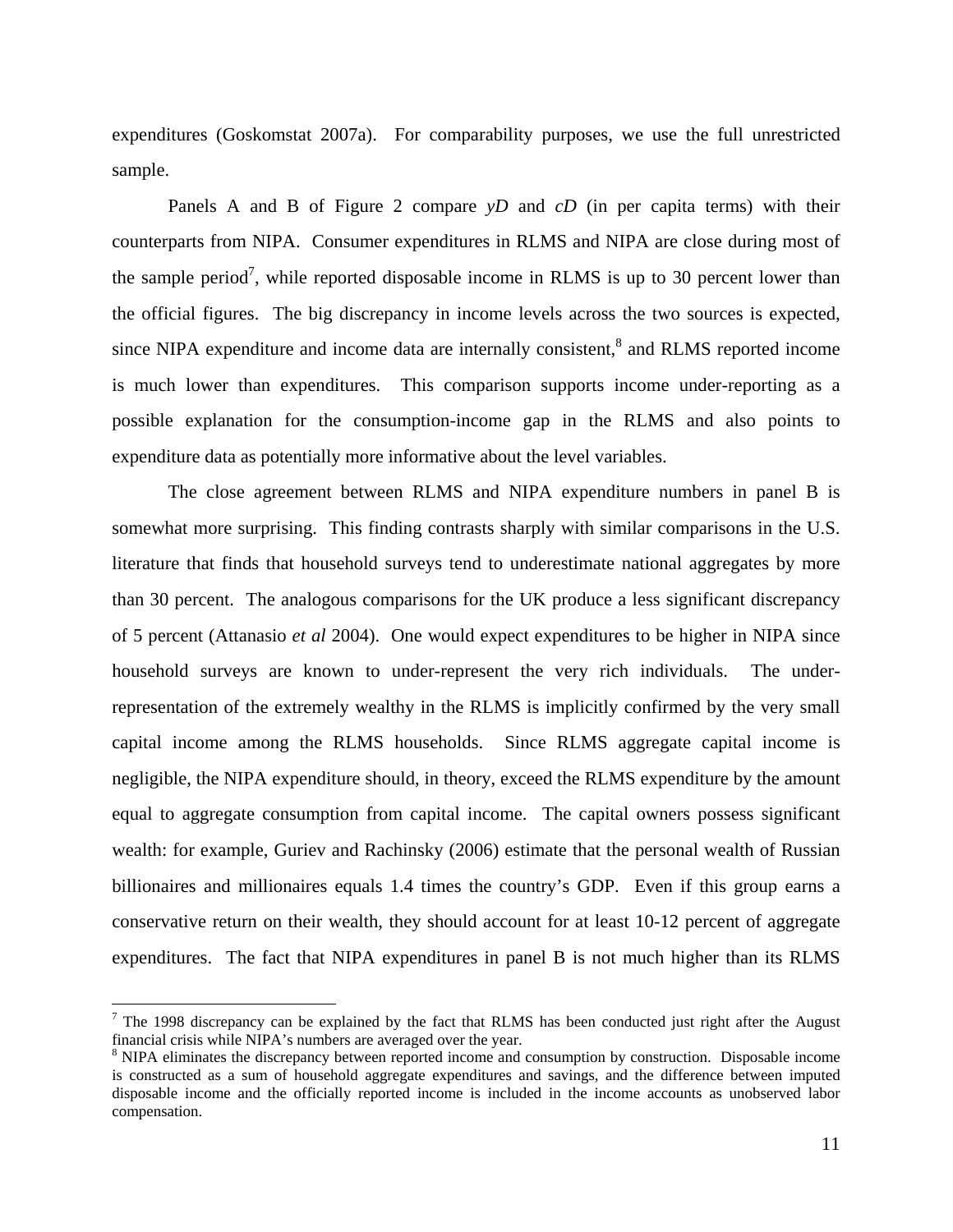expenditures (Goskomstat 2007a). For comparability purposes, we use the full unrestricted sample.

Panels A and B of Figure 2 compare *yD* and *cD* (in per capita terms) with their counterparts from NIPA. Consumer expenditures in RLMS and NIPA are close during most of the sample period[7], while reported disposable income in RLMS is up to 30 percent lower than the official figures. The big discrepancy in income levels across the two sources is expected, since NIPA expenditure and income data are internally consistent,[8] and RLMS reported income is much lower than expenditures. This comparison supports income under-reporting as a possible explanation for the consumption-income gap in the RLMS and also points to expenditure data as potentially more informative about the level variables.

The close agreement between RLMS and NIPA expenditure numbers in panel B is somewhat more surprising. This finding contrasts sharply with similar comparisons in the U.S. literature that finds that household surveys tend to underestimate national aggregates by more than 30 percent. The analogous comparisons for the UK produce a less significant discrepancy of 5 percent (Attanasio *et al* 2004). One would expect expenditures to be higher in NIPA since household surveys are known to under-represent the very rich individuals. The under-representation of the extremely wealthy in the RLMS is implicitly confirmed by the very small capital income among the RLMS households. Since RLMS aggregate capital income is negligible, the NIPA expenditure should, in theory, exceed the RLMS expenditure by the amount equal to aggregate consumption from capital income. The capital owners possess significant wealth: for example, Guriev and Rachinsky (2006) estimate that the personal wealth of Russian billionaires and millionaires equals 1.4 times the country's GDP. Even if this group earns a conservative return on their wealth, they should account for at least 10-12 percent of aggregate expenditures. The fact that NIPA expenditures in panel B is not much higher than its RLMS

---

[7] The 1998 discrepancy can be explained by the fact that RLMS has been conducted just right after the August financial crisis while NIPA's numbers are averaged over the year.

[8] NIPA eliminates the discrepancy between reported income and consumption by construction. Disposable income is constructed as a sum of household aggregate expenditures and savings, and the difference between imputed disposable income and the officially reported income is included in the income accounts as unobserved labor compensation.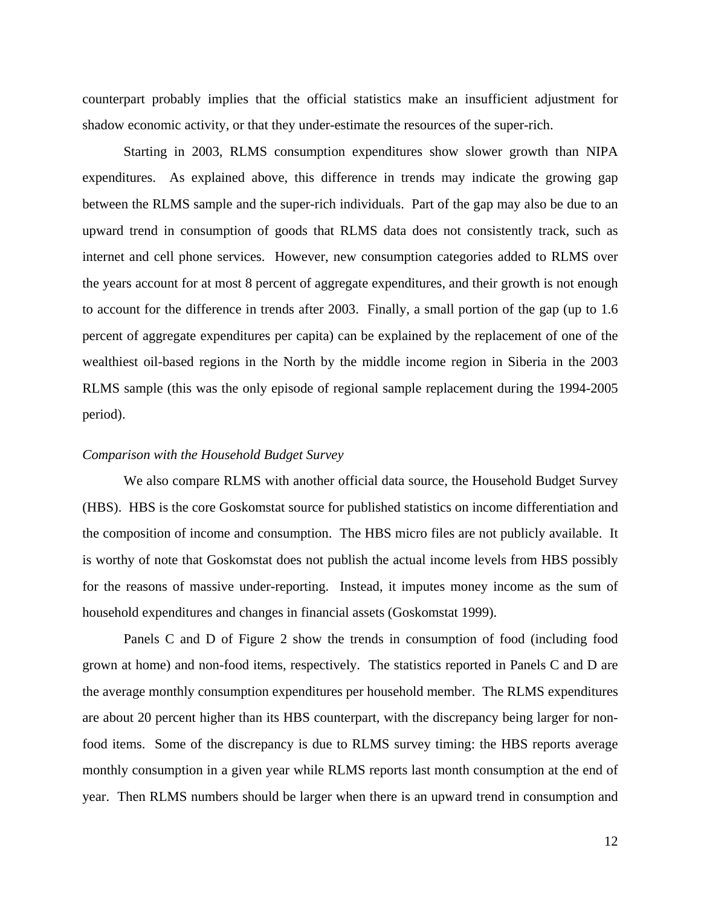counterpart probably implies that the official statistics make an insufficient adjustment for shadow economic activity, or that they under-estimate the resources of the super-rich.

Starting in 2003, RLMS consumption expenditures show slower growth than NIPA expenditures. As explained above, this difference in trends may indicate the growing gap between the RLMS sample and the super-rich individuals. Part of the gap may also be due to an upward trend in consumption of goods that RLMS data does not consistently track, such as internet and cell phone services. However, new consumption categories added to RLMS over the years account for at most 8 percent of aggregate expenditures, and their growth is not enough to account for the difference in trends after 2003. Finally, a small portion of the gap (up to 1.6 percent of aggregate expenditures per capita) can be explained by the replacement of one of the wealthiest oil-based regions in the North by the middle income region in Siberia in the 2003 RLMS sample (this was the only episode of regional sample replacement during the 1994-2005 period).

*Comparison with the Household Budget Survey*

We also compare RLMS with another official data source, the Household Budget Survey (HBS). HBS is the core Goskomstat source for published statistics on income differentiation and the composition of income and consumption. The HBS micro files are not publicly available. It is worthy of note that Goskomstat does not publish the actual income levels from HBS possibly for the reasons of massive under-reporting. Instead, it imputes money income as the sum of household expenditures and changes in financial assets (Goskomstat 1999).

Panels C and D of Figure 2 show the trends in consumption of food (including food grown at home) and non-food items, respectively. The statistics reported in Panels C and D are the average monthly consumption expenditures per household member. The RLMS expenditures are about 20 percent higher than its HBS counterpart, with the discrepancy being larger for non-food items. Some of the discrepancy is due to RLMS survey timing: the HBS reports average monthly consumption in a given year while RLMS reports last month consumption at the end of year. Then RLMS numbers should be larger when there is an upward trend in consumption and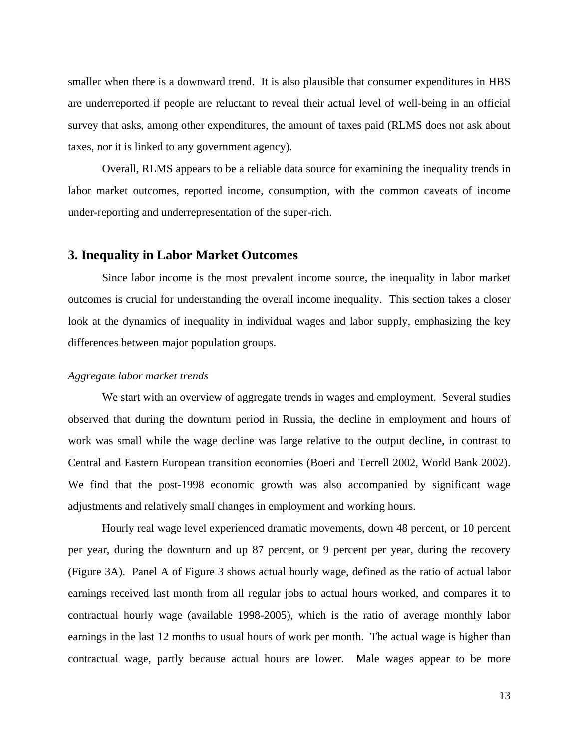smaller when there is a downward trend. It is also plausible that consumer expenditures in HBS are underreported if people are reluctant to reveal their actual level of well-being in an official survey that asks, among other expenditures, the amount of taxes paid (RLMS does not ask about taxes, nor it is linked to any government agency).

Overall, RLMS appears to be a reliable data source for examining the inequality trends in labor market outcomes, reported income, consumption, with the common caveats of income under-reporting and underrepresentation of the super-rich.

## 3. Inequality in Labor Market Outcomes

Since labor income is the most prevalent income source, the inequality in labor market outcomes is crucial for understanding the overall income inequality. This section takes a closer look at the dynamics of inequality in individual wages and labor supply, emphasizing the key differences between major population groups.

*Aggregate labor market trends*

We start with an overview of aggregate trends in wages and employment. Several studies observed that during the downturn period in Russia, the decline in employment and hours of work was small while the wage decline was large relative to the output decline, in contrast to Central and Eastern European transition economies (Boeri and Terrell 2002, World Bank 2002). We find that the post-1998 economic growth was also accompanied by significant wage adjustments and relatively small changes in employment and working hours.

Hourly real wage level experienced dramatic movements, down 48 percent, or 10 percent per year, during the downturn and up 87 percent, or 9 percent per year, during the recovery (Figure 3A). Panel A of Figure 3 shows actual hourly wage, defined as the ratio of actual labor earnings received last month from all regular jobs to actual hours worked, and compares it to contractual hourly wage (available 1998-2005), which is the ratio of average monthly labor earnings in the last 12 months to usual hours of work per month. The actual wage is higher than contractual wage, partly because actual hours are lower. Male wages appear to be more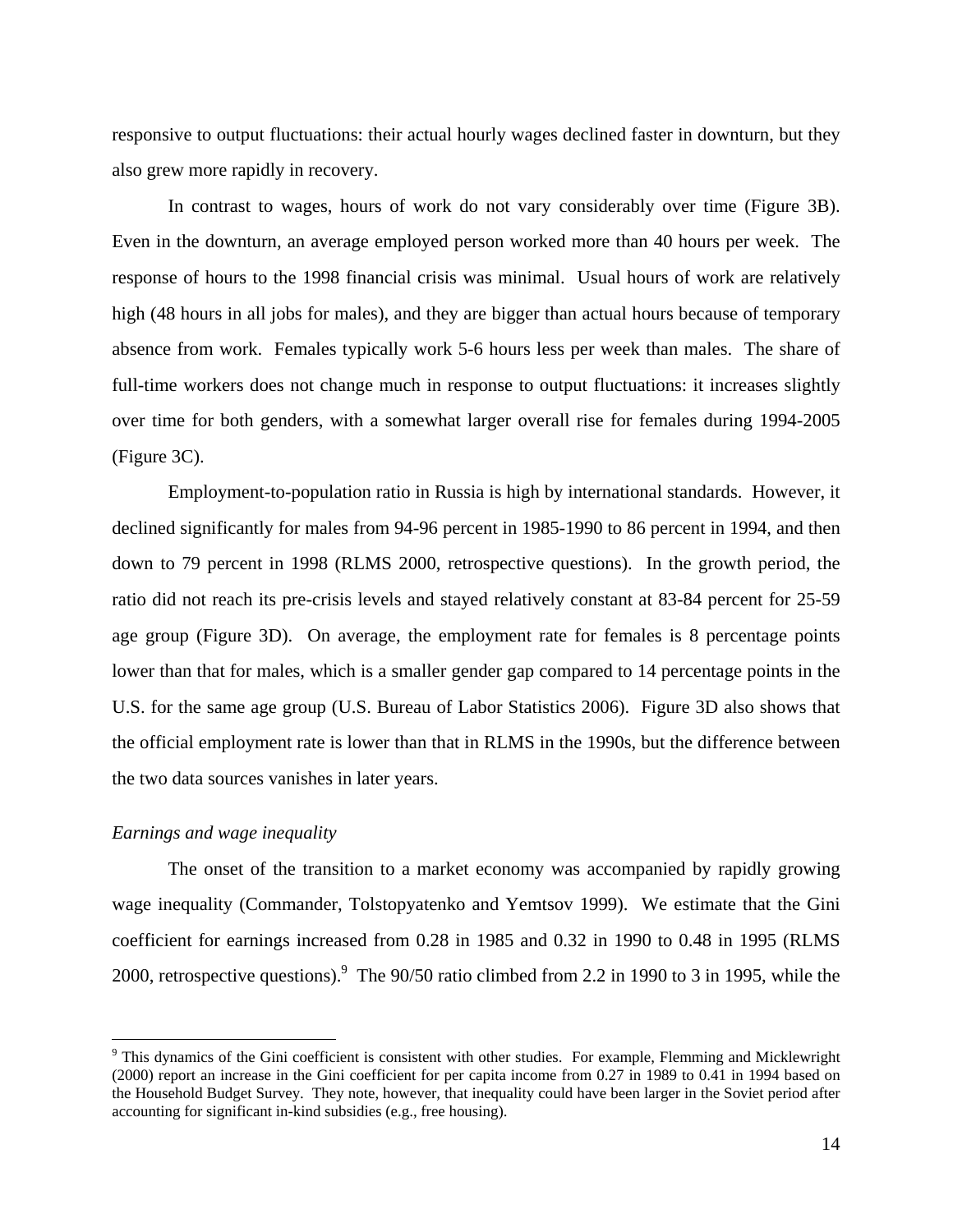responsive to output fluctuations: their actual hourly wages declined faster in downturn, but they also grew more rapidly in recovery.

In contrast to wages, hours of work do not vary considerably over time (Figure 3B). Even in the downturn, an average employed person worked more than 40 hours per week. The response of hours to the 1998 financial crisis was minimal. Usual hours of work are relatively high (48 hours in all jobs for males), and they are bigger than actual hours because of temporary absence from work. Females typically work 5-6 hours less per week than males. The share of full-time workers does not change much in response to output fluctuations: it increases slightly over time for both genders, with a somewhat larger overall rise for females during 1994-2005 (Figure 3C).

Employment-to-population ratio in Russia is high by international standards. However, it declined significantly for males from 94-96 percent in 1985-1990 to 86 percent in 1994, and then down to 79 percent in 1998 (RLMS 2000, retrospective questions). In the growth period, the ratio did not reach its pre-crisis levels and stayed relatively constant at 83-84 percent for 25-59 age group (Figure 3D). On average, the employment rate for females is 8 percentage points lower than that for males, which is a smaller gender gap compared to 14 percentage points in the U.S. for the same age group (U.S. Bureau of Labor Statistics 2006). Figure 3D also shows that the official employment rate is lower than that in RLMS in the 1990s, but the difference between the two data sources vanishes in later years.

*Earnings and wage inequality*

The onset of the transition to a market economy was accompanied by rapidly growing wage inequality (Commander, Tolstopyatenko and Yemtsov 1999). We estimate that the Gini coefficient for earnings increased from 0.28 in 1985 and 0.32 in 1990 to 0.48 in 1995 (RLMS 2000, retrospective questions).[9] The 90/50 ratio climbed from 2.2 in 1990 to 3 in 1995, while the

[9] This dynamics of the Gini coefficient is consistent with other studies. For example, Flemming and Micklewright (2000) report an increase in the Gini coefficient for per capita income from 0.27 in 1989 to 0.41 in 1994 based on the Household Budget Survey. They note, however, that inequality could have been larger in the Soviet period after accounting for significant in-kind subsidies (e.g., free housing).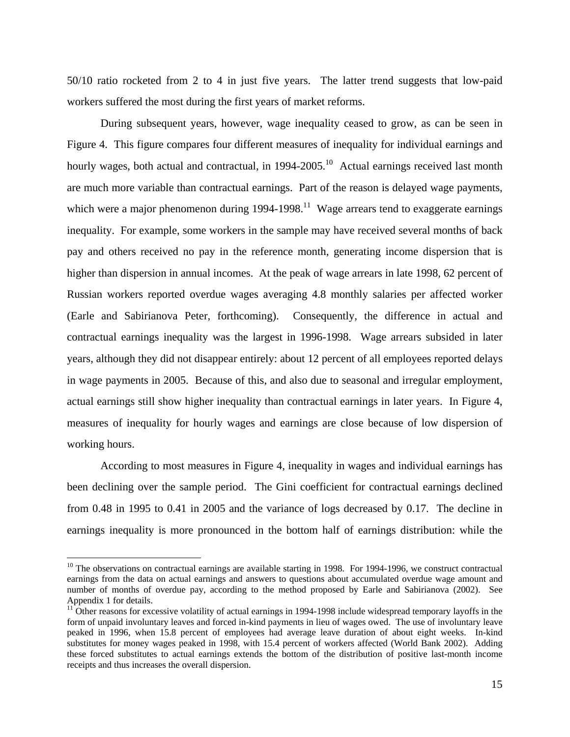50/10 ratio rocketed from 2 to 4 in just five years. The latter trend suggests that low-paid workers suffered the most during the first years of market reforms.

During subsequent years, however, wage inequality ceased to grow, as can be seen in Figure 4. This figure compares four different measures of inequality for individual earnings and hourly wages, both actual and contractual, in 1994-2005.[10] Actual earnings received last month are much more variable than contractual earnings. Part of the reason is delayed wage payments, which were a major phenomenon during 1994-1998.[11] Wage arrears tend to exaggerate earnings inequality. For example, some workers in the sample may have received several months of back pay and others received no pay in the reference month, generating income dispersion that is higher than dispersion in annual incomes. At the peak of wage arrears in late 1998, 62 percent of Russian workers reported overdue wages averaging 4.8 monthly salaries per affected worker (Earle and Sabirianova Peter, forthcoming). Consequently, the difference in actual and contractual earnings inequality was the largest in 1996-1998. Wage arrears subsided in later years, although they did not disappear entirely: about 12 percent of all employees reported delays in wage payments in 2005. Because of this, and also due to seasonal and irregular employment, actual earnings still show higher inequality than contractual earnings in later years. In Figure 4, measures of inequality for hourly wages and earnings are close because of low dispersion of working hours.

According to most measures in Figure 4, inequality in wages and individual earnings has been declining over the sample period. The Gini coefficient for contractual earnings declined from 0.48 in 1995 to 0.41 in 2005 and the variance of logs decreased by 0.17. The decline in earnings inequality is more pronounced in the bottom half of earnings distribution: while the

---

[10] The observations on contractual earnings are available starting in 1998. For 1994-1996, we construct contractual earnings from the data on actual earnings and answers to questions about accumulated overdue wage amount and number of months of overdue pay, according to the method proposed by Earle and Sabirianova (2002). See Appendix 1 for details.

[11] Other reasons for excessive volatility of actual earnings in 1994-1998 include widespread temporary layoffs in the form of unpaid involuntary leaves and forced in-kind payments in lieu of wages owed. The use of involuntary leave peaked in 1996, when 15.8 percent of employees had average leave duration of about eight weeks. In-kind substitutes for money wages peaked in 1998, with 15.4 percent of workers affected (World Bank 2002). Adding these forced substitutes to actual earnings extends the bottom of the distribution of positive last-month income receipts and thus increases the overall dispersion.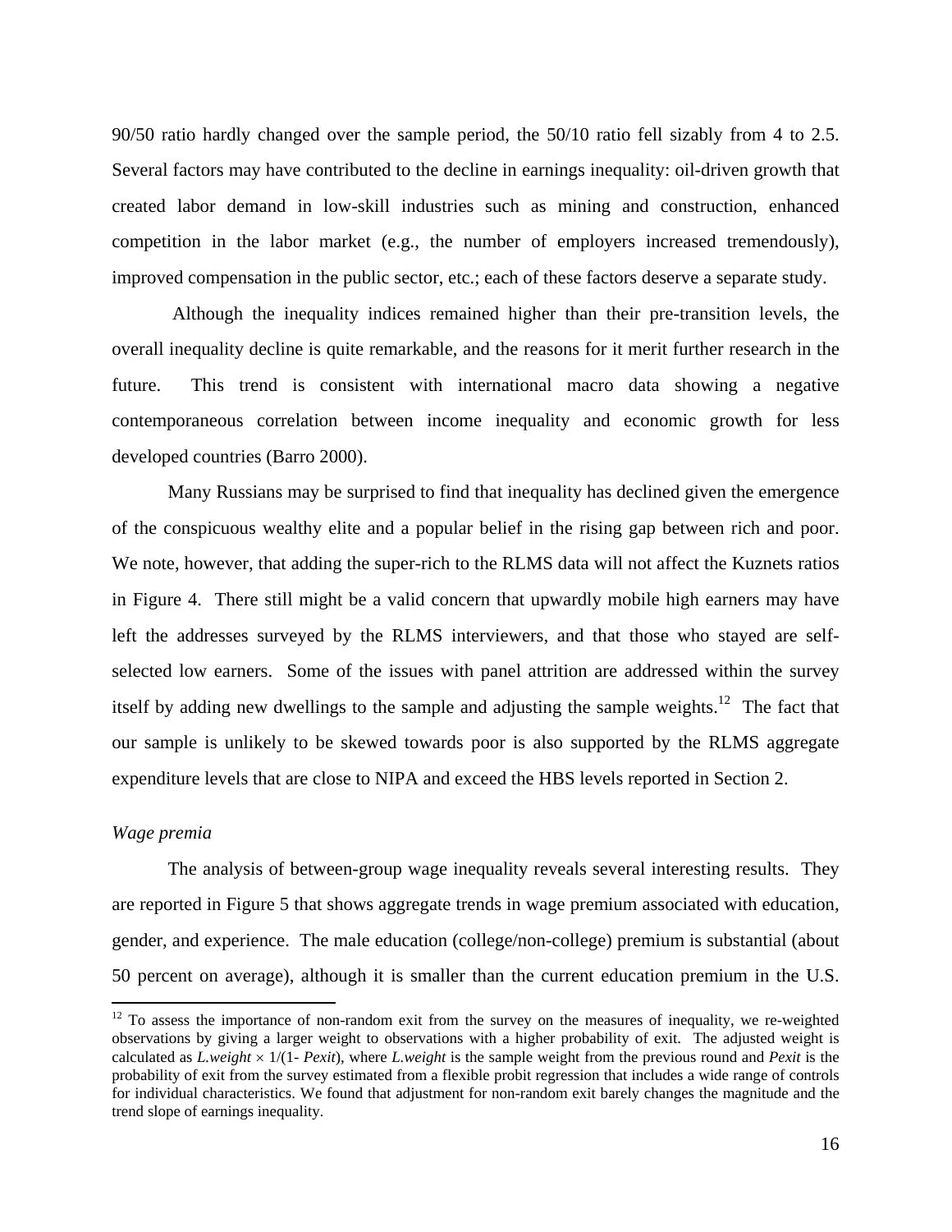90/50 ratio hardly changed over the sample period, the 50/10 ratio fell sizably from 4 to 2.5. Several factors may have contributed to the decline in earnings inequality: oil-driven growth that created labor demand in low-skill industries such as mining and construction, enhanced competition in the labor market (e.g., the number of employers increased tremendously), improved compensation in the public sector, etc.; each of these factors deserve a separate study.

Although the inequality indices remained higher than their pre-transition levels, the overall inequality decline is quite remarkable, and the reasons for it merit further research in the future. This trend is consistent with international macro data showing a negative contemporaneous correlation between income inequality and economic growth for less developed countries (Barro 2000).

Many Russians may be surprised to find that inequality has declined given the emergence of the conspicuous wealthy elite and a popular belief in the rising gap between rich and poor. We note, however, that adding the super-rich to the RLMS data will not affect the Kuznets ratios in Figure 4. There still might be a valid concern that upwardly mobile high earners may have left the addresses surveyed by the RLMS interviewers, and that those who stayed are self-selected low earners. Some of the issues with panel attrition are addressed within the survey itself by adding new dwellings to the sample and adjusting the sample weights.[12] The fact that our sample is unlikely to be skewed towards poor is also supported by the RLMS aggregate expenditure levels that are close to NIPA and exceed the HBS levels reported in Section 2.

*Wage premia*

The analysis of between-group wage inequality reveals several interesting results. They are reported in Figure 5 that shows aggregate trends in wage premium associated with education, gender, and experience. The male education (college/non-college) premium is substantial (about 50 percent on average), although it is smaller than the current education premium in the U.S.

---

[12] To assess the importance of non-random exit from the survey on the measures of inequality, we re-weighted observations by giving a larger weight to observations with a higher probability of exit. The adjusted weight is calculated as *L.weight* $\times$ 1/(1- *Pexit*), where *L.weight* is the sample weight from the previous round and *Pexit* is the probability of exit from the survey estimated from a flexible probit regression that includes a wide range of controls for individual characteristics. We found that adjustment for non-random exit barely changes the magnitude and the trend slope of earnings inequality.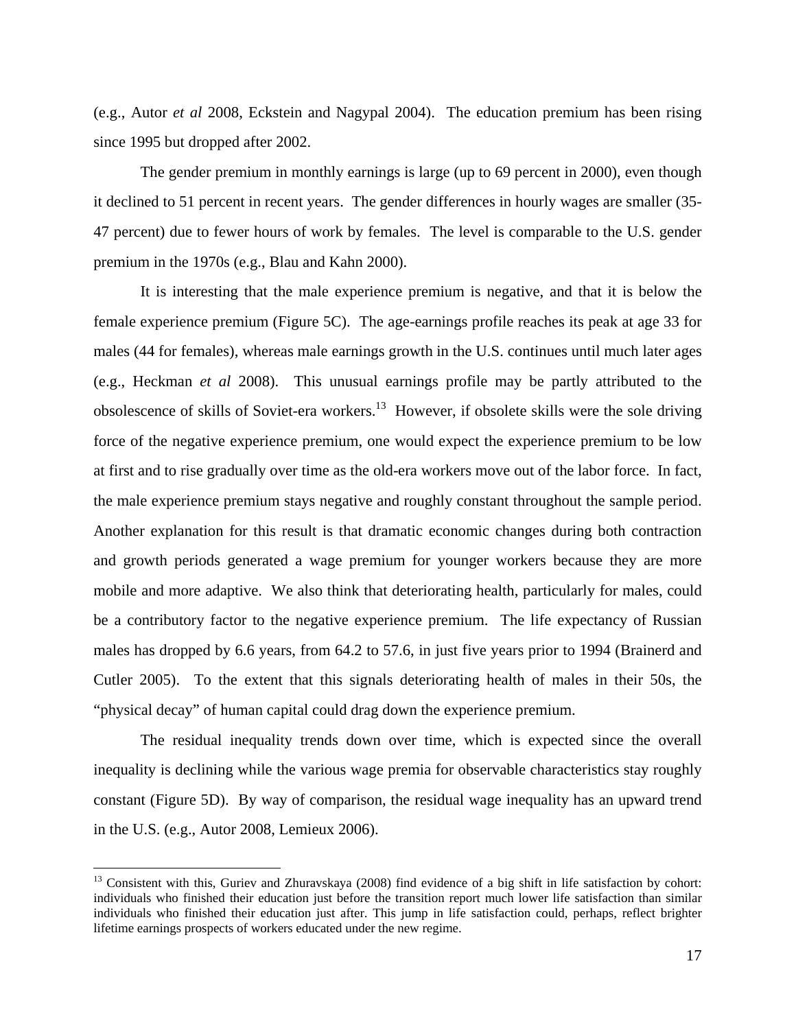(e.g., Autor *et al* 2008, Eckstein and Nagypal 2004). The education premium has been rising since 1995 but dropped after 2002.

The gender premium in monthly earnings is large (up to 69 percent in 2000), even though it declined to 51 percent in recent years. The gender differences in hourly wages are smaller (35-47 percent) due to fewer hours of work by females. The level is comparable to the U.S. gender premium in the 1970s (e.g., Blau and Kahn 2000).

It is interesting that the male experience premium is negative, and that it is below the female experience premium (Figure 5C). The age-earnings profile reaches its peak at age 33 for males (44 for females), whereas male earnings growth in the U.S. continues until much later ages (e.g., Heckman *et al* 2008). This unusual earnings profile may be partly attributed to the obsolescence of skills of Soviet-era workers.[13] However, if obsolete skills were the sole driving force of the negative experience premium, one would expect the experience premium to be low at first and to rise gradually over time as the old-era workers move out of the labor force. In fact, the male experience premium stays negative and roughly constant throughout the sample period. Another explanation for this result is that dramatic economic changes during both contraction and growth periods generated a wage premium for younger workers because they are more mobile and more adaptive. We also think that deteriorating health, particularly for males, could be a contributory factor to the negative experience premium. The life expectancy of Russian males has dropped by 6.6 years, from 64.2 to 57.6, in just five years prior to 1994 (Brainerd and Cutler 2005). To the extent that this signals deteriorating health of males in their 50s, the "physical decay" of human capital could drag down the experience premium.

The residual inequality trends down over time, which is expected since the overall inequality is declining while the various wage premia for observable characteristics stay roughly constant (Figure 5D). By way of comparison, the residual wage inequality has an upward trend in the U.S. (e.g., Autor 2008, Lemieux 2006).

---

[13] Consistent with this, Guriev and Zhuravskaya (2008) find evidence of a big shift in life satisfaction by cohort: individuals who finished their education just before the transition report much lower life satisfaction than similar individuals who finished their education just after. This jump in life satisfaction could, perhaps, reflect brighter lifetime earnings prospects of workers educated under the new regime.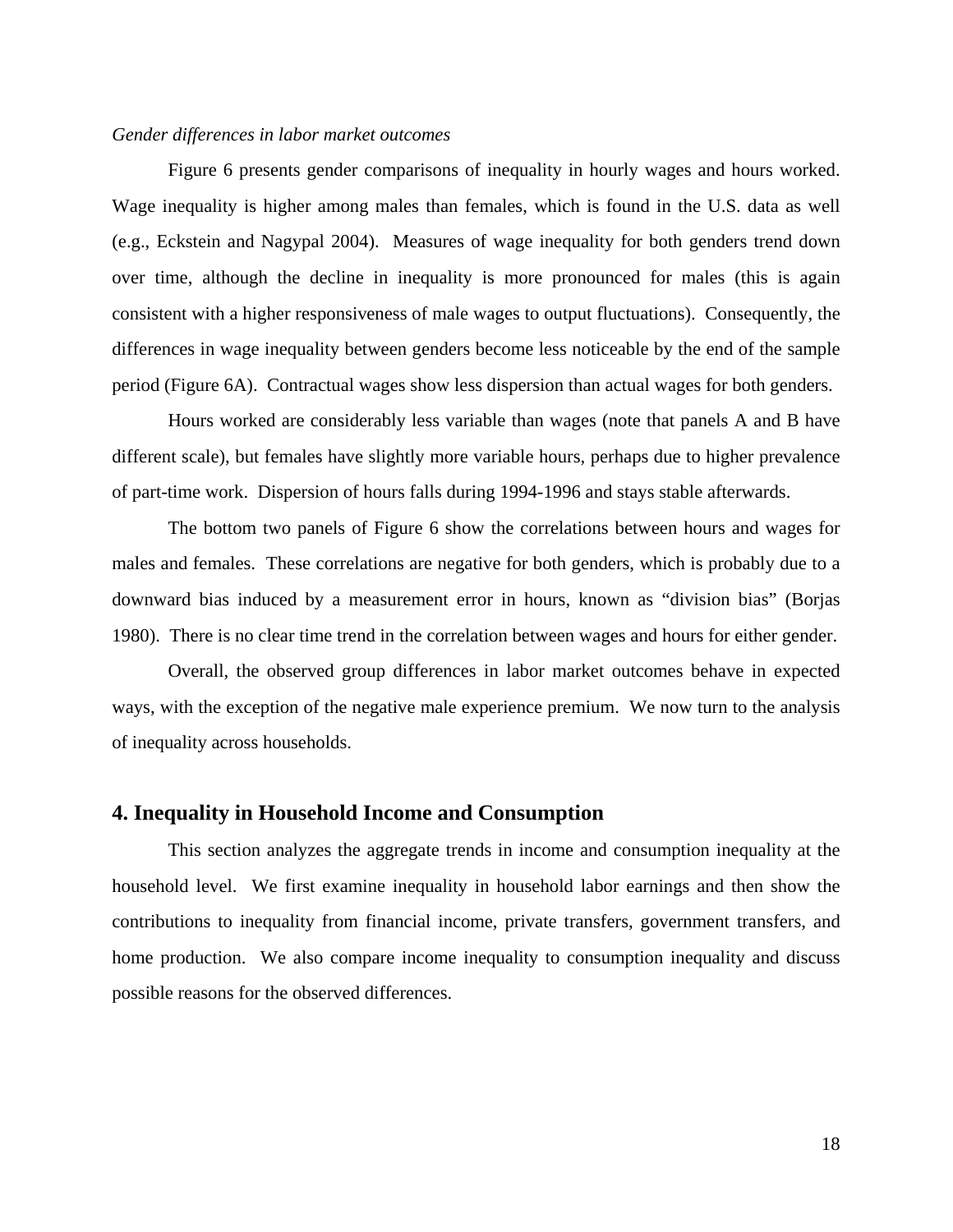*Gender differences in labor market outcomes*

Figure 6 presents gender comparisons of inequality in hourly wages and hours worked. Wage inequality is higher among males than females, which is found in the U.S. data as well (e.g., Eckstein and Nagypal 2004). Measures of wage inequality for both genders trend down over time, although the decline in inequality is more pronounced for males (this is again consistent with a higher responsiveness of male wages to output fluctuations). Consequently, the differences in wage inequality between genders become less noticeable by the end of the sample period (Figure 6A). Contractual wages show less dispersion than actual wages for both genders.

Hours worked are considerably less variable than wages (note that panels A and B have different scale), but females have slightly more variable hours, perhaps due to higher prevalence of part-time work. Dispersion of hours falls during 1994-1996 and stays stable afterwards.

The bottom two panels of Figure 6 show the correlations between hours and wages for males and females. These correlations are negative for both genders, which is probably due to a downward bias induced by a measurement error in hours, known as "division bias" (Borjas 1980). There is no clear time trend in the correlation between wages and hours for either gender.

Overall, the observed group differences in labor market outcomes behave in expected ways, with the exception of the negative male experience premium. We now turn to the analysis of inequality across households.

## 4. Inequality in Household Income and Consumption

This section analyzes the aggregate trends in income and consumption inequality at the household level. We first examine inequality in household labor earnings and then show the contributions to inequality from financial income, private transfers, government transfers, and home production. We also compare income inequality to consumption inequality and discuss possible reasons for the observed differences.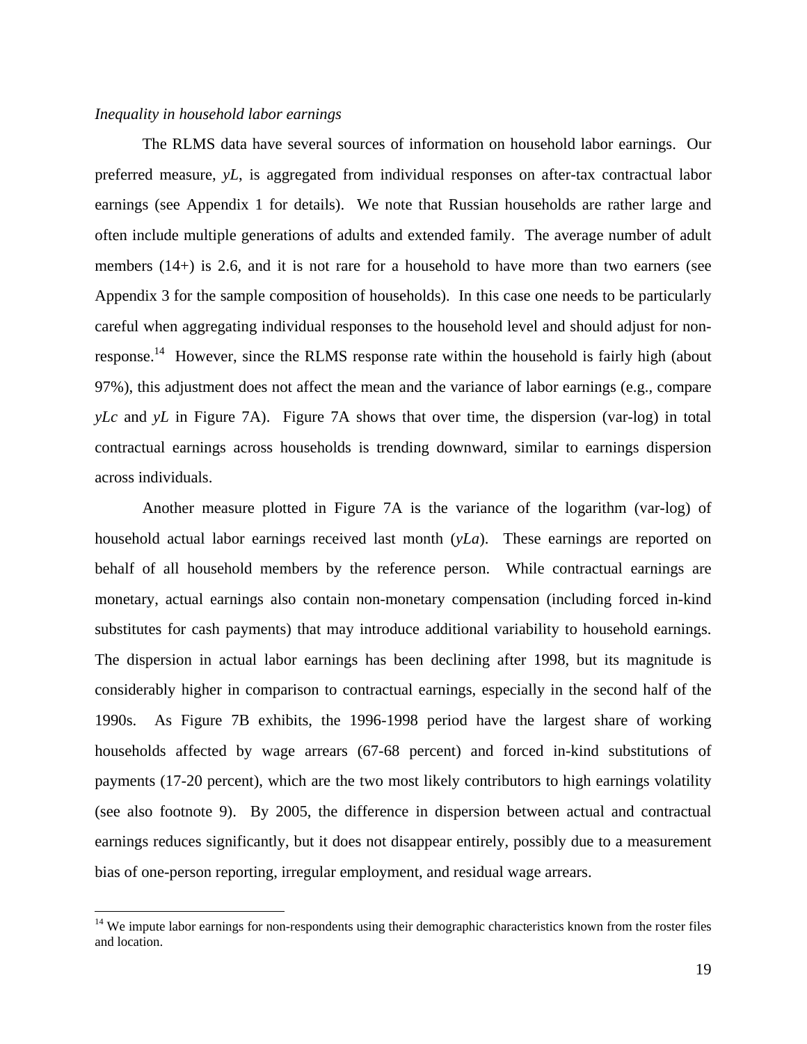*Inequality in household labor earnings*

The RLMS data have several sources of information on household labor earnings. Our preferred measure, *yL*, is aggregated from individual responses on after-tax contractual labor earnings (see Appendix 1 for details). We note that Russian households are rather large and often include multiple generations of adults and extended family. The average number of adult members (14+) is 2.6, and it is not rare for a household to have more than two earners (see Appendix 3 for the sample composition of households). In this case one needs to be particularly careful when aggregating individual responses to the household level and should adjust for non-response.[14] However, since the RLMS response rate within the household is fairly high (about 97%), this adjustment does not affect the mean and the variance of labor earnings (e.g., compare *yLc* and *yL* in Figure 7A). Figure 7A shows that over time, the dispersion (var-log) in total contractual earnings across households is trending downward, similar to earnings dispersion across individuals.

Another measure plotted in Figure 7A is the variance of the logarithm (var-log) of household actual labor earnings received last month (*yLa*). These earnings are reported on behalf of all household members by the reference person. While contractual earnings are monetary, actual earnings also contain non-monetary compensation (including forced in-kind substitutes for cash payments) that may introduce additional variability to household earnings. The dispersion in actual labor earnings has been declining after 1998, but its magnitude is considerably higher in comparison to contractual earnings, especially in the second half of the 1990s. As Figure 7B exhibits, the 1996-1998 period have the largest share of working households affected by wage arrears (67-68 percent) and forced in-kind substitutions of payments (17-20 percent), which are the two most likely contributors to high earnings volatility (see also footnote 9). By 2005, the difference in dispersion between actual and contractual earnings reduces significantly, but it does not disappear entirely, possibly due to a measurement bias of one-person reporting, irregular employment, and residual wage arrears.

[14] We impute labor earnings for non-respondents using their demographic characteristics known from the roster files and location.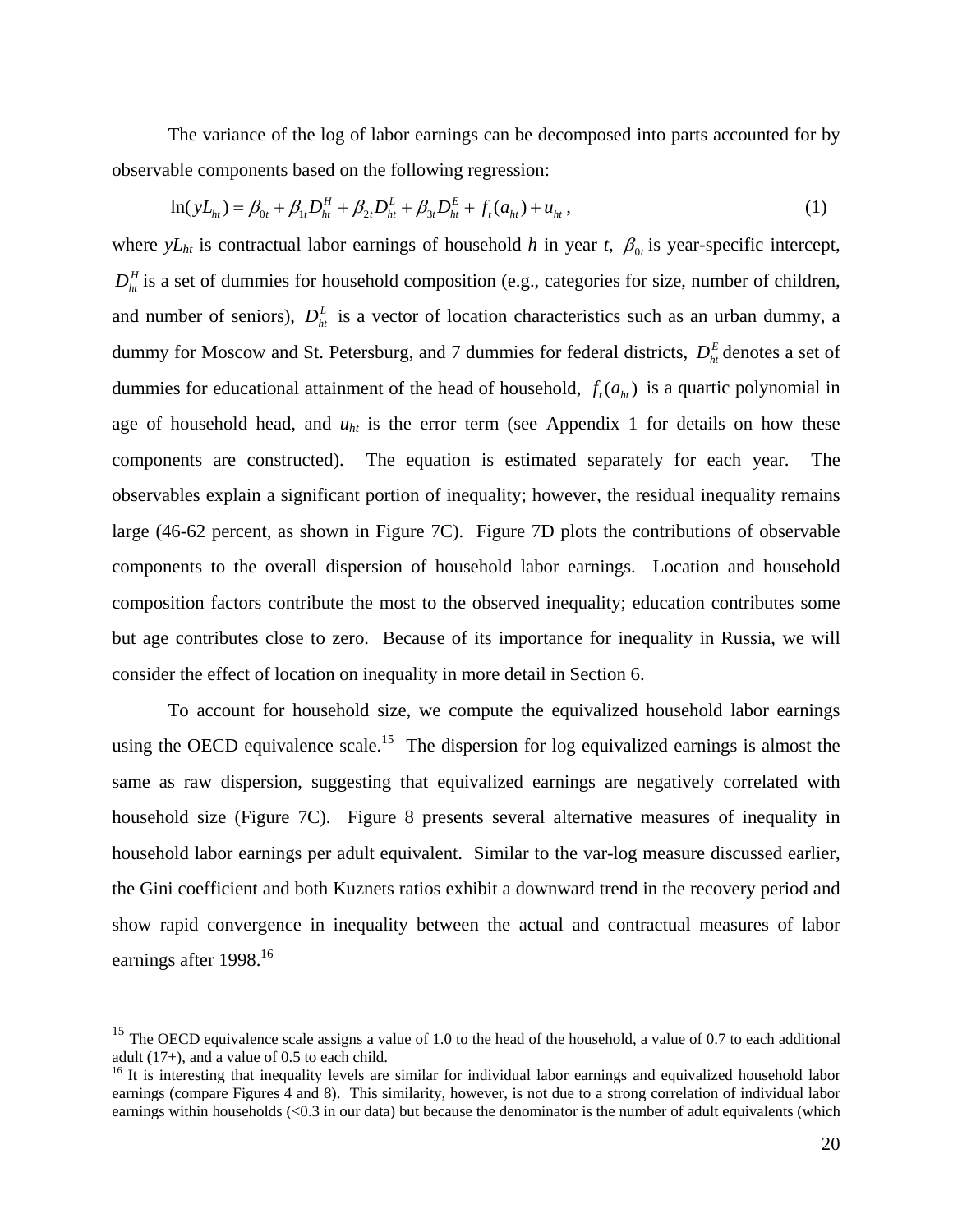The variance of the log of labor earnings can be decomposed into parts accounted for by observable components based on the following regression:

$$\ln(yL_{ht}) = \beta_{0t} + \beta_{1t} D_{ht}^{H} + \beta_{2t} D_{ht}^{L} + \beta_{3t} D_{ht}^{E} + f_t(a_{ht}) + u_{ht}\,, \tag{1}$$

where $yL_{ht}$ is contractual labor earnings of household $h$ in year $t$, $\beta_{0t}$ is year-specific intercept, $D_{ht}^{H}$ is a set of dummies for household composition (e.g., categories for size, number of children, and number of seniors), $D_{ht}^{L}$ is a vector of location characteristics such as an urban dummy, a dummy for Moscow and St. Petersburg, and 7 dummies for federal districts, $D_{ht}^{E}$ denotes a set of dummies for educational attainment of the head of household, $f_t(a_{ht})$ is a quartic polynomial in age of household head, and $u_{ht}$ is the error term (see Appendix 1 for details on how these components are constructed). The equation is estimated separately for each year. The observables explain a significant portion of inequality; however, the residual inequality remains large (46-62 percent, as shown in Figure 7C). Figure 7D plots the contributions of observable components to the overall dispersion of household labor earnings. Location and household composition factors contribute the most to the observed inequality; education contributes some but age contributes close to zero. Because of its importance for inequality in Russia, we will consider the effect of location on inequality in more detail in Section 6.

To account for household size, we compute the equivalized household labor earnings using the OECD equivalence scale.[15] The dispersion for log equivalized earnings is almost the same as raw dispersion, suggesting that equivalized earnings are negatively correlated with household size (Figure 7C). Figure 8 presents several alternative measures of inequality in household labor earnings per adult equivalent. Similar to the var-log measure discussed earlier, the Gini coefficient and both Kuznets ratios exhibit a downward trend in the recovery period and show rapid convergence in inequality between the actual and contractual measures of labor earnings after 1998.[16]

---

[15] The OECD equivalence scale assigns a value of 1.0 to the head of the household, a value of 0.7 to each additional adult (17+), and a value of 0.5 to each child.

[16] It is interesting that inequality levels are similar for individual labor earnings and equivalized household labor earnings (compare Figures 4 and 8). This similarity, however, is not due to a strong correlation of individual labor earnings within households (<0.3 in our data) but because the denominator is the number of adult equivalents (which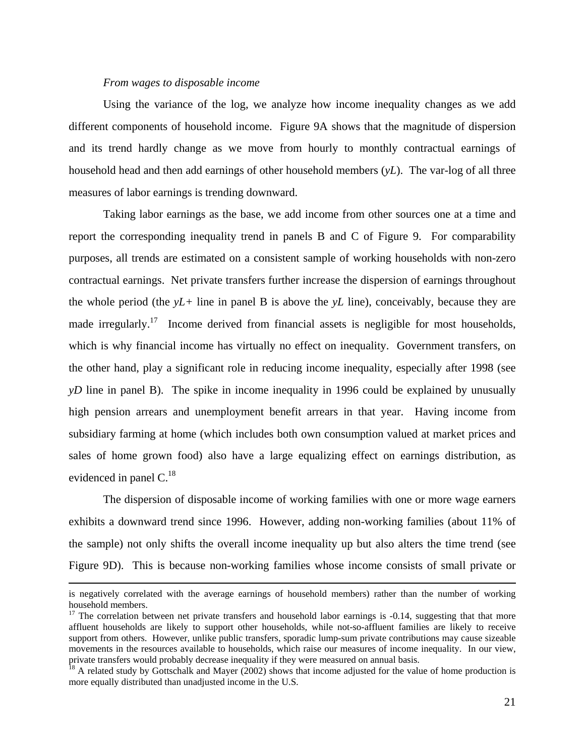*From wages to disposable income*

Using the variance of the log, we analyze how income inequality changes as we add different components of household income. Figure 9A shows that the magnitude of dispersion and its trend hardly change as we move from hourly to monthly contractual earnings of household head and then add earnings of other household members (*yL*). The var-log of all three measures of labor earnings is trending downward.

Taking labor earnings as the base, we add income from other sources one at a time and report the corresponding inequality trend in panels B and C of Figure 9. For comparability purposes, all trends are estimated on a consistent sample of working households with non-zero contractual earnings. Net private transfers further increase the dispersion of earnings throughout the whole period (the *yL+* line in panel B is above the *yL* line), conceivably, because they are made irregularly.[17] Income derived from financial assets is negligible for most households, which is why financial income has virtually no effect on inequality. Government transfers, on the other hand, play a significant role in reducing income inequality, especially after 1998 (see *yD* line in panel B). The spike in income inequality in 1996 could be explained by unusually high pension arrears and unemployment benefit arrears in that year. Having income from subsidiary farming at home (which includes both own consumption valued at market prices and sales of home grown food) also have a large equalizing effect on earnings distribution, as evidenced in panel C.[18]

The dispersion of disposable income of working families with one or more wage earners exhibits a downward trend since 1996. However, adding non-working families (about 11% of the sample) not only shifts the overall income inequality up but also alters the time trend (see Figure 9D). This is because non-working families whose income consists of small private or

---

is negatively correlated with the average earnings of household members) rather than the number of working household members.

[17] The correlation between net private transfers and household labor earnings is -0.14, suggesting that that more affluent households are likely to support other households, while not-so-affluent families are likely to receive support from others. However, unlike public transfers, sporadic lump-sum private contributions may cause sizeable movements in the resources available to households, which raise our measures of income inequality. In our view, private transfers would probably decrease inequality if they were measured on annual basis.

[18] A related study by Gottschalk and Mayer (2002) shows that income adjusted for the value of home production is more equally distributed than unadjusted income in the U.S.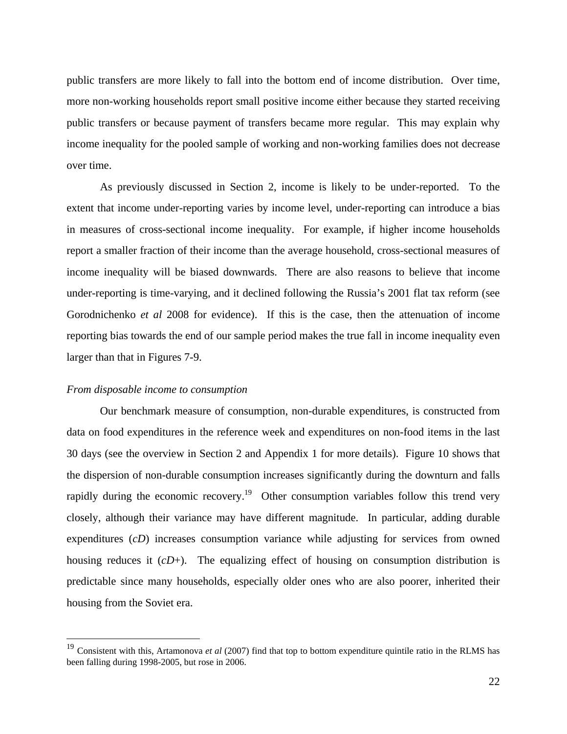public transfers are more likely to fall into the bottom end of income distribution. Over time, more non-working households report small positive income either because they started receiving public transfers or because payment of transfers became more regular. This may explain why income inequality for the pooled sample of working and non-working families does not decrease over time.

As previously discussed in Section 2, income is likely to be under-reported. To the extent that income under-reporting varies by income level, under-reporting can introduce a bias in measures of cross-sectional income inequality. For example, if higher income households report a smaller fraction of their income than the average household, cross-sectional measures of income inequality will be biased downwards. There are also reasons to believe that income under-reporting is time-varying, and it declined following the Russia's 2001 flat tax reform (see Gorodnichenko *et al* 2008 for evidence). If this is the case, then the attenuation of income reporting bias towards the end of our sample period makes the true fall in income inequality even larger than that in Figures 7-9.

*From disposable income to consumption*

Our benchmark measure of consumption, non-durable expenditures, is constructed from data on food expenditures in the reference week and expenditures on non-food items in the last 30 days (see the overview in Section 2 and Appendix 1 for more details). Figure 10 shows that the dispersion of non-durable consumption increases significantly during the downturn and falls rapidly during the economic recovery.[19] Other consumption variables follow this trend very closely, although their variance may have different magnitude. In particular, adding durable expenditures (*cD*) increases consumption variance while adjusting for services from owned housing reduces it (*cD+*). The equalizing effect of housing on consumption distribution is predictable since many households, especially older ones who are also poorer, inherited their housing from the Soviet era.

[19] Consistent with this, Artamonova *et al* (2007) find that top to bottom expenditure quintile ratio in the RLMS has been falling during 1998-2005, but rose in 2006.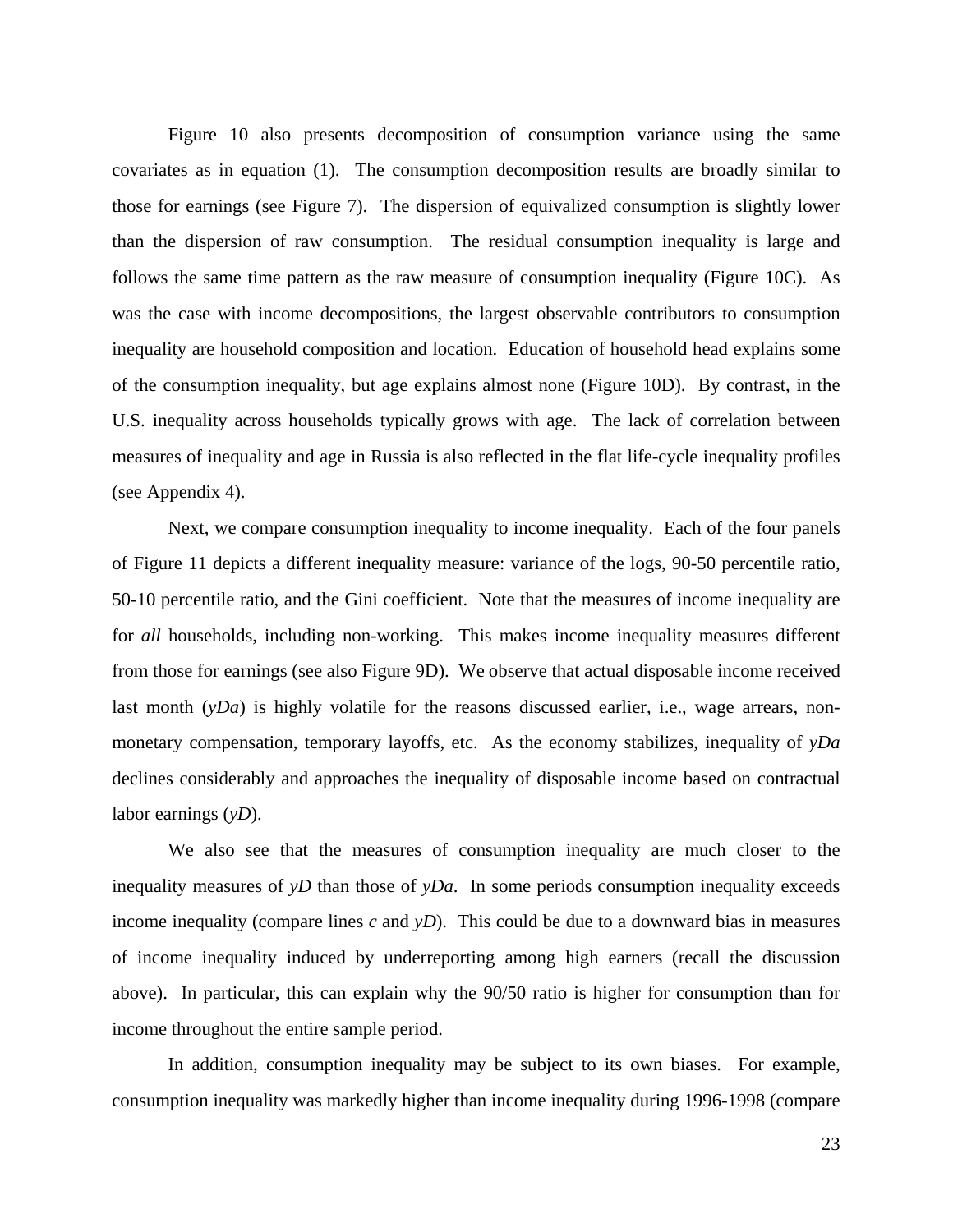Figure 10 also presents decomposition of consumption variance using the same covariates as in equation (1). The consumption decomposition results are broadly similar to those for earnings (see Figure 7). The dispersion of equivalized consumption is slightly lower than the dispersion of raw consumption. The residual consumption inequality is large and follows the same time pattern as the raw measure of consumption inequality (Figure 10C). As was the case with income decompositions, the largest observable contributors to consumption inequality are household composition and location. Education of household head explains some of the consumption inequality, but age explains almost none (Figure 10D). By contrast, in the U.S. inequality across households typically grows with age. The lack of correlation between measures of inequality and age in Russia is also reflected in the flat life-cycle inequality profiles (see Appendix 4).

Next, we compare consumption inequality to income inequality. Each of the four panels of Figure 11 depicts a different inequality measure: variance of the logs, 90-50 percentile ratio, 50-10 percentile ratio, and the Gini coefficient. Note that the measures of income inequality are for *all* households, including non-working. This makes income inequality measures different from those for earnings (see also Figure 9D). We observe that actual disposable income received last month (*yDa*) is highly volatile for the reasons discussed earlier, i.e., wage arrears, non-monetary compensation, temporary layoffs, etc. As the economy stabilizes, inequality of *yDa* declines considerably and approaches the inequality of disposable income based on contractual labor earnings (*yD*).

We also see that the measures of consumption inequality are much closer to the inequality measures of *yD* than those of *yDa*. In some periods consumption inequality exceeds income inequality (compare lines *c* and *yD*). This could be due to a downward bias in measures of income inequality induced by underreporting among high earners (recall the discussion above). In particular, this can explain why the 90/50 ratio is higher for consumption than for income throughout the entire sample period.

In addition, consumption inequality may be subject to its own biases. For example, consumption inequality was markedly higher than income inequality during 1996-1998 (compare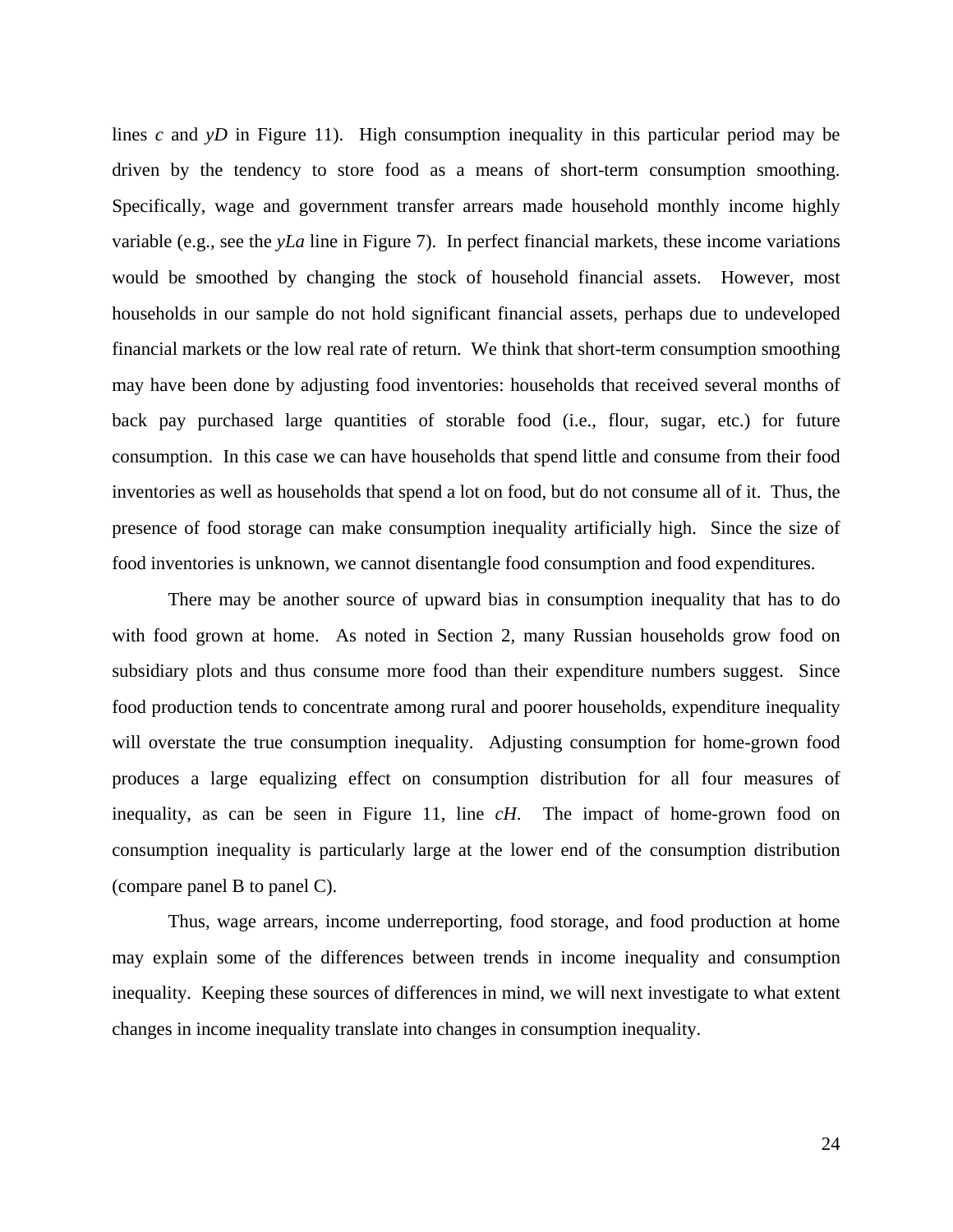lines *c* and *yD* in Figure 11). High consumption inequality in this particular period may be driven by the tendency to store food as a means of short-term consumption smoothing. Specifically, wage and government transfer arrears made household monthly income highly variable (e.g., see the *yLa* line in Figure 7). In perfect financial markets, these income variations would be smoothed by changing the stock of household financial assets. However, most households in our sample do not hold significant financial assets, perhaps due to undeveloped financial markets or the low real rate of return. We think that short-term consumption smoothing may have been done by adjusting food inventories: households that received several months of back pay purchased large quantities of storable food (i.e., flour, sugar, etc.) for future consumption. In this case we can have households that spend little and consume from their food inventories as well as households that spend a lot on food, but do not consume all of it. Thus, the presence of food storage can make consumption inequality artificially high. Since the size of food inventories is unknown, we cannot disentangle food consumption and food expenditures.

There may be another source of upward bias in consumption inequality that has to do with food grown at home. As noted in Section 2, many Russian households grow food on subsidiary plots and thus consume more food than their expenditure numbers suggest. Since food production tends to concentrate among rural and poorer households, expenditure inequality will overstate the true consumption inequality. Adjusting consumption for home-grown food produces a large equalizing effect on consumption distribution for all four measures of inequality, as can be seen in Figure 11, line *cH*. The impact of home-grown food on consumption inequality is particularly large at the lower end of the consumption distribution (compare panel B to panel C).

Thus, wage arrears, income underreporting, food storage, and food production at home may explain some of the differences between trends in income inequality and consumption inequality. Keeping these sources of differences in mind, we will next investigate to what extent changes in income inequality translate into changes in consumption inequality.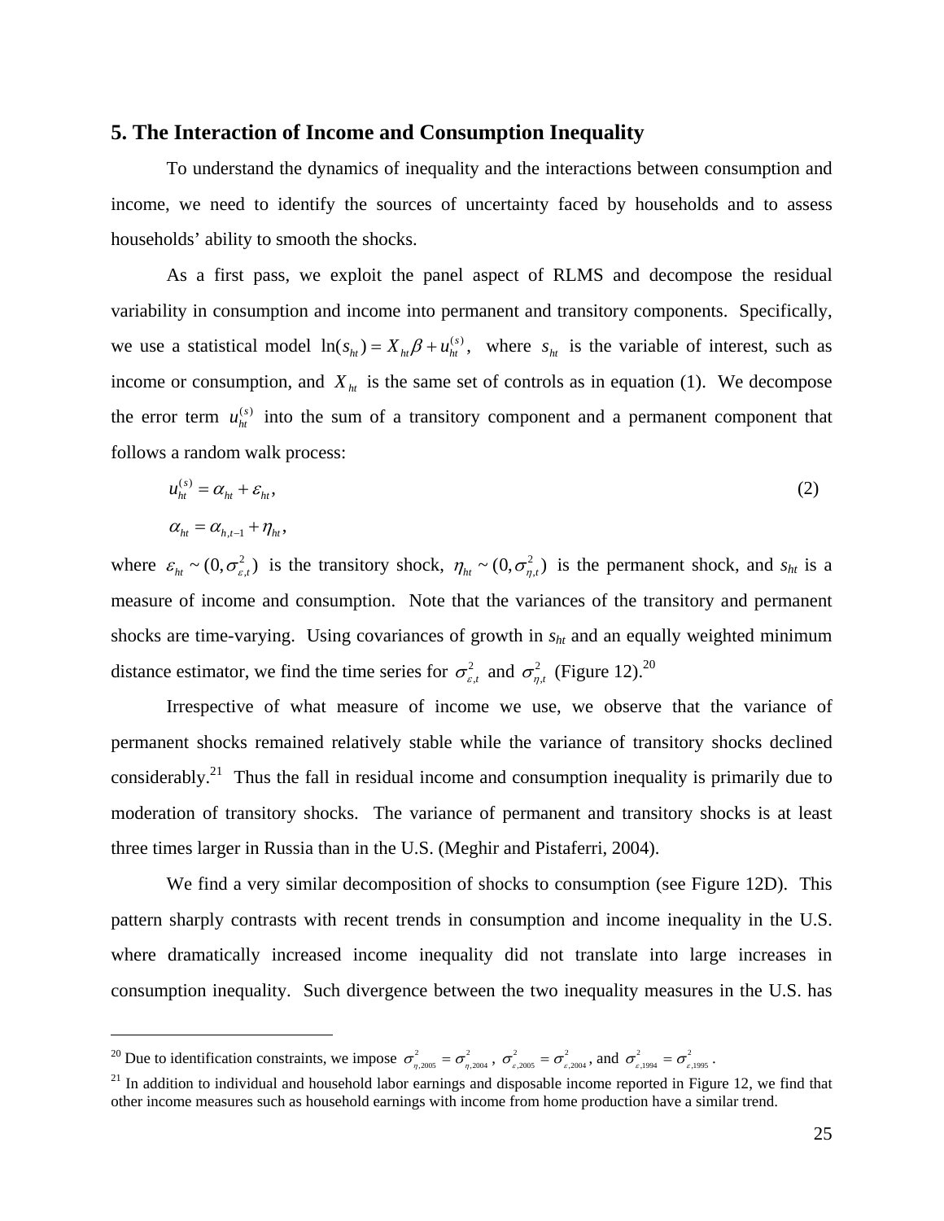## 5. The Interaction of Income and Consumption Inequality

To understand the dynamics of inequality and the interactions between consumption and income, we need to identify the sources of uncertainty faced by households and to assess households' ability to smooth the shocks.

As a first pass, we exploit the panel aspect of RLMS and decompose the residual variability in consumption and income into permanent and transitory components. Specifically, we use a statistical model $\ln(s_{ht}) = X_{ht}\beta + u_{ht}^{(s)}$, where $s_{ht}$ is the variable of interest, such as income or consumption, and $X_{ht}$ is the same set of controls as in equation (1). We decompose the error term $u_{ht}^{(s)}$ into the sum of a transitory component and a permanent component that follows a random walk process:

$$u_{ht}^{(s)} = \alpha_{ht} + \varepsilon_{ht}, \qquad (2)$$

$$\alpha_{ht} = \alpha_{h,t-1} + \eta_{ht},$$

where $\varepsilon_{ht} \sim (0, \sigma_{\varepsilon,t}^2)$ is the transitory shock, $\eta_{ht} \sim (0, \sigma_{\eta,t}^2)$ is the permanent shock, and $s_{ht}$ is a measure of income and consumption. Note that the variances of the transitory and permanent shocks are time-varying. Using covariances of growth in $s_{ht}$ and an equally weighted minimum distance estimator, we find the time series for $\sigma_{\varepsilon,t}^2$ and $\sigma_{\eta,t}^2$ (Figure 12).[20]

Irrespective of what measure of income we use, we observe that the variance of permanent shocks remained relatively stable while the variance of transitory shocks declined considerably.[21] Thus the fall in residual income and consumption inequality is primarily due to moderation of transitory shocks. The variance of permanent and transitory shocks is at least three times larger in Russia than in the U.S. (Meghir and Pistaferri, 2004).

We find a very similar decomposition of shocks to consumption (see Figure 12D). This pattern sharply contrasts with recent trends in consumption and income inequality in the U.S. where dramatically increased income inequality did not translate into large increases in consumption inequality. Such divergence between the two inequality measures in the U.S. has

[20] Due to identification constraints, we impose $\sigma_{\eta,2005}^2 = \sigma_{\eta,2004}^2$, $\sigma_{\varepsilon,2005}^2 = \sigma_{\varepsilon,2004}^2$, and $\sigma_{\varepsilon,1994}^2 = \sigma_{\varepsilon,1995}^2$.

[21] In addition to individual and household labor earnings and disposable income reported in Figure 12, we find that other income measures such as household earnings with income from home production have a similar trend.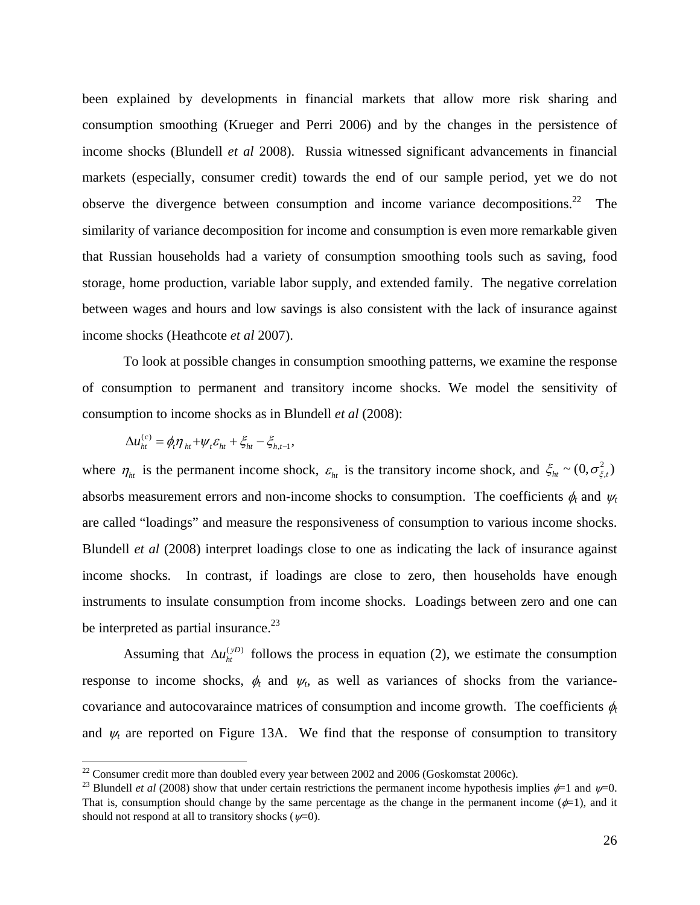been explained by developments in financial markets that allow more risk sharing and consumption smoothing (Krueger and Perri 2006) and by the changes in the persistence of income shocks (Blundell *et al* 2008). Russia witnessed significant advancements in financial markets (especially, consumer credit) towards the end of our sample period, yet we do not observe the divergence between consumption and income variance decompositions.[22] The similarity of variance decomposition for income and consumption is even more remarkable given that Russian households had a variety of consumption smoothing tools such as saving, food storage, home production, variable labor supply, and extended family. The negative correlation between wages and hours and low savings is also consistent with the lack of insurance against income shocks (Heathcote *et al* 2007).

To look at possible changes in consumption smoothing patterns, we examine the response of consumption to permanent and transitory income shocks. We model the sensitivity of consumption to income shocks as in Blundell *et al* (2008):

$$\Delta u_{ht}^{(c)} = \phi_t \eta_{ht} + \psi_t \varepsilon_{ht} + \xi_{ht} - \xi_{h,t-1},$$

where $\eta_{ht}$ is the permanent income shock, $\varepsilon_{ht}$ is the transitory income shock, and $\xi_{ht} \sim (0, \sigma_{\xi,t}^2)$ absorbs measurement errors and non-income shocks to consumption. The coefficients $\phi_t$ and $\psi_t$ are called "loadings" and measure the responsiveness of consumption to various income shocks. Blundell *et al* (2008) interpret loadings close to one as indicating the lack of insurance against income shocks. In contrast, if loadings are close to zero, then households have enough instruments to insulate consumption from income shocks. Loadings between zero and one can be interpreted as partial insurance.[23]

Assuming that $\Delta u_{ht}^{(yD)}$ follows the process in equation (2), we estimate the consumption response to income shocks, $\phi_t$ and $\psi_t$, as well as variances of shocks from the variance-covariance and autocovaraince matrices of consumption and income growth. The coefficients $\phi_t$ and $\psi_t$ are reported on Figure 13A. We find that the response of consumption to transitory

[22] Consumer credit more than doubled every year between 2002 and 2006 (Goskomstat 2006c).

[23] Blundell *et al* (2008) show that under certain restrictions the permanent income hypothesis implies $\phi=1$ and $\psi=0$. That is, consumption should change by the same percentage as the change in the permanent income ($\phi=1$), and it should not respond at all to transitory shocks ($\psi=0$).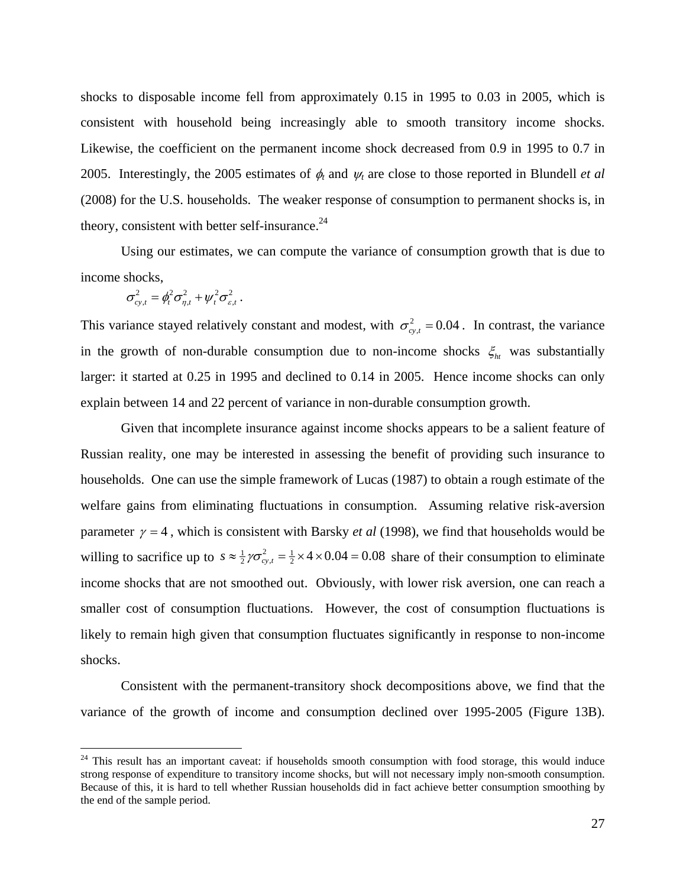shocks to disposable income fell from approximately 0.15 in 1995 to 0.03 in 2005, which is consistent with household being increasingly able to smooth transitory income shocks. Likewise, the coefficient on the permanent income shock decreased from 0.9 in 1995 to 0.7 in 2005. Interestingly, the 2005 estimates of $\phi_t$ and $\psi_t$ are close to those reported in Blundell *et al* (2008) for the U.S. households. The weaker response of consumption to permanent shocks is, in theory, consistent with better self-insurance.[24]

Using our estimates, we can compute the variance of consumption growth that is due to income shocks,

$$\sigma_{cy,t}^2 = \phi_t^2 \sigma_{\eta,t}^2 + \psi_t^2 \sigma_{\varepsilon,t}^2 .$$

This variance stayed relatively constant and modest, with $\sigma_{cy,t}^2 = 0.04$. In contrast, the variance in the growth of non-durable consumption due to non-income shocks $\xi_{ht}$ was substantially larger: it started at 0.25 in 1995 and declined to 0.14 in 2005. Hence income shocks can only explain between 14 and 22 percent of variance in non-durable consumption growth.

Given that incomplete insurance against income shocks appears to be a salient feature of Russian reality, one may be interested in assessing the benefit of providing such insurance to households. One can use the simple framework of Lucas (1987) to obtain a rough estimate of the welfare gains from eliminating fluctuations in consumption. Assuming relative risk-aversion parameter $\gamma = 4$, which is consistent with Barsky *et al* (1998), we find that households would be willing to sacrifice up to $s \approx \frac{1}{2}\gamma\sigma_{cy,t}^2 = \frac{1}{2} \times 4 \times 0.04 = 0.08$ share of their consumption to eliminate income shocks that are not smoothed out. Obviously, with lower risk aversion, one can reach a smaller cost of consumption fluctuations. However, the cost of consumption fluctuations is likely to remain high given that consumption fluctuates significantly in response to non-income shocks.

Consistent with the permanent-transitory shock decompositions above, we find that the variance of the growth of income and consumption declined over 1995-2005 (Figure 13B).

[24] This result has an important caveat: if households smooth consumption with food storage, this would induce strong response of expenditure to transitory income shocks, but will not necessary imply non-smooth consumption. Because of this, it is hard to tell whether Russian households did in fact achieve better consumption smoothing by the end of the sample period.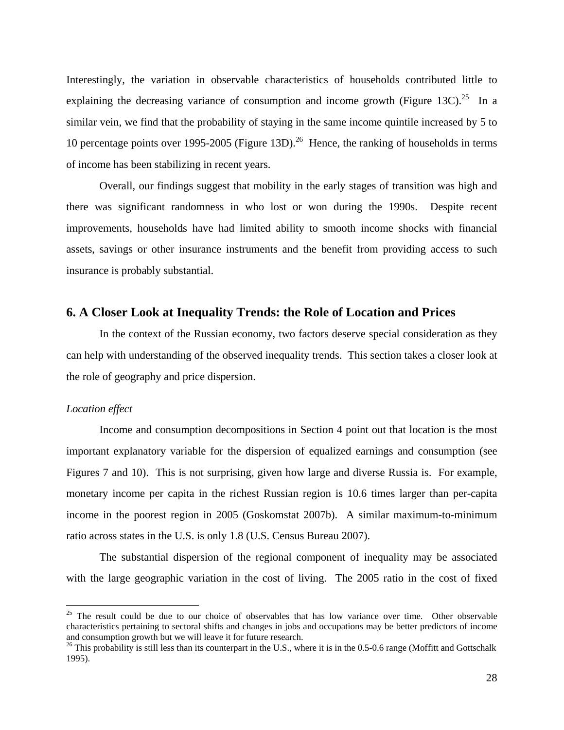Interestingly, the variation in observable characteristics of households contributed little to explaining the decreasing variance of consumption and income growth (Figure 13C).[25] In a similar vein, we find that the probability of staying in the same income quintile increased by 5 to 10 percentage points over 1995-2005 (Figure 13D).[26] Hence, the ranking of households in terms of income has been stabilizing in recent years.

Overall, our findings suggest that mobility in the early stages of transition was high and there was significant randomness in who lost or won during the 1990s. Despite recent improvements, households have had limited ability to smooth income shocks with financial assets, savings or other insurance instruments and the benefit from providing access to such insurance is probably substantial.

## 6. A Closer Look at Inequality Trends: the Role of Location and Prices

In the context of the Russian economy, two factors deserve special consideration as they can help with understanding of the observed inequality trends. This section takes a closer look at the role of geography and price dispersion.

*Location effect*

Income and consumption decompositions in Section 4 point out that location is the most important explanatory variable for the dispersion of equalized earnings and consumption (see Figures 7 and 10). This is not surprising, given how large and diverse Russia is. For example, monetary income per capita in the richest Russian region is 10.6 times larger than per-capita income in the poorest region in 2005 (Goskomstat 2007b). A similar maximum-to-minimum ratio across states in the U.S. is only 1.8 (U.S. Census Bureau 2007).

The substantial dispersion of the regional component of inequality may be associated with the large geographic variation in the cost of living. The 2005 ratio in the cost of fixed

---

[25] The result could be due to our choice of observables that has low variance over time. Other observable characteristics pertaining to sectoral shifts and changes in jobs and occupations may be better predictors of income and consumption growth but we will leave it for future research.

[26] This probability is still less than its counterpart in the U.S., where it is in the 0.5-0.6 range (Moffitt and Gottschalk 1995).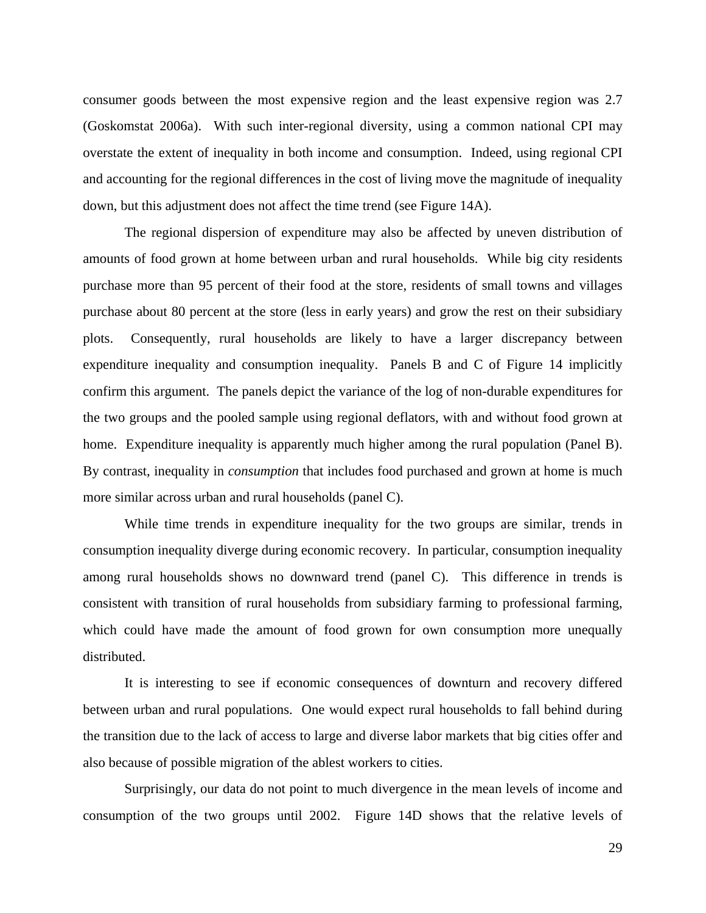consumer goods between the most expensive region and the least expensive region was 2.7 (Goskomstat 2006a). With such inter-regional diversity, using a common national CPI may overstate the extent of inequality in both income and consumption. Indeed, using regional CPI and accounting for the regional differences in the cost of living move the magnitude of inequality down, but this adjustment does not affect the time trend (see Figure 14A).

The regional dispersion of expenditure may also be affected by uneven distribution of amounts of food grown at home between urban and rural households. While big city residents purchase more than 95 percent of their food at the store, residents of small towns and villages purchase about 80 percent at the store (less in early years) and grow the rest on their subsidiary plots. Consequently, rural households are likely to have a larger discrepancy between expenditure inequality and consumption inequality. Panels B and C of Figure 14 implicitly confirm this argument. The panels depict the variance of the log of non-durable expenditures for the two groups and the pooled sample using regional deflators, with and without food grown at home. Expenditure inequality is apparently much higher among the rural population (Panel B). By contrast, inequality in *consumption* that includes food purchased and grown at home is much more similar across urban and rural households (panel C).

While time trends in expenditure inequality for the two groups are similar, trends in consumption inequality diverge during economic recovery. In particular, consumption inequality among rural households shows no downward trend (panel C). This difference in trends is consistent with transition of rural households from subsidiary farming to professional farming, which could have made the amount of food grown for own consumption more unequally distributed.

It is interesting to see if economic consequences of downturn and recovery differed between urban and rural populations. One would expect rural households to fall behind during the transition due to the lack of access to large and diverse labor markets that big cities offer and also because of possible migration of the ablest workers to cities.

Surprisingly, our data do not point to much divergence in the mean levels of income and consumption of the two groups until 2002. Figure 14D shows that the relative levels of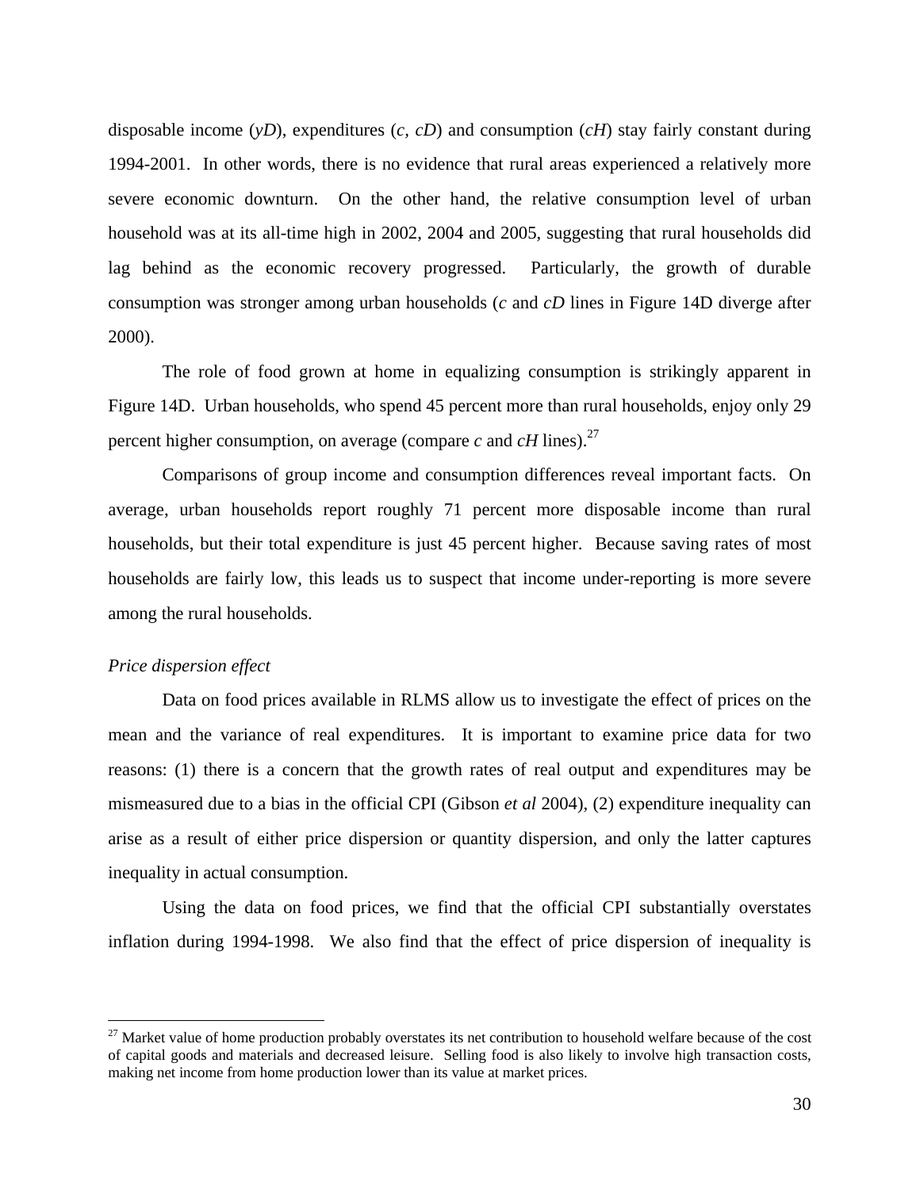disposable income (*yD*), expenditures (*c, cD*) and consumption (*cH*) stay fairly constant during 1994-2001. In other words, there is no evidence that rural areas experienced a relatively more severe economic downturn. On the other hand, the relative consumption level of urban household was at its all-time high in 2002, 2004 and 2005, suggesting that rural households did lag behind as the economic recovery progressed. Particularly, the growth of durable consumption was stronger among urban households (*c* and *cD* lines in Figure 14D diverge after 2000).

The role of food grown at home in equalizing consumption is strikingly apparent in Figure 14D. Urban households, who spend 45 percent more than rural households, enjoy only 29 percent higher consumption, on average (compare *c* and *cH* lines).[27]

Comparisons of group income and consumption differences reveal important facts. On average, urban households report roughly 71 percent more disposable income than rural households, but their total expenditure is just 45 percent higher. Because saving rates of most households are fairly low, this leads us to suspect that income under-reporting is more severe among the rural households.

*Price dispersion effect*

Data on food prices available in RLMS allow us to investigate the effect of prices on the mean and the variance of real expenditures. It is important to examine price data for two reasons: (1) there is a concern that the growth rates of real output and expenditures may be mismeasured due to a bias in the official CPI (Gibson *et al* 2004), (2) expenditure inequality can arise as a result of either price dispersion or quantity dispersion, and only the latter captures inequality in actual consumption.

Using the data on food prices, we find that the official CPI substantially overstates inflation during 1994-1998. We also find that the effect of price dispersion of inequality is

[27] Market value of home production probably overstates its net contribution to household welfare because of the cost of capital goods and materials and decreased leisure. Selling food is also likely to involve high transaction costs, making net income from home production lower than its value at market prices.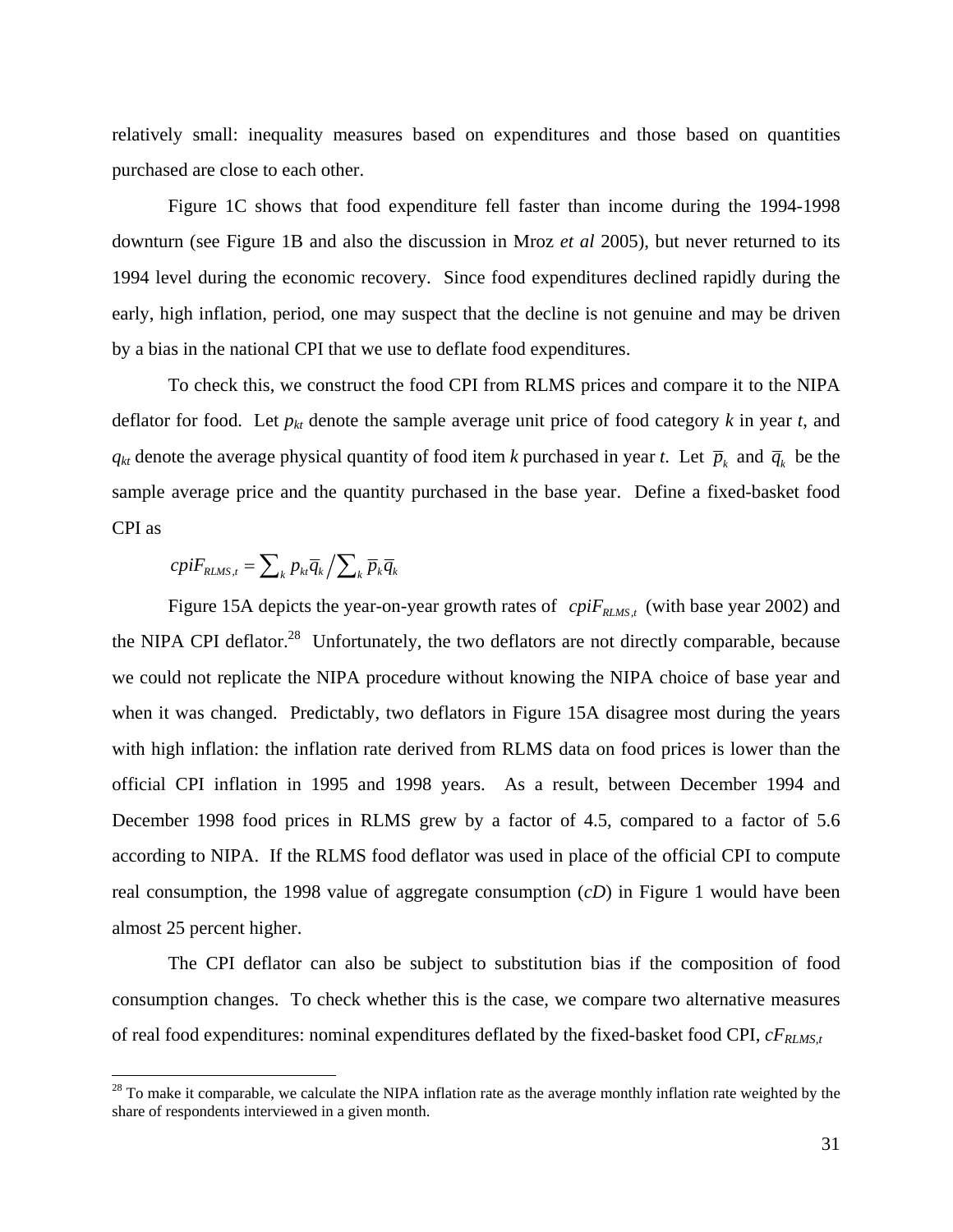relatively small: inequality measures based on expenditures and those based on quantities purchased are close to each other.

Figure 1C shows that food expenditure fell faster than income during the 1994-1998 downturn (see Figure 1B and also the discussion in Mroz *et al* 2005), but never returned to its 1994 level during the economic recovery. Since food expenditures declined rapidly during the early, high inflation, period, one may suspect that the decline is not genuine and may be driven by a bias in the national CPI that we use to deflate food expenditures.

To check this, we construct the food CPI from RLMS prices and compare it to the NIPA deflator for food. Let $p_{kt}$ denote the sample average unit price of food category $k$ in year $t$, and $q_{kt}$ denote the average physical quantity of food item $k$ purchased in year $t$. Let $\overline{p}_k$ and $\overline{q}_k$ be the sample average price and the quantity purchased in the base year. Define a fixed-basket food CPI as

$$cpiF_{RLMS,t} = \sum_k p_{kt}\overline{q}_k \Big/ \sum_k \overline{p}_k \overline{q}_k$$

Figure 15A depicts the year-on-year growth rates of $cpiF_{RLMS,t}$ (with base year 2002) and the NIPA CPI deflator.[28] Unfortunately, the two deflators are not directly comparable, because we could not replicate the NIPA procedure without knowing the NIPA choice of base year and when it was changed. Predictably, two deflators in Figure 15A disagree most during the years with high inflation: the inflation rate derived from RLMS data on food prices is lower than the official CPI inflation in 1995 and 1998 years. As a result, between December 1994 and December 1998 food prices in RLMS grew by a factor of 4.5, compared to a factor of 5.6 according to NIPA. If the RLMS food deflator was used in place of the official CPI to compute real consumption, the 1998 value of aggregate consumption ($cD$) in Figure 1 would have been almost 25 percent higher.

The CPI deflator can also be subject to substitution bias if the composition of food consumption changes. To check whether this is the case, we compare two alternative measures of real food expenditures: nominal expenditures deflated by the fixed-basket food CPI, $cF_{RLMS,t}$

[28] To make it comparable, we calculate the NIPA inflation rate as the average monthly inflation rate weighted by the share of respondents interviewed in a given month.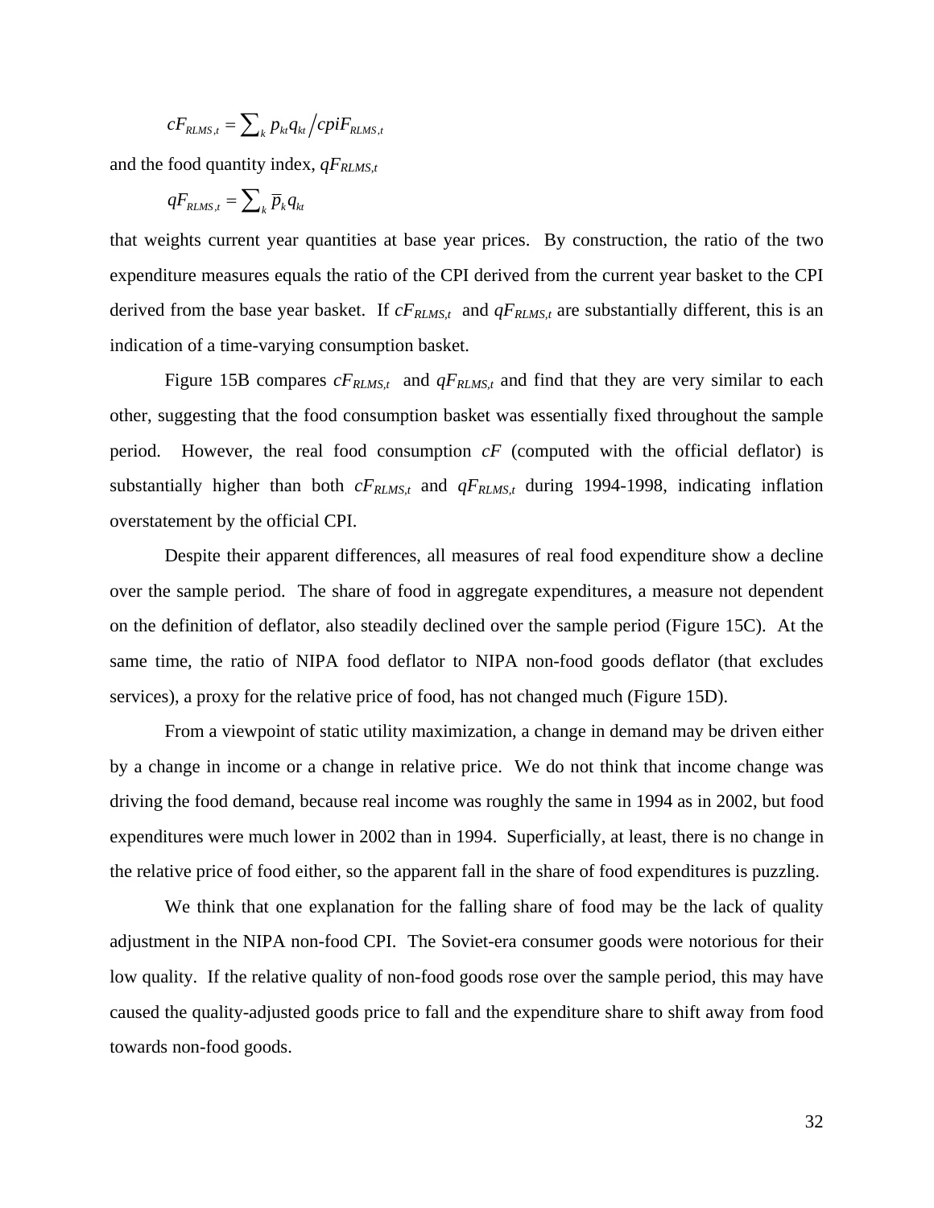$$cF_{RLMS,t} = \sum_k p_{kt} q_{kt} \Big/ cpiF_{RLMS,t}$$

and the food quantity index, $qF_{RLMS,t}$

$$qF_{RLMS,t} = \sum_k \overline{p}_k q_{kt}$$

that weights current year quantities at base year prices. By construction, the ratio of the two expenditure measures equals the ratio of the CPI derived from the current year basket to the CPI derived from the base year basket. If $cF_{RLMS,t}$ and $qF_{RLMS,t}$ are substantially different, this is an indication of a time-varying consumption basket.

Figure 15B compares $cF_{RLMS,t}$ and $qF_{RLMS,t}$ and find that they are very similar to each other, suggesting that the food consumption basket was essentially fixed throughout the sample period. However, the real food consumption $cF$ (computed with the official deflator) is substantially higher than both $cF_{RLMS,t}$ and $qF_{RLMS,t}$ during 1994-1998, indicating inflation overstatement by the official CPI.

Despite their apparent differences, all measures of real food expenditure show a decline over the sample period. The share of food in aggregate expenditures, a measure not dependent on the definition of deflator, also steadily declined over the sample period (Figure 15C). At the same time, the ratio of NIPA food deflator to NIPA non-food goods deflator (that excludes services), a proxy for the relative price of food, has not changed much (Figure 15D).

From a viewpoint of static utility maximization, a change in demand may be driven either by a change in income or a change in relative price. We do not think that income change was driving the food demand, because real income was roughly the same in 1994 as in 2002, but food expenditures were much lower in 2002 than in 1994. Superficially, at least, there is no change in the relative price of food either, so the apparent fall in the share of food expenditures is puzzling.

We think that one explanation for the falling share of food may be the lack of quality adjustment in the NIPA non-food CPI. The Soviet-era consumer goods were notorious for their low quality. If the relative quality of non-food goods rose over the sample period, this may have caused the quality-adjusted goods price to fall and the expenditure share to shift away from food towards non-food goods.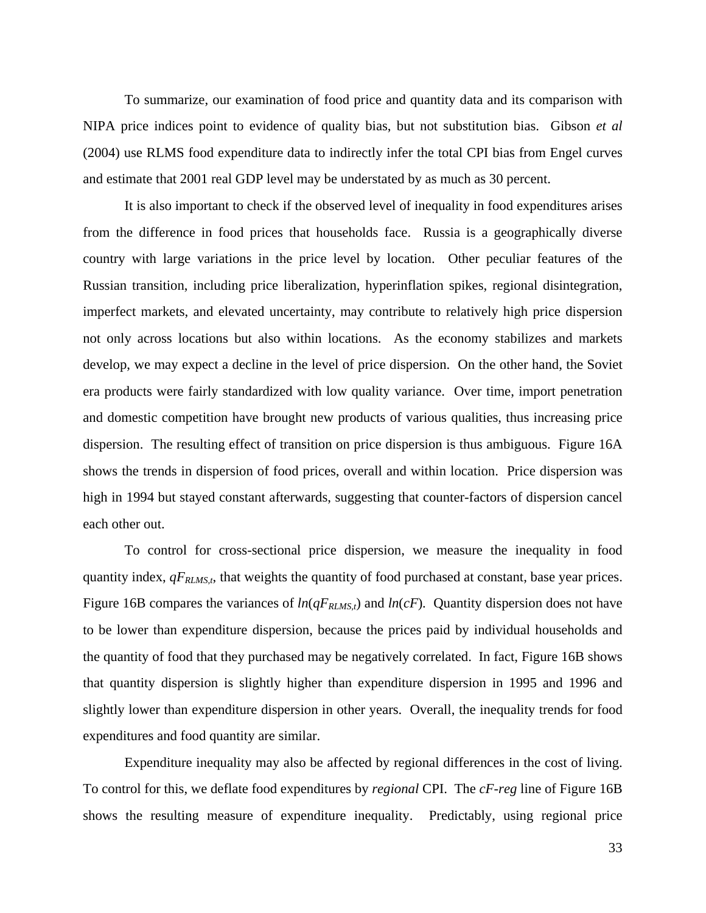To summarize, our examination of food price and quantity data and its comparison with NIPA price indices point to evidence of quality bias, but not substitution bias. Gibson *et al* (2004) use RLMS food expenditure data to indirectly infer the total CPI bias from Engel curves and estimate that 2001 real GDP level may be understated by as much as 30 percent.

It is also important to check if the observed level of inequality in food expenditures arises from the difference in food prices that households face. Russia is a geographically diverse country with large variations in the price level by location. Other peculiar features of the Russian transition, including price liberalization, hyperinflation spikes, regional disintegration, imperfect markets, and elevated uncertainty, may contribute to relatively high price dispersion not only across locations but also within locations. As the economy stabilizes and markets develop, we may expect a decline in the level of price dispersion. On the other hand, the Soviet era products were fairly standardized with low quality variance. Over time, import penetration and domestic competition have brought new products of various qualities, thus increasing price dispersion. The resulting effect of transition on price dispersion is thus ambiguous. Figure 16A shows the trends in dispersion of food prices, overall and within location. Price dispersion was high in 1994 but stayed constant afterwards, suggesting that counter-factors of dispersion cancel each other out.

To control for cross-sectional price dispersion, we measure the inequality in food quantity index, $qF_{RLMS,t}$, that weights the quantity of food purchased at constant, base year prices. Figure 16B compares the variances of $ln(qF_{RLMS,t})$ and $ln(cF)$. Quantity dispersion does not have to be lower than expenditure dispersion, because the prices paid by individual households and the quantity of food that they purchased may be negatively correlated. In fact, Figure 16B shows that quantity dispersion is slightly higher than expenditure dispersion in 1995 and 1996 and slightly lower than expenditure dispersion in other years. Overall, the inequality trends for food expenditures and food quantity are similar.

Expenditure inequality may also be affected by regional differences in the cost of living. To control for this, we deflate food expenditures by *regional* CPI. The *cF-reg* line of Figure 16B shows the resulting measure of expenditure inequality. Predictably, using regional price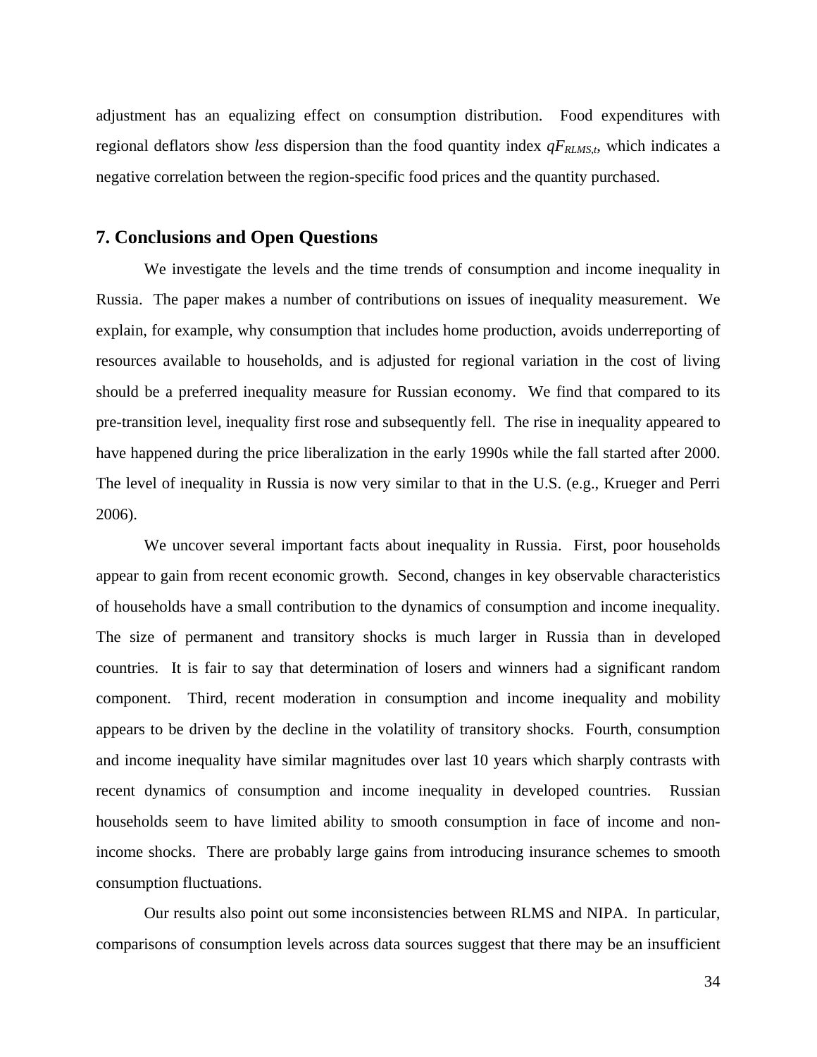adjustment has an equalizing effect on consumption distribution. Food expenditures with regional deflators show *less* dispersion than the food quantity index $qF_{RLMS,t}$, which indicates a negative correlation between the region-specific food prices and the quantity purchased.

## 7. Conclusions and Open Questions

We investigate the levels and the time trends of consumption and income inequality in Russia. The paper makes a number of contributions on issues of inequality measurement. We explain, for example, why consumption that includes home production, avoids underreporting of resources available to households, and is adjusted for regional variation in the cost of living should be a preferred inequality measure for Russian economy. We find that compared to its pre-transition level, inequality first rose and subsequently fell. The rise in inequality appeared to have happened during the price liberalization in the early 1990s while the fall started after 2000. The level of inequality in Russia is now very similar to that in the U.S. (e.g., Krueger and Perri 2006).

We uncover several important facts about inequality in Russia. First, poor households appear to gain from recent economic growth. Second, changes in key observable characteristics of households have a small contribution to the dynamics of consumption and income inequality. The size of permanent and transitory shocks is much larger in Russia than in developed countries. It is fair to say that determination of losers and winners had a significant random component. Third, recent moderation in consumption and income inequality and mobility appears to be driven by the decline in the volatility of transitory shocks. Fourth, consumption and income inequality have similar magnitudes over last 10 years which sharply contrasts with recent dynamics of consumption and income inequality in developed countries. Russian households seem to have limited ability to smooth consumption in face of income and non-income shocks. There are probably large gains from introducing insurance schemes to smooth consumption fluctuations.

Our results also point out some inconsistencies between RLMS and NIPA. In particular, comparisons of consumption levels across data sources suggest that there may be an insufficient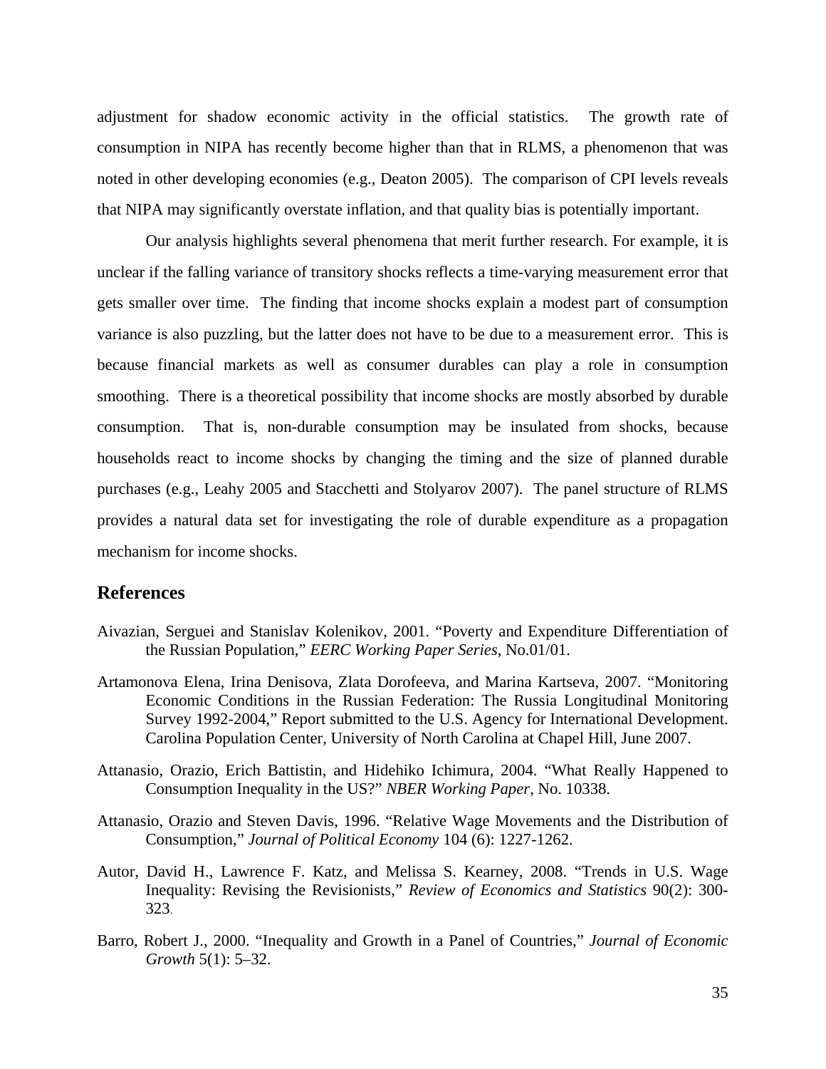adjustment for shadow economic activity in the official statistics. The growth rate of consumption in NIPA has recently become higher than that in RLMS, a phenomenon that was noted in other developing economies (e.g., Deaton 2005). The comparison of CPI levels reveals that NIPA may significantly overstate inflation, and that quality bias is potentially important.

Our analysis highlights several phenomena that merit further research. For example, it is unclear if the falling variance of transitory shocks reflects a time-varying measurement error that gets smaller over time. The finding that income shocks explain a modest part of consumption variance is also puzzling, but the latter does not have to be due to a measurement error. This is because financial markets as well as consumer durables can play a role in consumption smoothing. There is a theoretical possibility that income shocks are mostly absorbed by durable consumption. That is, non-durable consumption may be insulated from shocks, because households react to income shocks by changing the timing and the size of planned durable purchases (e.g., Leahy 2005 and Stacchetti and Stolyarov 2007). The panel structure of RLMS provides a natural data set for investigating the role of durable expenditure as a propagation mechanism for income shocks.

## References

Aivazian, Serguei and Stanislav Kolenikov, 2001. "Poverty and Expenditure Differentiation of the Russian Population," *EERC Working Paper Series*, No.01/01.

Artamonova Elena, Irina Denisova, Zlata Dorofeeva, and Marina Kartseva, 2007. "Monitoring Economic Conditions in the Russian Federation: The Russia Longitudinal Monitoring Survey 1992-2004," Report submitted to the U.S. Agency for International Development. Carolina Population Center, University of North Carolina at Chapel Hill, June 2007.

Attanasio, Orazio, Erich Battistin, and Hidehiko Ichimura, 2004. "What Really Happened to Consumption Inequality in the US?" *NBER Working Paper*, No. 10338.

Attanasio, Orazio and Steven Davis, 1996. "Relative Wage Movements and the Distribution of Consumption," *Journal of Political Economy* 104 (6): 1227-1262.

Autor, David H., Lawrence F. Katz, and Melissa S. Kearney, 2008. "Trends in U.S. Wage Inequality: Revising the Revisionists," *Review of Economics and Statistics* 90(2): 300-323.

Barro, Robert J., 2000. "Inequality and Growth in a Panel of Countries," *Journal of Economic Growth* 5(1): 5–32.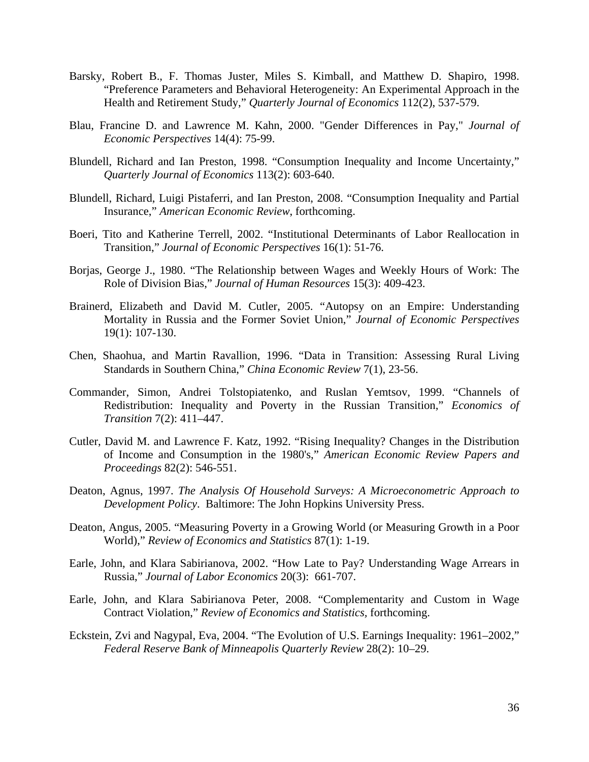Barsky, Robert B., F. Thomas Juster, Miles S. Kimball, and Matthew D. Shapiro, 1998. "Preference Parameters and Behavioral Heterogeneity: An Experimental Approach in the Health and Retirement Study," *Quarterly Journal of Economics* 112(2), 537-579.

Blau, Francine D. and Lawrence M. Kahn, 2000. "Gender Differences in Pay," *Journal of Economic Perspectives* 14(4): 75-99.

Blundell, Richard and Ian Preston, 1998. "Consumption Inequality and Income Uncertainty," *Quarterly Journal of Economics* 113(2): 603-640.

Blundell, Richard, Luigi Pistaferri, and Ian Preston, 2008. "Consumption Inequality and Partial Insurance," *American Economic Review*, forthcoming.

Boeri, Tito and Katherine Terrell, 2002. "Institutional Determinants of Labor Reallocation in Transition," *Journal of Economic Perspectives* 16(1): 51-76.

Borjas, George J., 1980. "The Relationship between Wages and Weekly Hours of Work: The Role of Division Bias," *Journal of Human Resources* 15(3): 409-423.

Brainerd, Elizabeth and David M. Cutler, 2005. "Autopsy on an Empire: Understanding Mortality in Russia and the Former Soviet Union," *Journal of Economic Perspectives* 19(1): 107-130.

Chen, Shaohua, and Martin Ravallion, 1996. "Data in Transition: Assessing Rural Living Standards in Southern China," *China Economic Review* 7(1), 23-56.

Commander, Simon, Andrei Tolstopiatenko, and Ruslan Yemtsov, 1999. "Channels of Redistribution: Inequality and Poverty in the Russian Transition," *Economics of Transition* 7(2): 411–447.

Cutler, David M. and Lawrence F. Katz, 1992. "Rising Inequality? Changes in the Distribution of Income and Consumption in the 1980's," *American Economic Review Papers and Proceedings* 82(2): 546-551.

Deaton, Agnus, 1997. *The Analysis Of Household Surveys: A Microeconometric Approach to Development Policy*. Baltimore: The John Hopkins University Press.

Deaton, Angus, 2005. "Measuring Poverty in a Growing World (or Measuring Growth in a Poor World)," *Review of Economics and Statistics* 87(1): 1-19.

Earle, John, and Klara Sabirianova, 2002. "How Late to Pay? Understanding Wage Arrears in Russia," *Journal of Labor Economics* 20(3): 661-707.

Earle, John, and Klara Sabirianova Peter, 2008. "Complementarity and Custom in Wage Contract Violation," *Review of Economics and Statistics,* forthcoming.

Eckstein, Zvi and Nagypal, Eva, 2004. "The Evolution of U.S. Earnings Inequality: 1961–2002," *Federal Reserve Bank of Minneapolis Quarterly Review* 28(2): 10–29.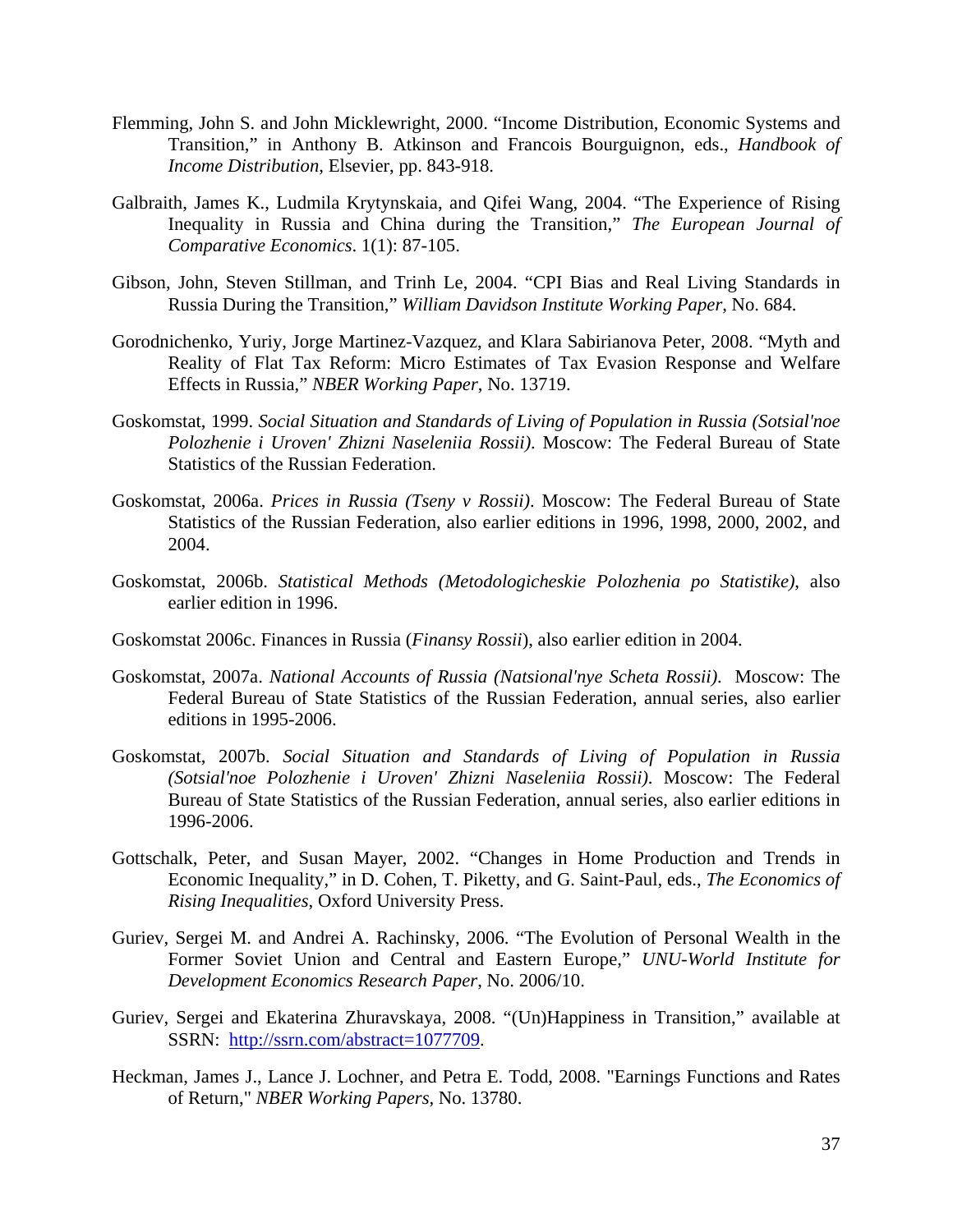Flemming, John S. and John Micklewright, 2000. “Income Distribution, Economic Systems and Transition,” in Anthony B. Atkinson and Francois Bourguignon, eds., *Handbook of Income Distribution*, Elsevier, pp. 843-918.

Galbraith, James K., Ludmila Krytynskaia, and Qifei Wang, 2004. “The Experience of Rising Inequality in Russia and China during the Transition,” *The European Journal of Comparative Economics*. 1(1): 87-105.

Gibson, John, Steven Stillman, and Trinh Le, 2004. “CPI Bias and Real Living Standards in Russia During the Transition,” *William Davidson Institute Working Paper*, No. 684.

Gorodnichenko, Yuriy, Jorge Martinez-Vazquez, and Klara Sabirianova Peter, 2008. “Myth and Reality of Flat Tax Reform: Micro Estimates of Tax Evasion Response and Welfare Effects in Russia,” *NBER Working Paper*, No. 13719.

Goskomstat, 1999. *Social Situation and Standards of Living of Population in Russia (Sotsial'noe Polozhenie i Uroven' Zhizni Naseleniia Rossii)*. Moscow: The Federal Bureau of State Statistics of the Russian Federation.

Goskomstat, 2006a. *Prices in Russia (Tseny v Rossii)*. Moscow: The Federal Bureau of State Statistics of the Russian Federation, also earlier editions in 1996, 1998, 2000, 2002, and 2004.

Goskomstat, 2006b. *Statistical Methods (Metodologicheskie Polozhenia po Statistike)*, also earlier edition in 1996.

Goskomstat 2006c. Finances in Russia (*Finansy Rossii*), also earlier edition in 2004.

Goskomstat, 2007a. *National Accounts of Russia (Natsional'nye Scheta Rossii)*. Moscow: The Federal Bureau of State Statistics of the Russian Federation, annual series, also earlier editions in 1995-2006.

Goskomstat, 2007b. *Social Situation and Standards of Living of Population in Russia (Sotsial'noe Polozhenie i Uroven' Zhizni Naseleniia Rossii)*. Moscow: The Federal Bureau of State Statistics of the Russian Federation, annual series, also earlier editions in 1996-2006.

Gottschalk, Peter, and Susan Mayer, 2002. “Changes in Home Production and Trends in Economic Inequality,” in D. Cohen, T. Piketty, and G. Saint-Paul, eds., *The Economics of Rising Inequalities*, Oxford University Press.

Guriev, Sergei M. and Andrei A. Rachinsky, 2006. “The Evolution of Personal Wealth in the Former Soviet Union and Central and Eastern Europe,” *UNU-World Institute for Development Economics Research Paper*, No. 2006/10.

Guriev, Sergei and Ekaterina Zhuravskaya, 2008. “(Un)Happiness in Transition,” available at SSRN: http://ssrn.com/abstract=1077709.

Heckman, James J., Lance J. Lochner, and Petra E. Todd, 2008. "Earnings Functions and Rates of Return," *NBER Working Papers*, No. 13780.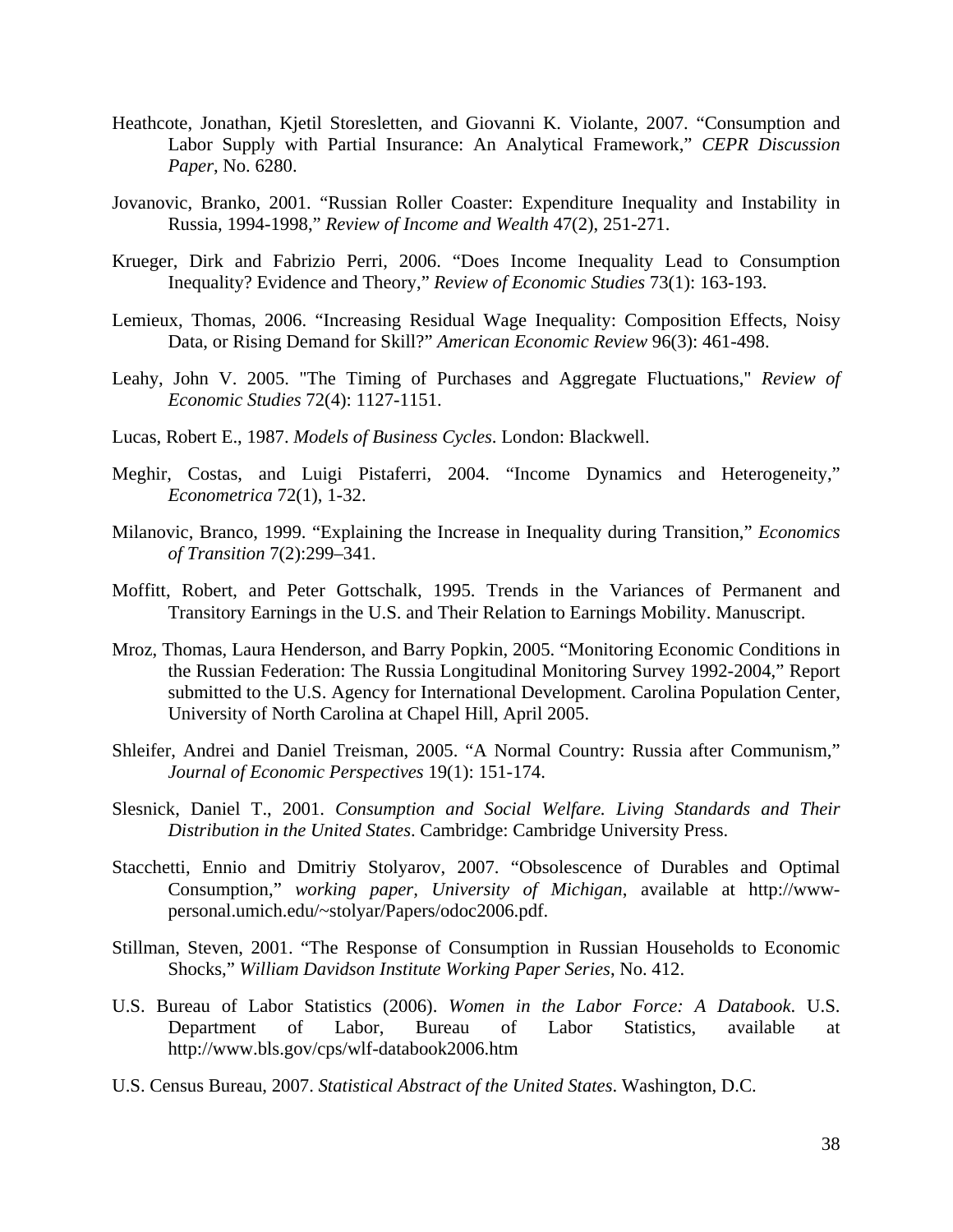Heathcote, Jonathan, Kjetil Storesletten, and Giovanni K. Violante, 2007. "Consumption and Labor Supply with Partial Insurance: An Analytical Framework," *CEPR Discussion Paper*, No. 6280.

Jovanovic, Branko, 2001. "Russian Roller Coaster: Expenditure Inequality and Instability in Russia, 1994-1998," *Review of Income and Wealth* 47(2), 251-271.

Krueger, Dirk and Fabrizio Perri, 2006. "Does Income Inequality Lead to Consumption Inequality? Evidence and Theory," *Review of Economic Studies* 73(1): 163-193.

Lemieux, Thomas, 2006. "Increasing Residual Wage Inequality: Composition Effects, Noisy Data, or Rising Demand for Skill?" *American Economic Review* 96(3): 461-498.

Leahy, John V. 2005. "The Timing of Purchases and Aggregate Fluctuations," *Review of Economic Studies* 72(4): 1127-1151.

Lucas, Robert E., 1987. *Models of Business Cycles*. London: Blackwell.

Meghir, Costas, and Luigi Pistaferri, 2004. "Income Dynamics and Heterogeneity," *Econometrica* 72(1), 1-32.

Milanovic, Branco, 1999. "Explaining the Increase in Inequality during Transition," *Economics of Transition* 7(2):299–341.

Moffitt, Robert, and Peter Gottschalk, 1995. Trends in the Variances of Permanent and Transitory Earnings in the U.S. and Their Relation to Earnings Mobility. Manuscript.

Mroz, Thomas, Laura Henderson, and Barry Popkin, 2005. "Monitoring Economic Conditions in the Russian Federation: The Russia Longitudinal Monitoring Survey 1992-2004," Report submitted to the U.S. Agency for International Development. Carolina Population Center, University of North Carolina at Chapel Hill, April 2005.

Shleifer, Andrei and Daniel Treisman, 2005. "A Normal Country: Russia after Communism," *Journal of Economic Perspectives* 19(1): 151-174.

Slesnick, Daniel T., 2001. *Consumption and Social Welfare. Living Standards and Their Distribution in the United States*. Cambridge: Cambridge University Press.

Stacchetti, Ennio and Dmitriy Stolyarov, 2007. "Obsolescence of Durables and Optimal Consumption," *working paper, University of Michigan*, available at http://www-personal.umich.edu/~stolyar/Papers/odoc2006.pdf.

Stillman, Steven, 2001. "The Response of Consumption in Russian Households to Economic Shocks," *William Davidson Institute Working Paper Series*, No. 412.

U.S. Bureau of Labor Statistics (2006). *Women in the Labor Force: A Databook*. U.S. Department of Labor, Bureau of Labor Statistics, available at http://www.bls.gov/cps/wlf-databook2006.htm

U.S. Census Bureau, 2007. *Statistical Abstract of the United States*. Washington, D.C.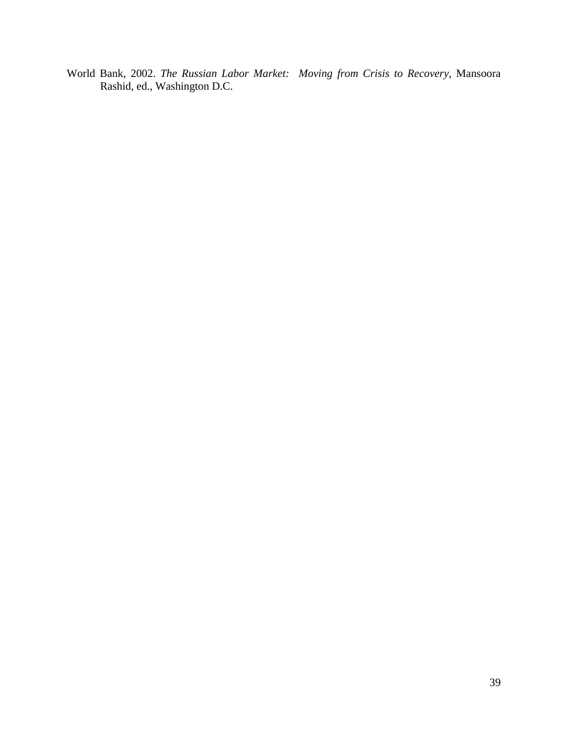World Bank, 2002. *The Russian Labor Market: Moving from Crisis to Recovery*, Mansoora Rashid, ed., Washington D.C.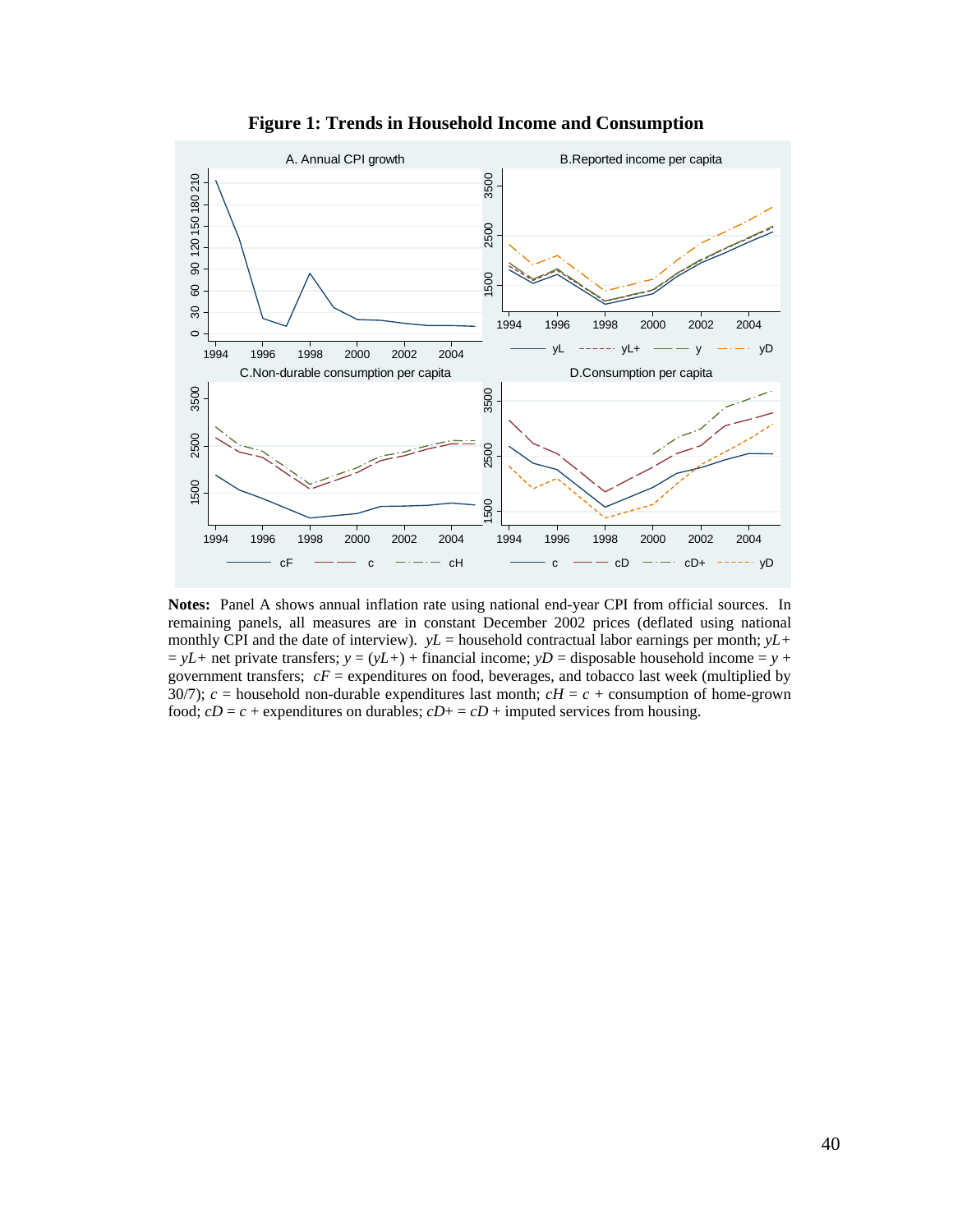**Figure 1: Trends in Household Income and Consumption**

**Notes:** Panel A shows annual inflation rate using national end-year CPI from official sources. In remaining panels, all measures are in constant December 2002 prices (deflated using national monthly CPI and the date of interview). *yL* = household contractual labor earnings per month; *yL+* = *yL+* net private transfers; *y* = (*yL+*) + financial income; *yD* = disposable household income = *y* + government transfers; *cF* = expenditures on food, beverages, and tobacco last week (multiplied by 30/7); *c* = household non-durable expenditures last month; *cH* = *c* + consumption of home-grown food; *cD* = *c* + expenditures on durables; *cD+* = *cD* + imputed services from housing.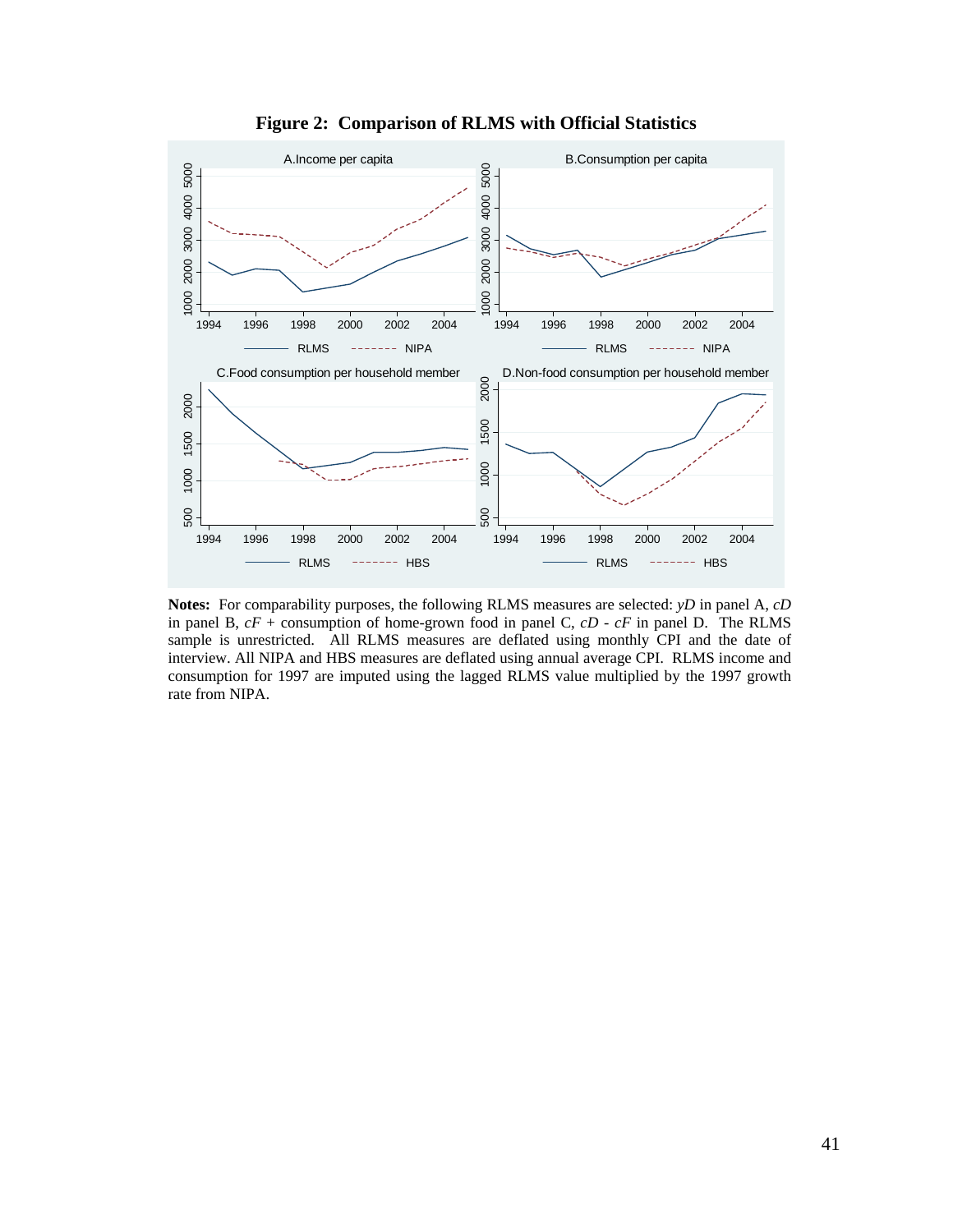**Figure 2: Comparison of RLMS with Official Statistics**

**Notes:** For comparability purposes, the following RLMS measures are selected: *yD* in panel A, *cD* in panel B, *cF* + consumption of home-grown food in panel C, *cD* - *cF* in panel D. The RLMS sample is unrestricted. All RLMS measures are deflated using monthly CPI and the date of interview. All NIPA and HBS measures are deflated using annual average CPI. RLMS income and consumption for 1997 are imputed using the lagged RLMS value multiplied by the 1997 growth rate from NIPA.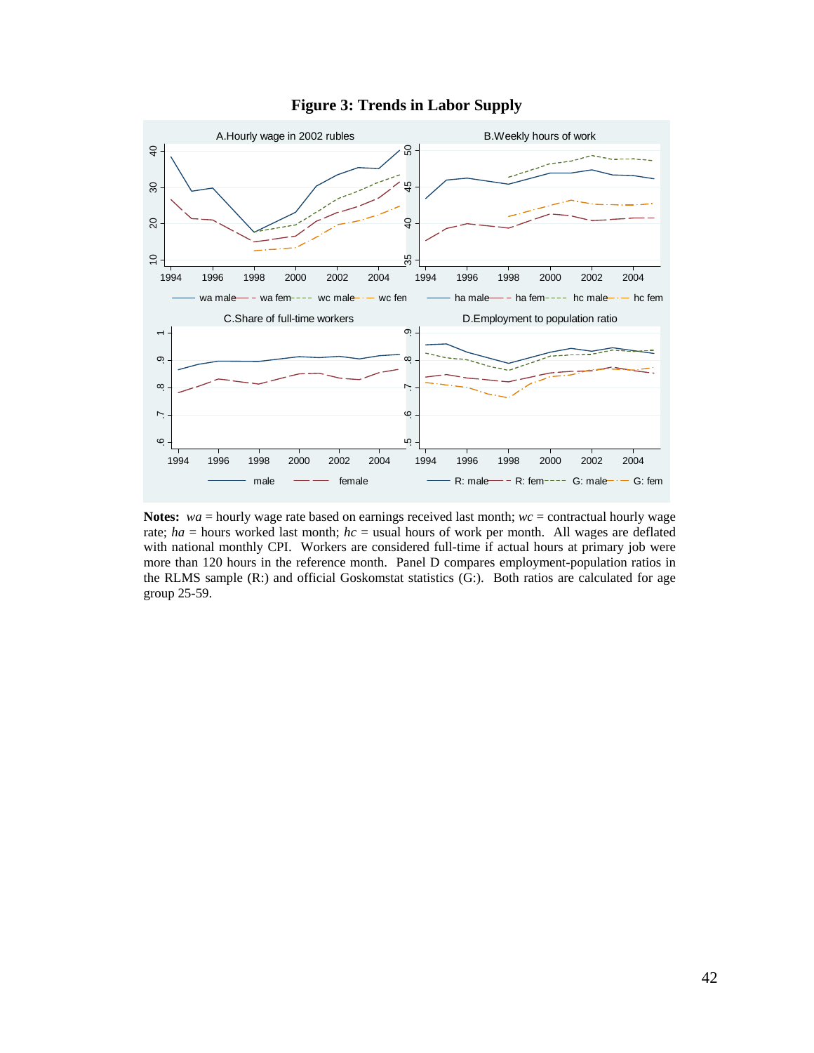**Figure 3: Trends in Labor Supply**

**Notes:** *wa* = hourly wage rate based on earnings received last month; *wc* = contractual hourly wage rate; *ha* = hours worked last month; *hc* = usual hours of work per month. All wages are deflated with national monthly CPI. Workers are considered full-time if actual hours at primary job were more than 120 hours in the reference month. Panel D compares employment-population ratios in the RLMS sample (R:) and official Goskomstat statistics (G:). Both ratios are calculated for age group 25-59.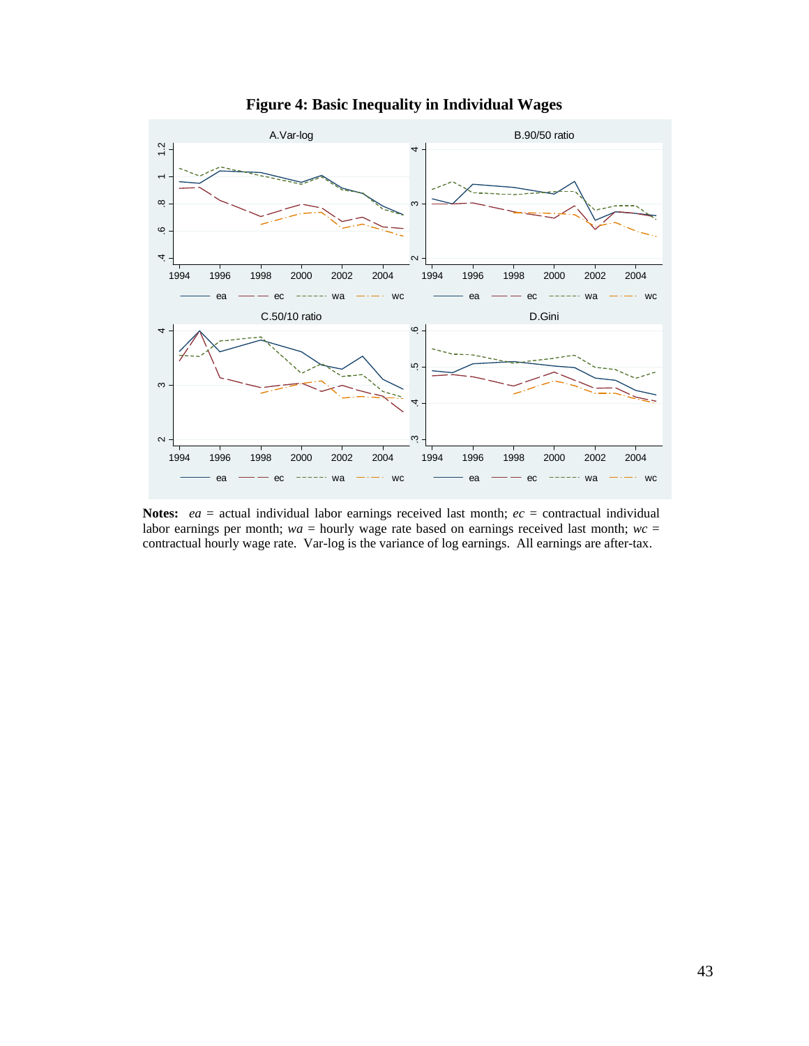**Figure 4: Basic Inequality in Individual Wages**

**Notes:** *ea* = actual individual labor earnings received last month; *ec* = contractual individual labor earnings per month; *wa* = hourly wage rate based on earnings received last month; *wc* = contractual hourly wage rate. Var-log is the variance of log earnings. All earnings are after-tax.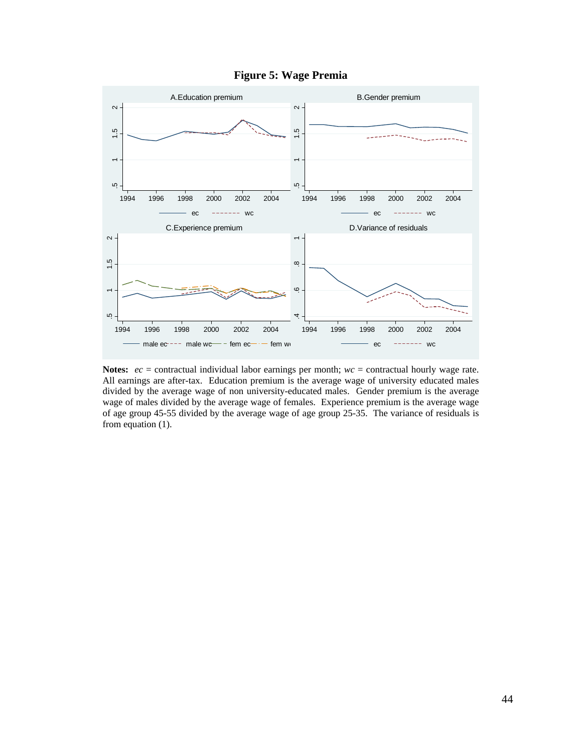**Figure 5: Wage Premia**

**Notes:** *ec* = contractual individual labor earnings per month; *wc* = contractual hourly wage rate. All earnings are after-tax. Education premium is the average wage of university educated males divided by the average wage of non university-educated males. Gender premium is the average wage of males divided by the average wage of females. Experience premium is the average wage of age group 45-55 divided by the average wage of age group 25-35. The variance of residuals is from equation (1).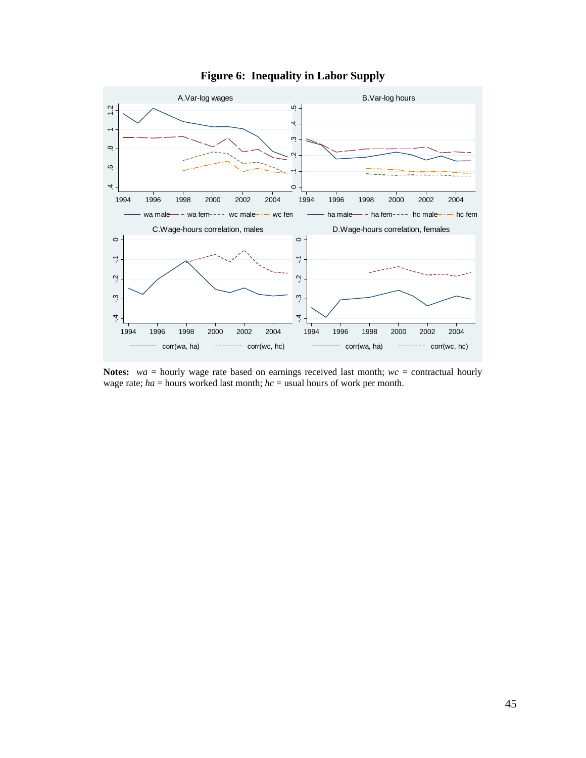**Figure 6: Inequality in Labor Supply**

**Notes:** *wa* = hourly wage rate based on earnings received last month; *wc* = contractual hourly wage rate; *ha* = hours worked last month; *hc* = usual hours of work per month.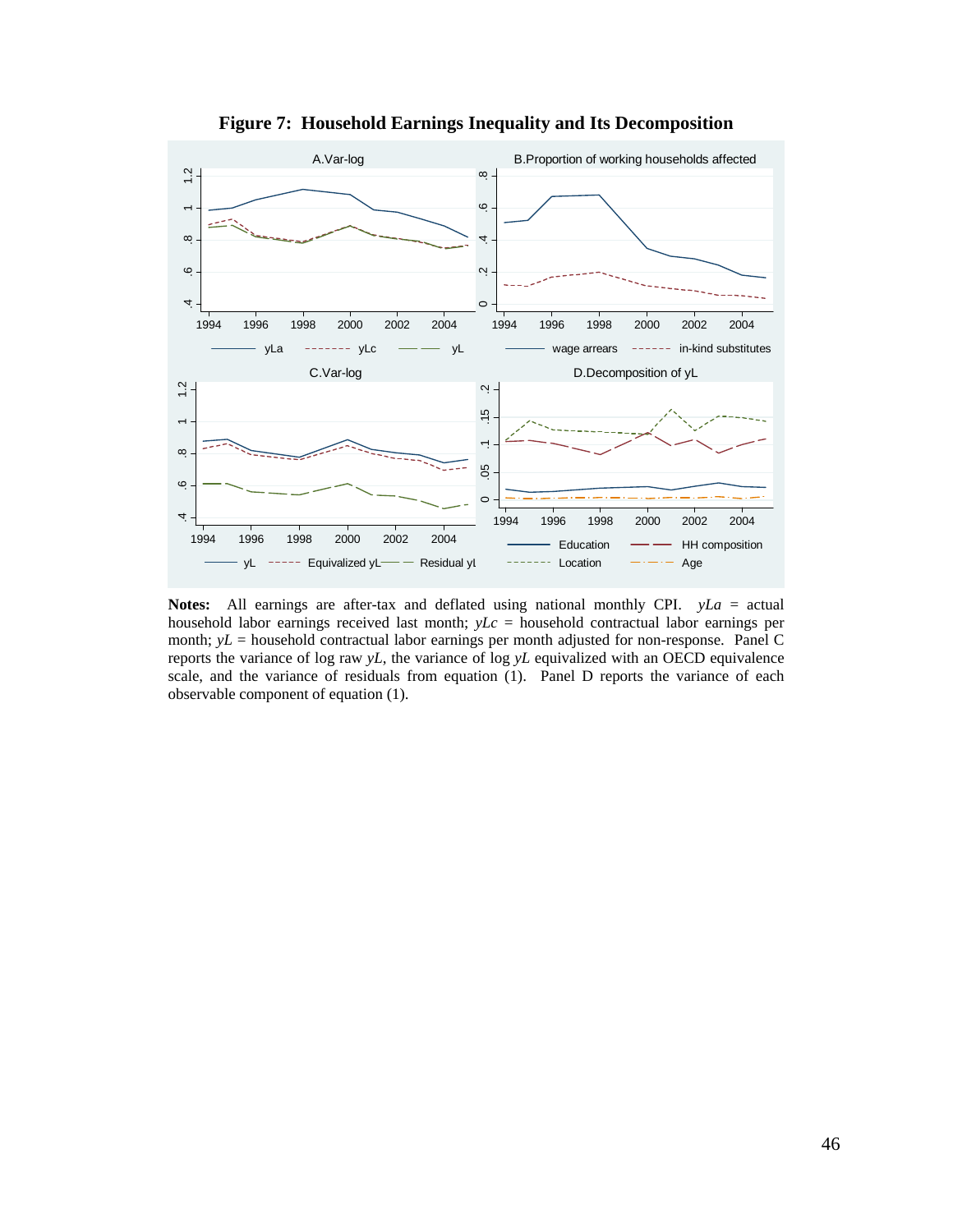**Figure 7: Household Earnings Inequality and Its Decomposition**

**Notes:** All earnings are after-tax and deflated using national monthly CPI. *yLa* = actual household labor earnings received last month; *yLc* = household contractual labor earnings per month; *yL* = household contractual labor earnings per month adjusted for non-response. Panel C reports the variance of log raw *yL*, the variance of log *yL* equivalized with an OECD equivalence scale, and the variance of residuals from equation (1). Panel D reports the variance of each observable component of equation (1).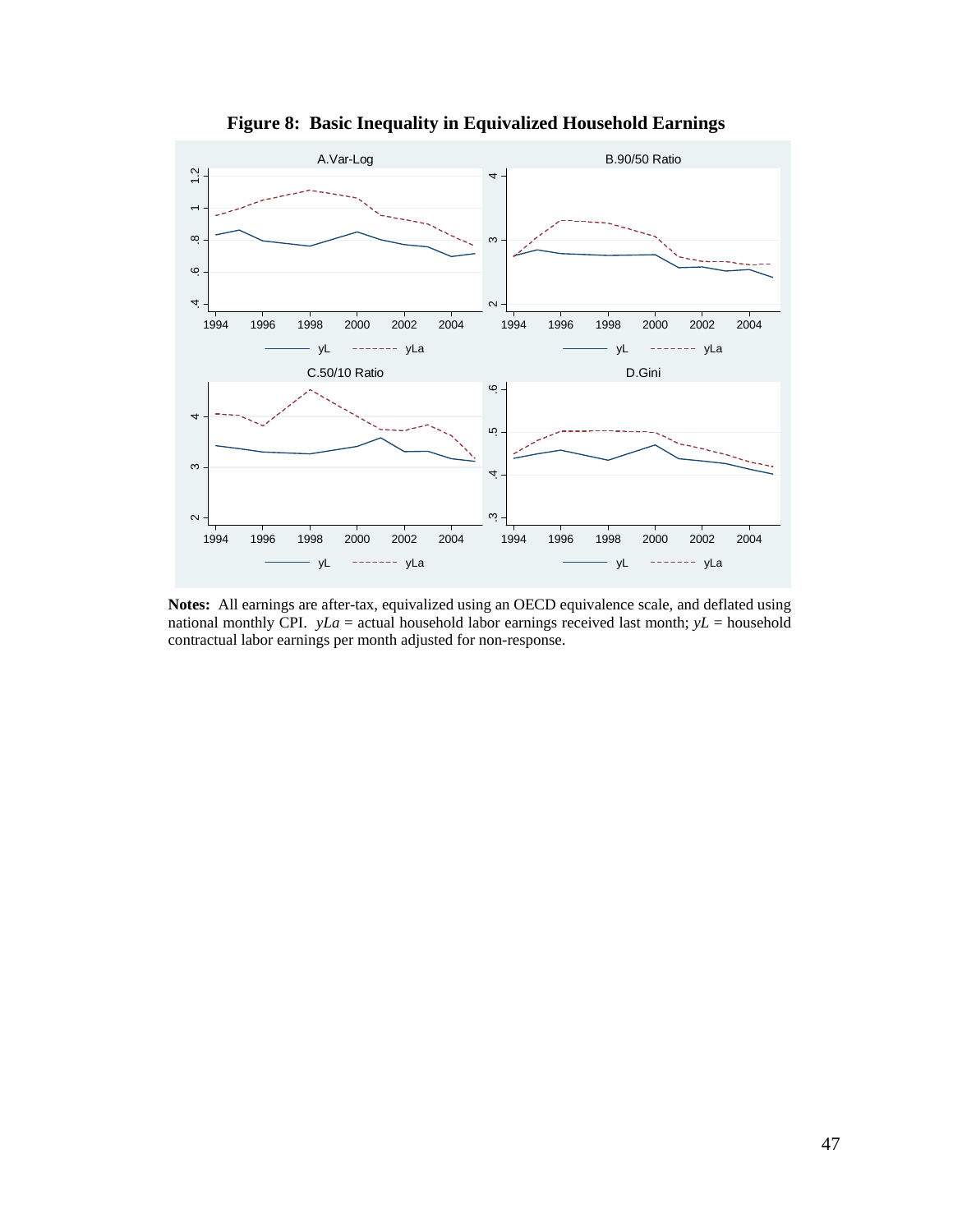**Figure 8: Basic Inequality in Equivalized Household Earnings**

**Notes:** All earnings are after-tax, equivalized using an OECD equivalence scale, and deflated using national monthly CPI. *yLa* = actual household labor earnings received last month; *yL* = household contractual labor earnings per month adjusted for non-response.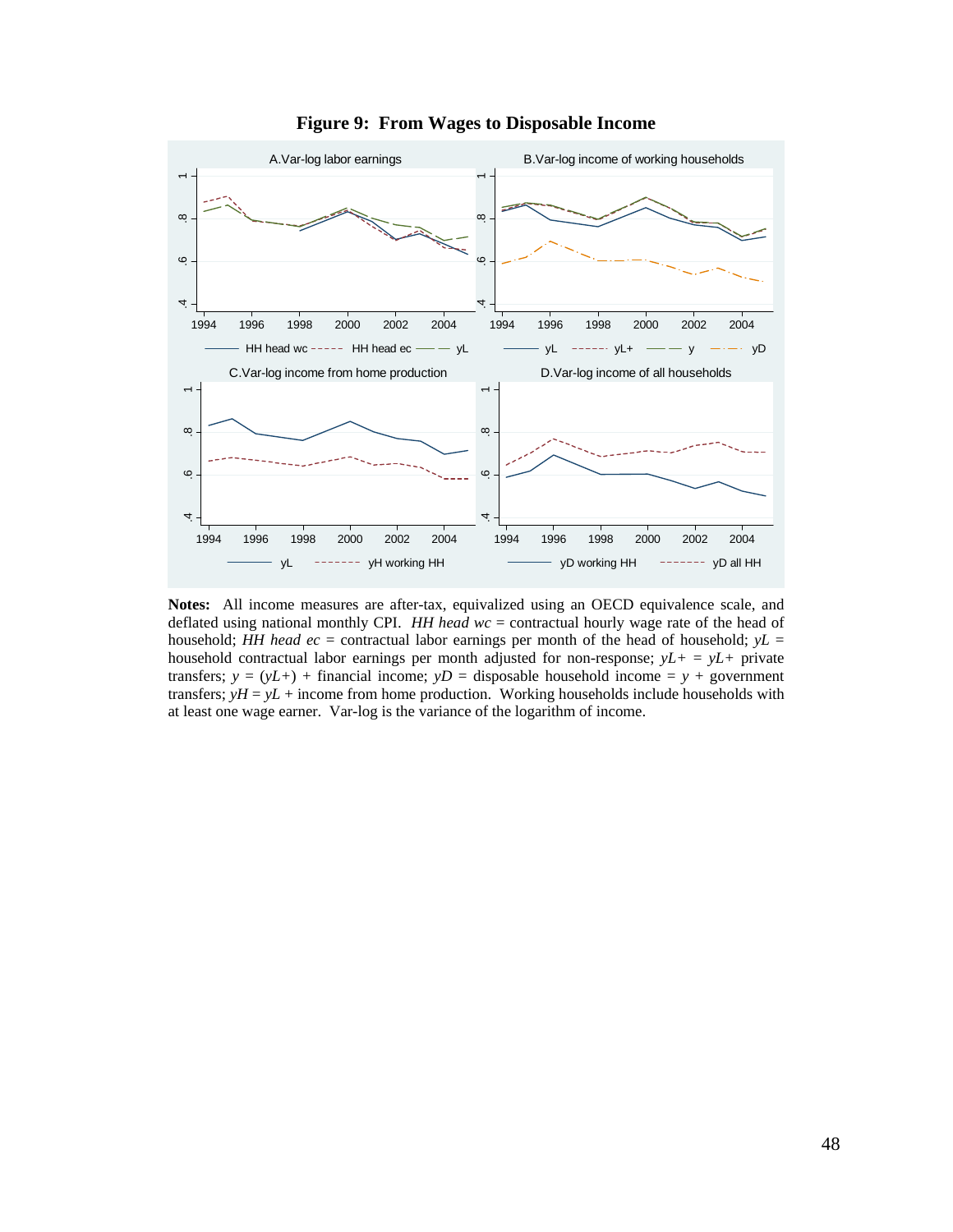**Figure 9: From Wages to Disposable Income**

**Notes:** All income measures are after-tax, equivalized using an OECD equivalence scale, and deflated using national monthly CPI. *HH head wc* = contractual hourly wage rate of the head of household; *HH head ec* = contractual labor earnings per month of the head of household; *yL* = household contractual labor earnings per month adjusted for non-response; *yL+* = *yL+* private transfers; *y* = (*yL+*) + financial income; *yD* = disposable household income = *y* + government transfers; *yH* = *yL* + income from home production. Working households include households with at least one wage earner. Var-log is the variance of the logarithm of income.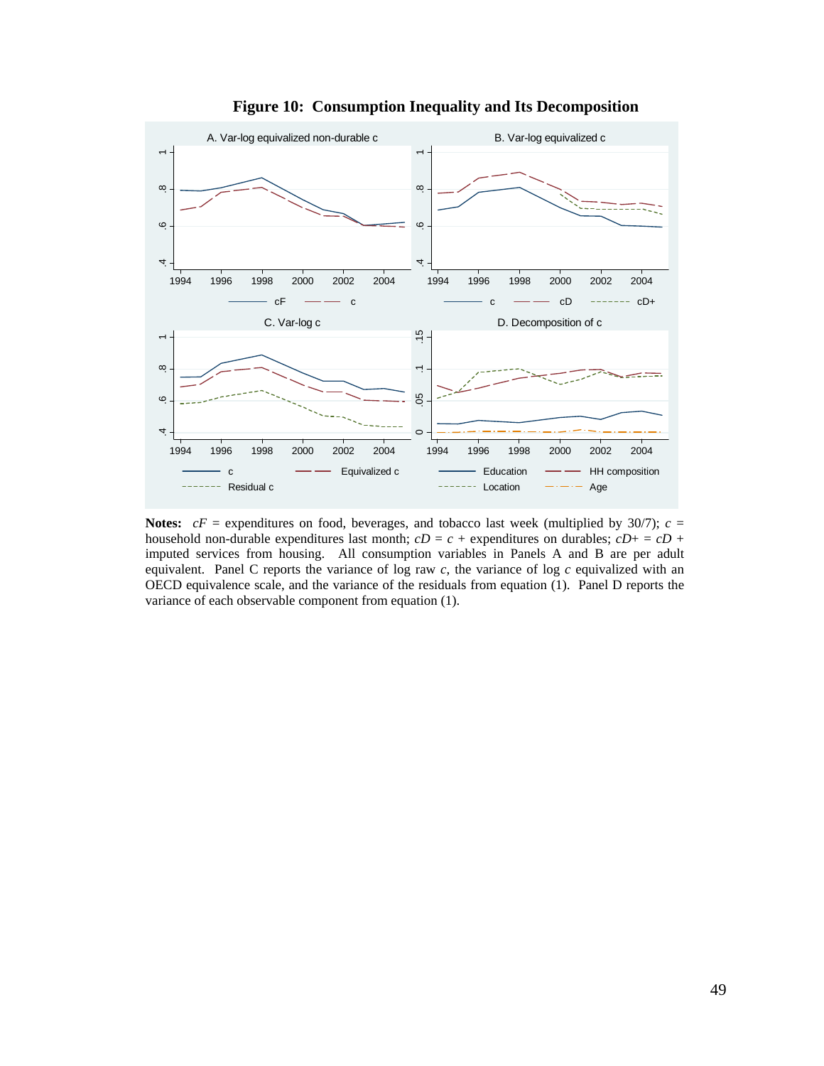**Figure 10: Consumption Inequality and Its Decomposition**

**Notes:** *cF* = expenditures on food, beverages, and tobacco last week (multiplied by 30/7); *c* = household non-durable expenditures last month; *cD* = *c* + expenditures on durables; *cD+* = *cD* + imputed services from housing. All consumption variables in Panels A and B are per adult equivalent. Panel C reports the variance of log raw *c*, the variance of log *c* equivalized with an OECD equivalence scale, and the variance of the residuals from equation (1). Panel D reports the variance of each observable component from equation (1).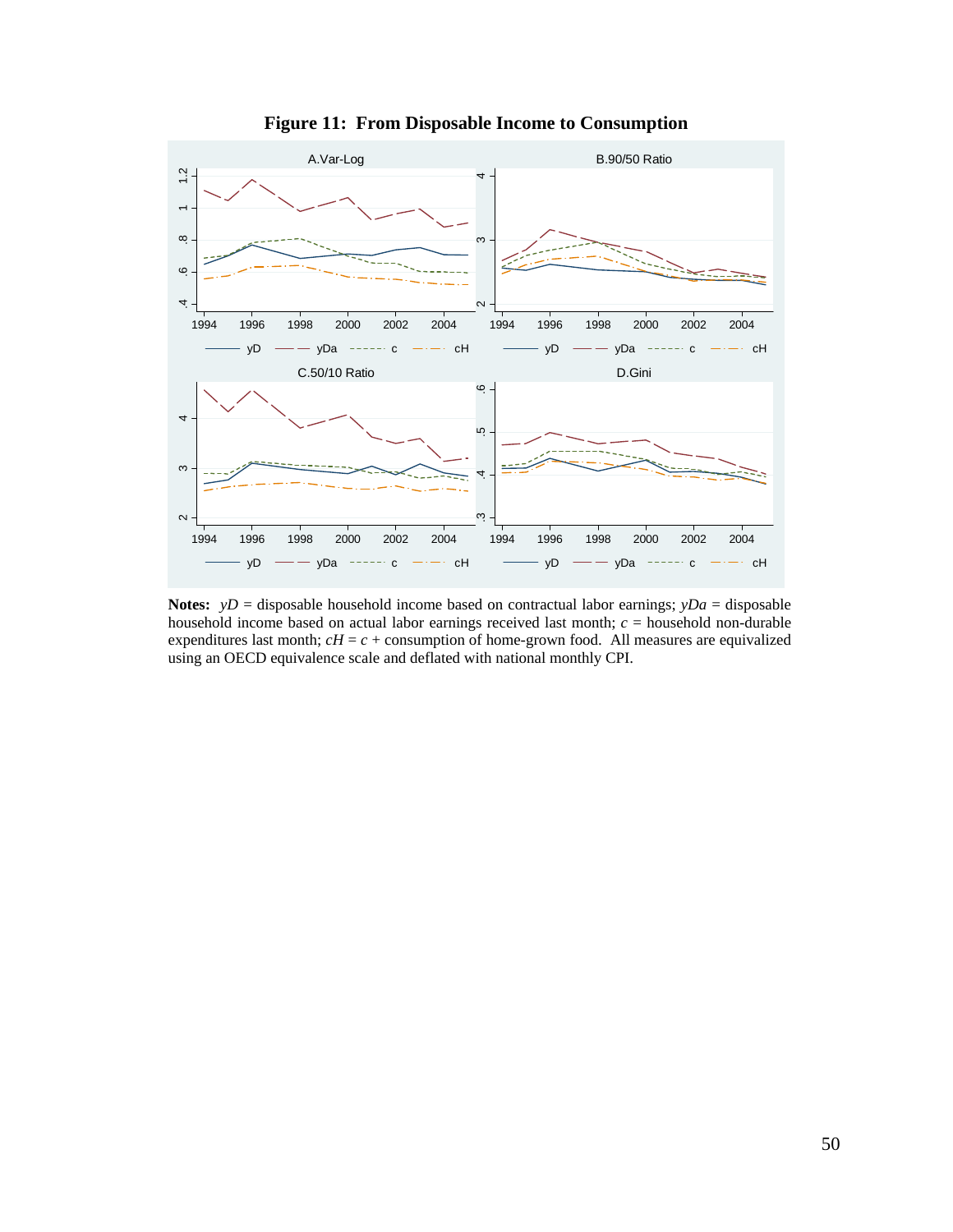**Figure 11: From Disposable Income to Consumption**

A.Var-Log

B.90/50 Ratio

C.50/10 Ratio

D.Gini

Legend: yD, yDa, c, cH

**Notes:** *yD* = disposable household income based on contractual labor earnings; *yDa* = disposable household income based on actual labor earnings received last month; *c* = household non-durable expenditures last month; *cH* = *c* + consumption of home-grown food. All measures are equivalized using an OECD equivalence scale and deflated with national monthly CPI.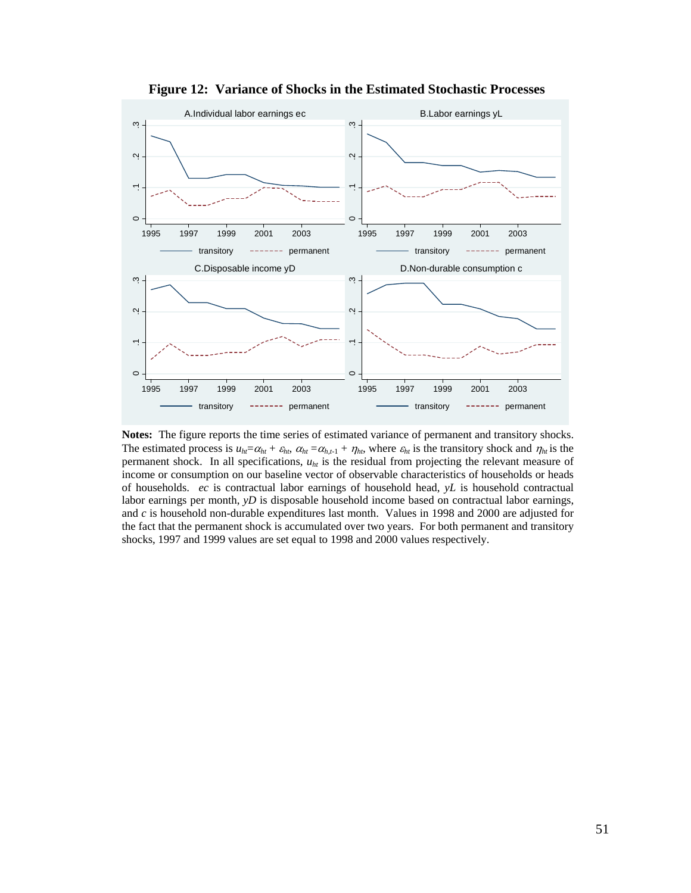**Figure 12: Variance of Shocks in the Estimated Stochastic Processes**

**Notes:** The figure reports the time series of estimated variance of permanent and transitory shocks. The estimated process is $u_{ht}=\alpha_{ht} + \varepsilon_{ht}$, $\alpha_{ht} = \alpha_{h,t-1} + \eta_{ht}$, where $\varepsilon_{ht}$ is the transitory shock and $\eta_{ht}$ is the permanent shock. In all specifications, $u_{ht}$ is the residual from projecting the relevant measure of income or consumption on our baseline vector of observable characteristics of households or heads of households. *ec* is contractual labor earnings of household head, *yL* is household contractual labor earnings per month, *yD* is disposable household income based on contractual labor earnings, and *c* is household non-durable expenditures last month. Values in 1998 and 2000 are adjusted for the fact that the permanent shock is accumulated over two years. For both permanent and transitory shocks, 1997 and 1999 values are set equal to 1998 and 2000 values respectively.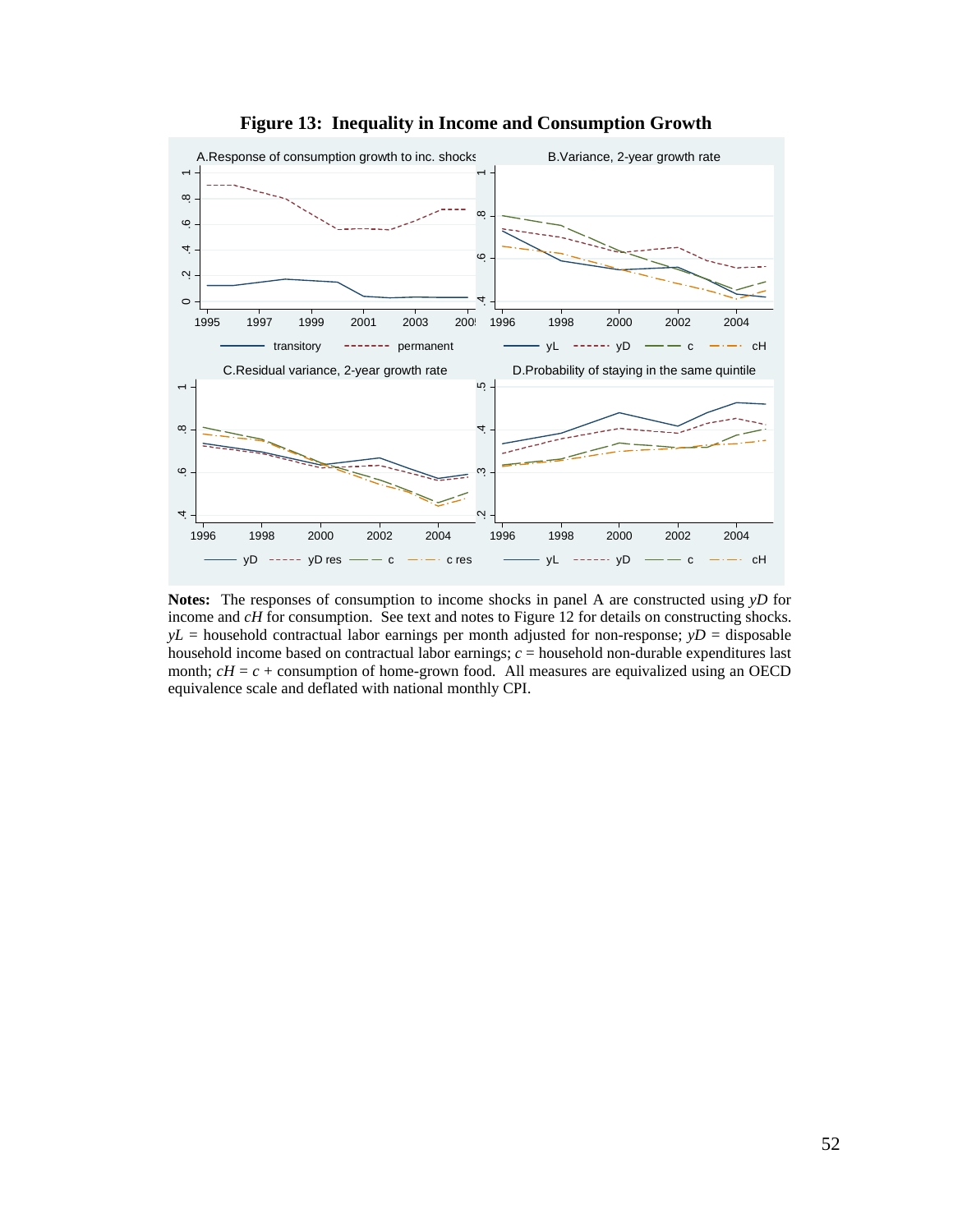**Figure 13: Inequality in Income and Consumption Growth**

**Notes:** The responses of consumption to income shocks in panel A are constructed using *yD* for income and *cH* for consumption. See text and notes to Figure 12 for details on constructing shocks. *yL* = household contractual labor earnings per month adjusted for non-response; *yD* = disposable household income based on contractual labor earnings; *c* = household non-durable expenditures last month; *cH* = *c* + consumption of home-grown food. All measures are equivalized using an OECD equivalence scale and deflated with national monthly CPI.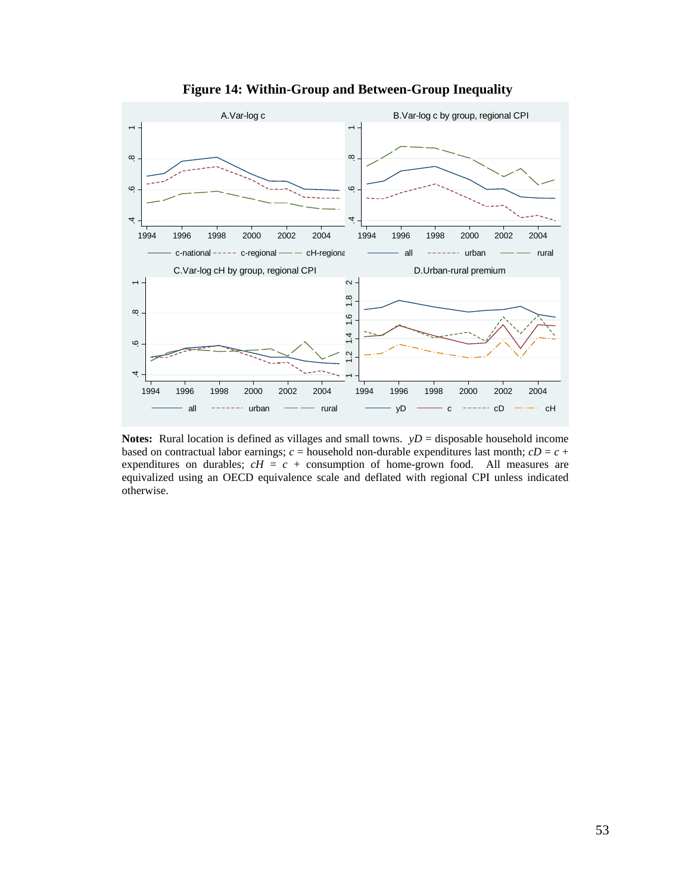**Figure 14: Within-Group and Between-Group Inequality**

**Notes:** Rural location is defined as villages and small towns. $yD$ = disposable household income based on contractual labor earnings; $c$ = household non-durable expenditures last month; $cD = c$ + expenditures on durables; $cH = c$ + consumption of home-grown food. All measures are equivalized using an OECD equivalence scale and deflated with regional CPI unless indicated otherwise.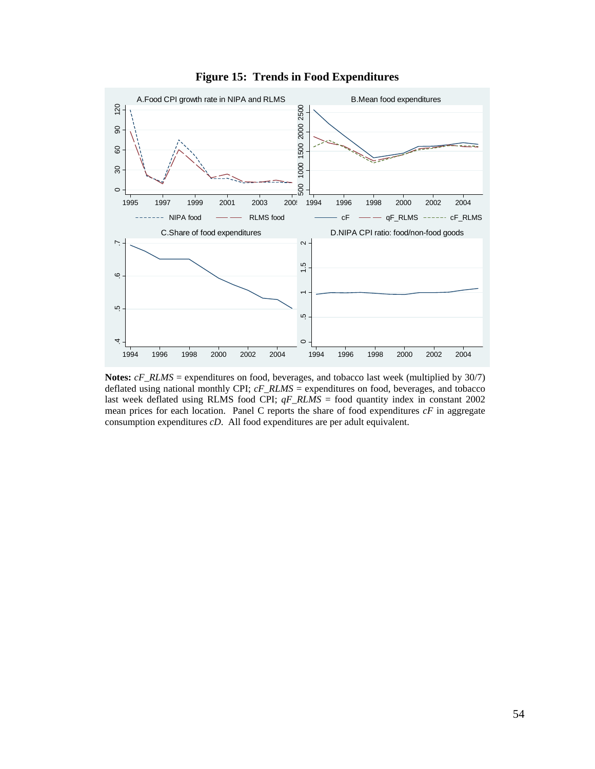**Figure 15: Trends in Food Expenditures**

**Notes:** *cF_RLMS* = expenditures on food, beverages, and tobacco last week (multiplied by 30/7) deflated using national monthly CPI; *cF_RLMS* = expenditures on food, beverages, and tobacco last week deflated using RLMS food CPI; *qF_RLMS* = food quantity index in constant 2002 mean prices for each location. Panel C reports the share of food expenditures *cF* in aggregate consumption expenditures *cD*. All food expenditures are per adult equivalent.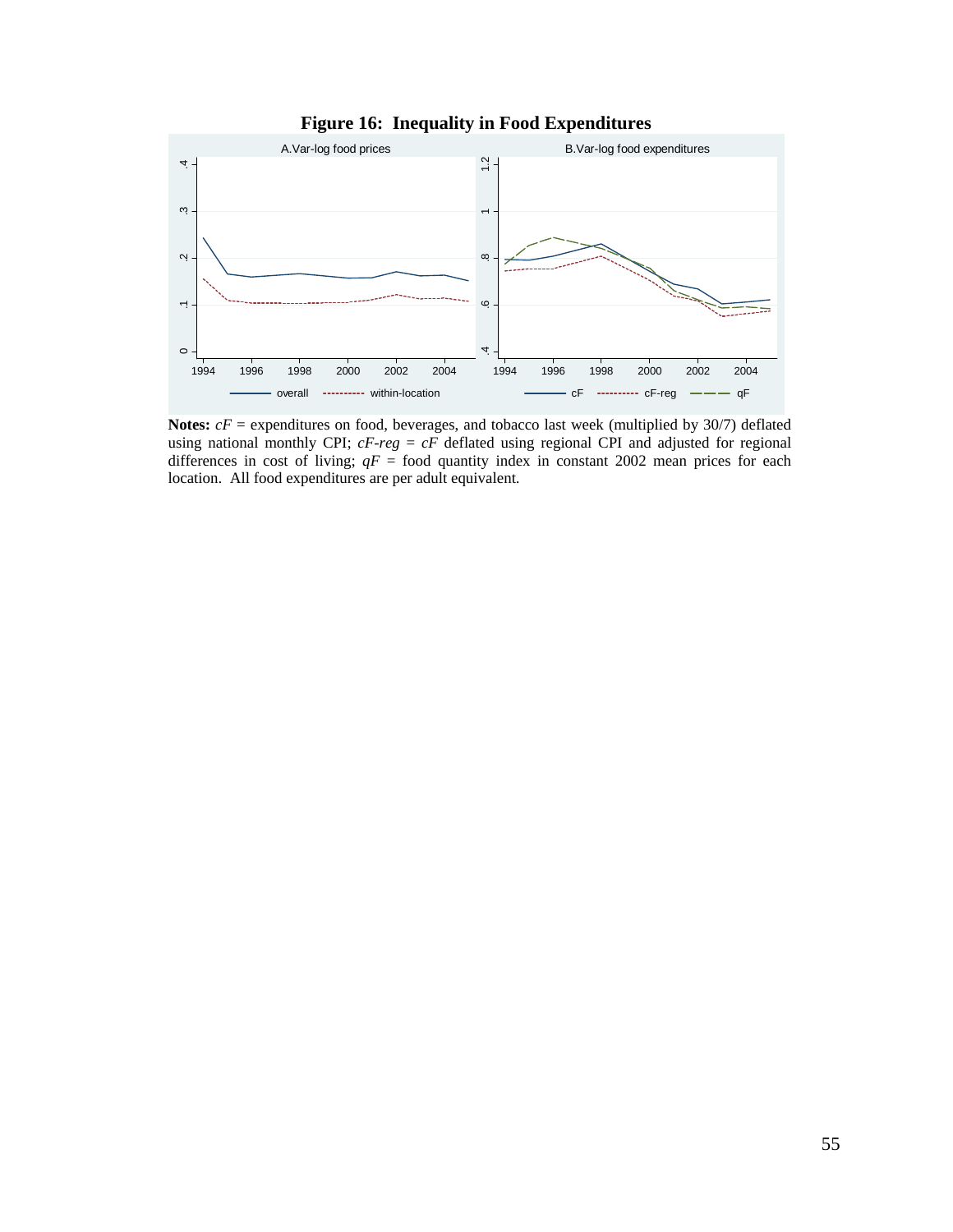**Figure 16: Inequality in Food Expenditures**

**Notes:** *cF* = expenditures on food, beverages, and tobacco last week (multiplied by 30/7) deflated using national monthly CPI; *cF-reg* = *cF* deflated using regional CPI and adjusted for regional differences in cost of living; *qF* = food quantity index in constant 2002 mean prices for each location. All food expenditures are per adult equivalent.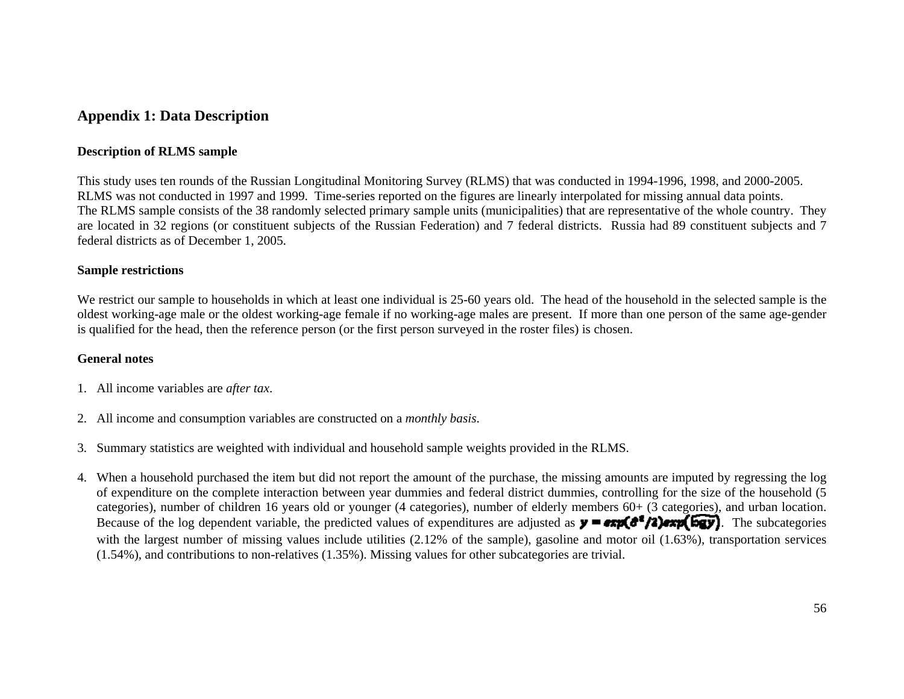## Appendix 1: Data Description

### Description of RLMS sample

This study uses ten rounds of the Russian Longitudinal Monitoring Survey (RLMS) that was conducted in 1994-1996, 1998, and 2000-2005. RLMS was not conducted in 1997 and 1999. Time-series reported on the figures are linearly interpolated for missing annual data points. The RLMS sample consists of the 38 randomly selected primary sample units (municipalities) that are representative of the whole country. They are located in 32 regions (or constituent subjects of the Russian Federation) and 7 federal districts. Russia had 89 constituent subjects and 7 federal districts as of December 1, 2005.

### Sample restrictions

We restrict our sample to households in which at least one individual is 25-60 years old. The head of the household in the selected sample is the oldest working-age male or the oldest working-age female if no working-age males are present. If more than one person of the same age-gender is qualified for the head, then the reference person (or the first person surveyed in the roster files) is chosen.

### General notes

1. All income variables are *after tax*.

2. All income and consumption variables are constructed on a *monthly basis*.

3. Summary statistics are weighted with individual and household sample weights provided in the RLMS.

4. When a household purchased the item but did not report the amount of the purchase, the missing amounts are imputed by regressing the log of expenditure on the complete interaction between year dummies and federal district dummies, controlling for the size of the household (5 categories), number of children 16 years old or younger (4 categories), number of elderly members 60+ (3 categories), and urban location. Because of the log dependent variable, the predicted values of expenditures are adjusted as $y = exp(\hat{\sigma}^2/2)exp(\widehat{\log y})$. The subcategories with the largest number of missing values include utilities (2.12% of the sample), gasoline and motor oil (1.63%), transportation services (1.54%), and contributions to non-relatives (1.35%). Missing values for other subcategories are trivial.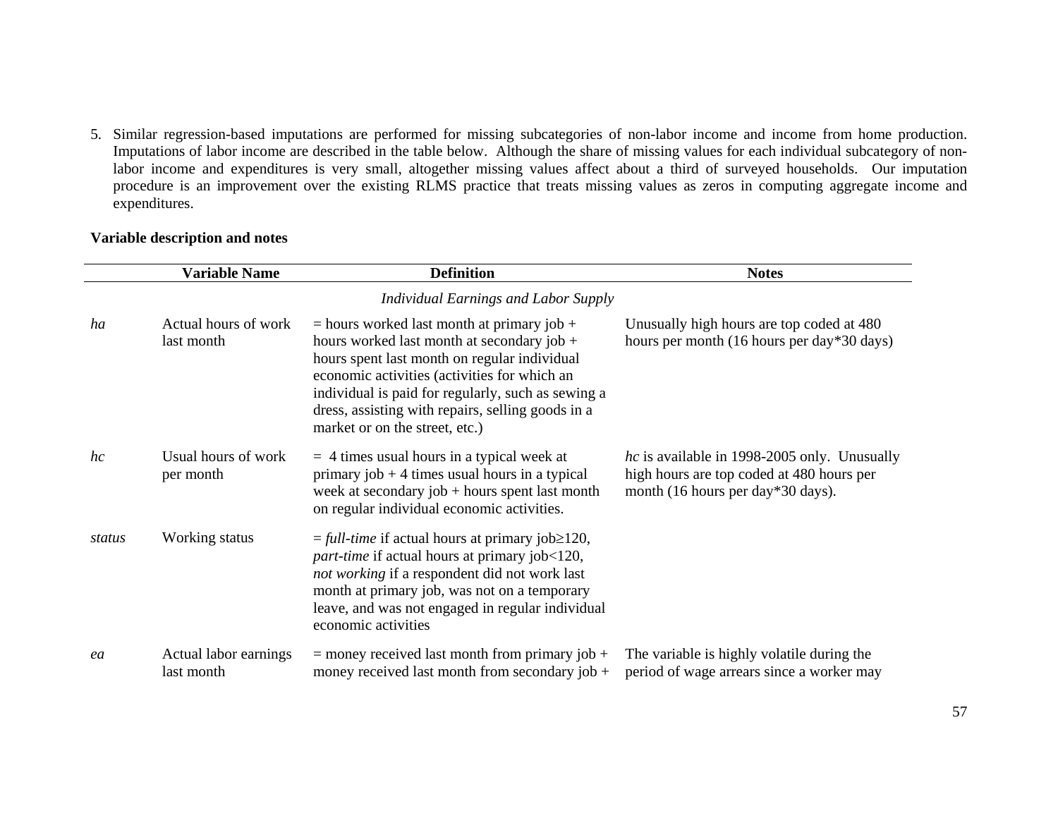5. Similar regression-based imputations are performed for missing subcategories of non-labor income and income from home production. Imputations of labor income are described in the table below. Although the share of missing values for each individual subcategory of non-labor income and expenditures is very small, altogether missing values affect about a third of surveyed households. Our imputation procedure is an improvement over the existing RLMS practice that treats missing values as zeros in computing aggregate income and expenditures.

**Variable description and notes**

| | Variable Name | Definition | Notes |
|---|---|---|---|
| | | *Individual Earnings and Labor Supply* | |
| *ha* | Actual hours of work last month | = hours worked last month at primary job + hours worked last month at secondary job + hours spent last month on regular individual economic activities (activities for which an individual is paid for regularly, such as sewing a dress, assisting with repairs, selling goods in a market or on the street, etc.) | Unusually high hours are top coded at 480 hours per month (16 hours per day*30 days) |
| *hc* | Usual hours of work per month | = 4 times usual hours in a typical week at primary job + 4 times usual hours in a typical week at secondary job + hours spent last month on regular individual economic activities. | *hc* is available in 1998-2005 only. Unusually high hours are top coded at 480 hours per month (16 hours per day*30 days). |
| *status* | Working status | = *full-time* if actual hours at primary job≥120, *part-time* if actual hours at primary job<120, *not working* if a respondent did not work last month at primary job, was not on a temporary leave, and was not engaged in regular individual economic activities | |
| *ea* | Actual labor earnings last month | = money received last month from primary job + money received last month from secondary job + | The variable is highly volatile during the period of wage arrears since a worker may |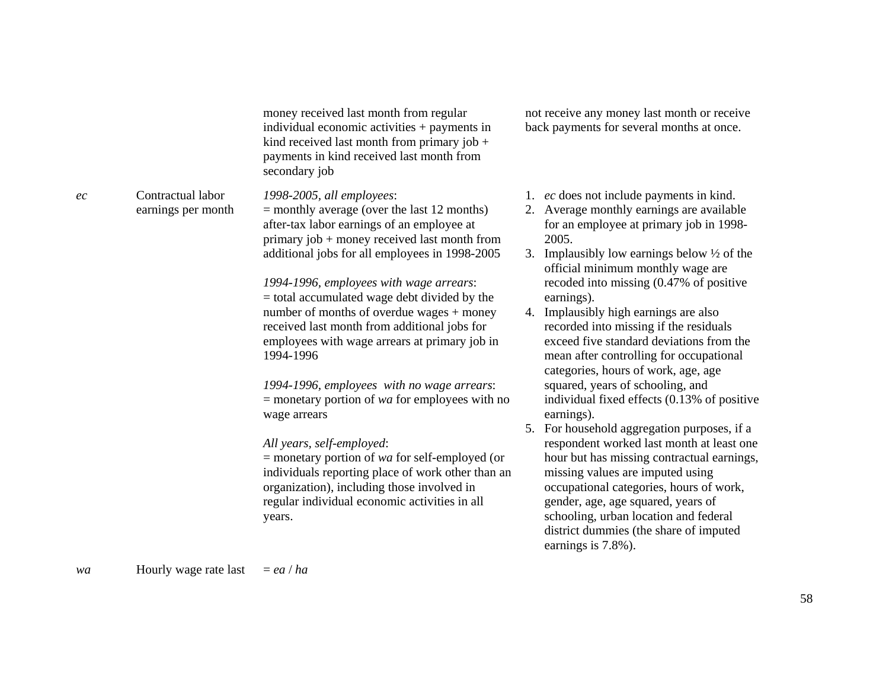| | | | |
|---|---|---|---|
| | | money received last month from regular individual economic activities + payments in kind received last month from primary job + payments in kind received last month from secondary job | not receive any money last month or receive back payments for several months at once. |
| *ec* | Contractual labor earnings per month | *1998-2005, all employees*:<br>= monthly average (over the last 12 months) after-tax labor earnings of an employee at primary job + money received last month from additional jobs for all employees in 1998-2005<br><br>*1994-1996, employees with wage arrears*:<br>= total accumulated wage debt divided by the number of months of overdue wages + money received last month from additional jobs for employees with wage arrears at primary job in 1994-1996<br><br>*1994-1996, employees with no wage arrears*:<br>= monetary portion of *wa* for employees with no wage arrears<br><br>*All years, self-employed*:<br>= monetary portion of *wa* for self-employed (or individuals reporting place of work other than an organization), including those involved in regular individual economic activities in all years. | 1. *ec* does not include payments in kind.<br>2. Average monthly earnings are available for an employee at primary job in 1998-2005.<br>3. Implausibly low earnings below ½ of the official minimum monthly wage are recoded into missing (0.47% of positive earnings).<br>4. Implausibly high earnings are also recorded into missing if the residuals exceed five standard deviations from the mean after controlling for occupational categories, hours of work, age, age squared, years of schooling, and individual fixed effects (0.13% of positive earnings).<br>5. For household aggregation purposes, if a respondent worked last month at least one hour but has missing contractual earnings, missing values are imputed using occupational categories, hours of work, gender, age, age squared, years of schooling, urban location and federal district dummies (the share of imputed earnings is 7.8%). |
| *wa* | Hourly wage rate last | = *ea* / *ha* | |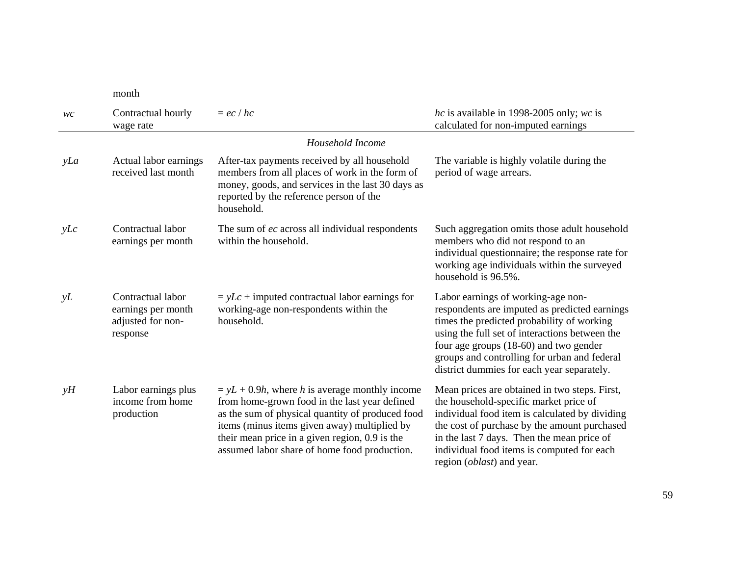| | month | | |
|---|---|---|---|
| *wc* | Contractual hourly wage rate | = *ec* / *hc* | *hc* is available in 1998-2005 only; *wc* is calculated for non-imputed earnings |
| | | *Household Income* | |
| *yLa* | Actual labor earnings received last month | After-tax payments received by all household members from all places of work in the form of money, goods, and services in the last 30 days as reported by the reference person of the household. | The variable is highly volatile during the period of wage arrears. |
| *yLc* | Contractual labor earnings per month | The sum of *ec* across all individual respondents within the household. | Such aggregation omits those adult household members who did not respond to an individual questionnaire; the response rate for working age individuals within the surveyed household is 96.5%. |
| *yL* | Contractual labor earnings per month adjusted for non-response | = *yLc* + imputed contractual labor earnings for working-age non-respondents within the household. | Labor earnings of working-age non-respondents are imputed as predicted earnings times the predicted probability of working using the full set of interactions between the four age groups (18-60) and two gender groups and controlling for urban and federal district dummies for each year separately. |
| *yH* | Labor earnings plus income from home production | = *yL* + 0.9*h*, where *h* is average monthly income from home-grown food in the last year defined as the sum of physical quantity of produced food items (minus items given away) multiplied by their mean price in a given region, 0.9 is the assumed labor share of home food production. | Mean prices are obtained in two steps. First, the household-specific market price of individual food item is calculated by dividing the cost of purchase by the amount purchased in the last 7 days. Then the mean price of individual food items is computed for each region (*oblast*) and year. |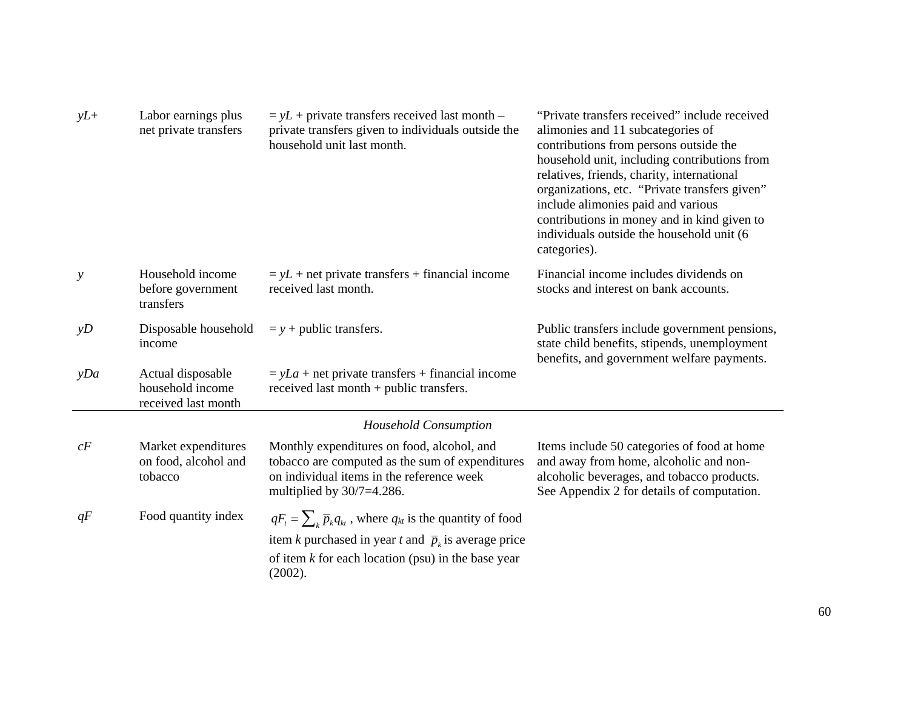| | | | |
|---|---|---|---|
| *yL+* | Labor earnings plus net private transfers | = *yL* + private transfers received last month – private transfers given to individuals outside the household unit last month. | "Private transfers received" include received alimonies and 11 subcategories of contributions from persons outside the household unit, including contributions from relatives, friends, charity, international organizations, etc. "Private transfers given" include alimonies paid and various contributions in money and in kind given to individuals outside the household unit (6 categories). |
| *y* | Household income before government transfers | = *yL* + net private transfers + financial income received last month. | Financial income includes dividends on stocks and interest on bank accounts. |
| *yD* | Disposable household income | = *y* + public transfers. | Public transfers include government pensions, state child benefits, stipends, unemployment benefits, and government welfare payments. |
| *yDa* | Actual disposable household income received last month | = *yLa* + net private transfers + financial income received last month + public transfers. | |
| | | *Household Consumption* | |
| *cF* | Market expenditures on food, alcohol and tobacco | Monthly expenditures on food, alcohol, and tobacco are computed as the sum of expenditures on individual items in the reference week multiplied by 30/7=4.286. | Items include 50 categories of food at home and away from home, alcoholic and non-alcoholic beverages, and tobacco products. See Appendix 2 for details of computation. |
| *qF* | Food quantity index | $qF_t = \sum_k \overline{p}_k q_{kt}$ , where $q_{kt}$ is the quantity of food item $k$ purchased in year $t$ and $\overline{p}_k$ is average price of item $k$ for each location (psu) in the base year (2002). | |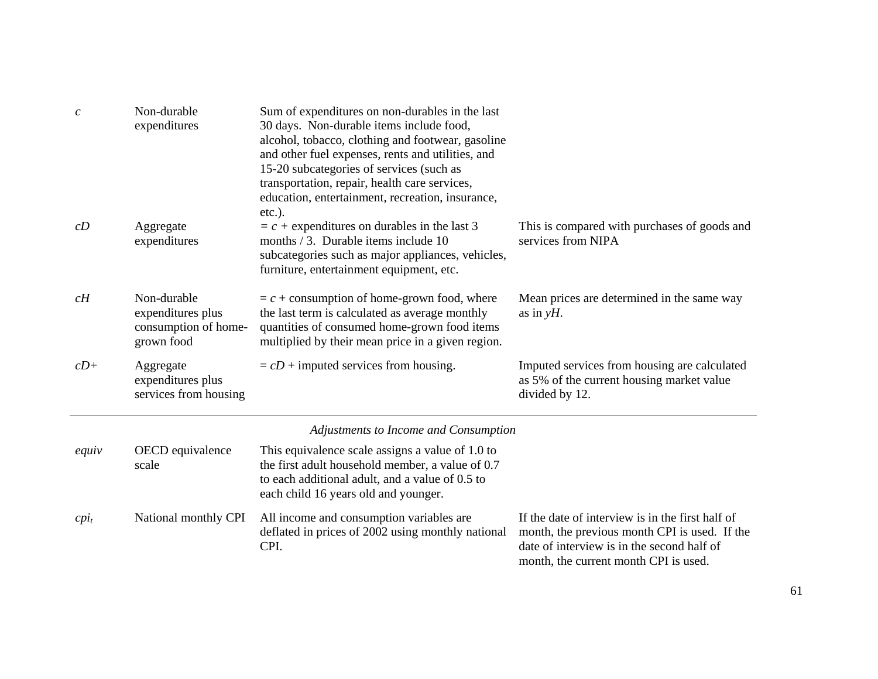| | | | |
|---|---|---|---|
| *c* | Non-durable expenditures | Sum of expenditures on non-durables in the last 30 days. Non-durable items include food, alcohol, tobacco, clothing and footwear, gasoline and other fuel expenses, rents and utilities, and 15-20 subcategories of services (such as transportation, repair, health care services, education, entertainment, recreation, insurance, etc.). | |
| *cD* | Aggregate expenditures | = *c* + expenditures on durables in the last 3 months / 3. Durable items include 10 subcategories such as major appliances, vehicles, furniture, entertainment equipment, etc. | This is compared with purchases of goods and services from NIPA |
| *cH* | Non-durable expenditures plus consumption of home-grown food | = *c* + consumption of home-grown food, where the last term is calculated as average monthly quantities of consumed home-grown food items multiplied by their mean price in a given region. | Mean prices are determined in the same way as in *yH*. |
| *cD+* | Aggregate expenditures plus services from housing | = *cD* + imputed services from housing. | Imputed services from housing are calculated as 5% of the current housing market value divided by 12. |
| | | *Adjustments to Income and Consumption* | |
| *equiv* | OECD equivalence scale | This equivalence scale assigns a value of 1.0 to the first adult household member, a value of 0.7 to each additional adult, and a value of 0.5 to each child 16 years old and younger. | |
| $cpi_t$ | National monthly CPI | All income and consumption variables are deflated in prices of 2002 using monthly national CPI. | If the date of interview is in the first half of month, the previous month CPI is used. If the date of interview is in the second half of month, the current month CPI is used. |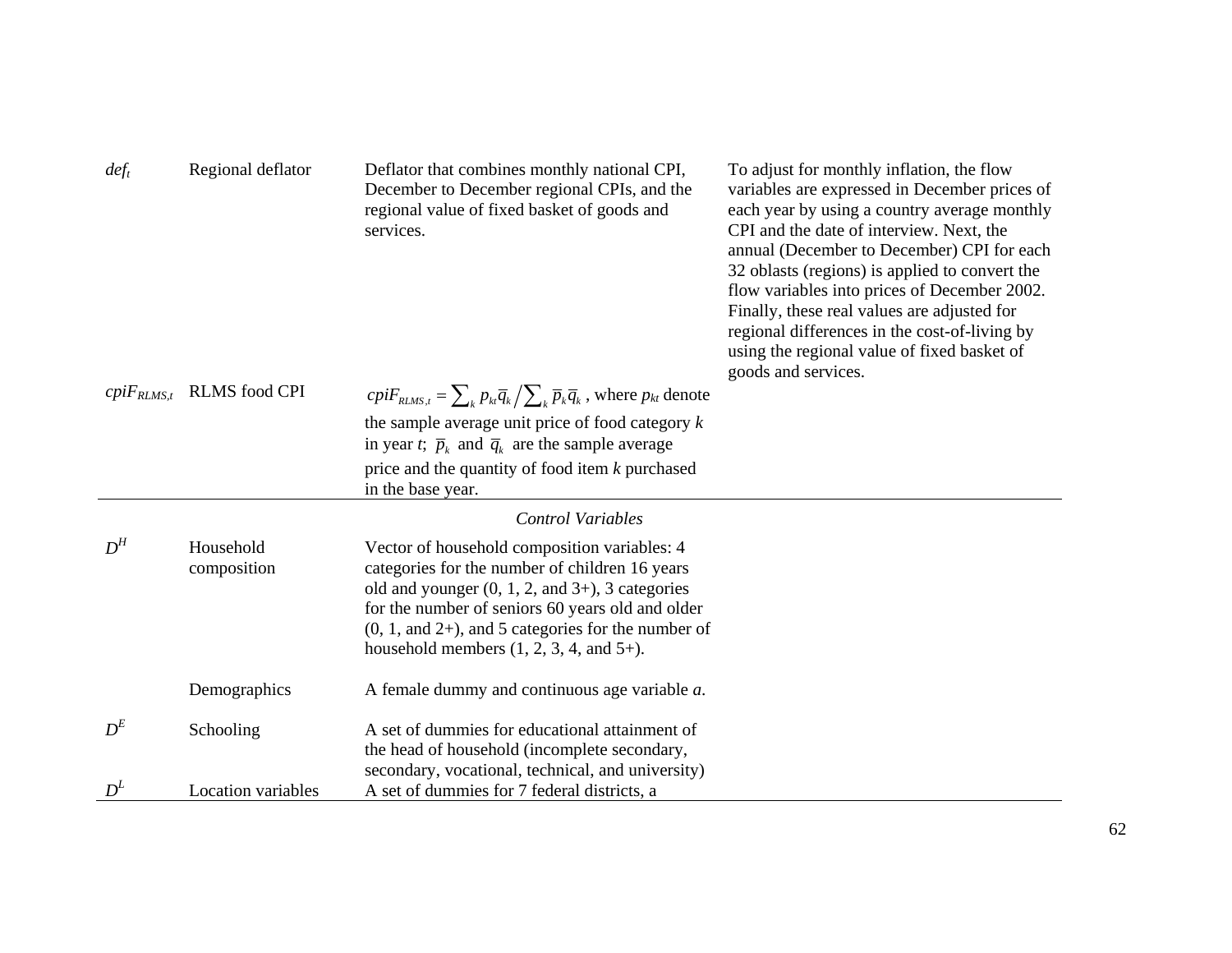| | | | |
|---|---|---|---|
| $def_t$ | Regional deflator | Deflator that combines monthly national CPI, December to December regional CPIs, and the regional value of fixed basket of goods and services. | To adjust for monthly inflation, the flow variables are expressed in December prices of each year by using a country average monthly CPI and the date of interview. Next, the annual (December to December) CPI for each 32 oblasts (regions) is applied to convert the flow variables into prices of December 2002. Finally, these real values are adjusted for regional differences in the cost-of-living by using the regional value of fixed basket of goods and services. |
| $cpiF_{RLMS,t}$ | RLMS food CPI | $cpiF_{RLMS,t} = \sum_k p_{kt}\bar{q}_k \Big/ \sum_k \bar{p}_k\bar{q}_k$, where $p_{kt}$ denote the sample average unit price of food category $k$ in year $t$; $\bar{p}_k$ and $\bar{q}_k$ are the sample average price and the quantity of food item $k$ purchased in the base year. | |
| | | *Control Variables* | |
| $D^H$ | Household composition | Vector of household composition variables: 4 categories for the number of children 16 years old and younger (0, 1, 2, and 3+), 3 categories for the number of seniors 60 years old and older (0, 1, and 2+), and 5 categories for the number of household members (1, 2, 3, 4, and 5+). | |
| | Demographics | A female dummy and continuous age variable $a$. | |
| $D^E$ | Schooling | A set of dummies for educational attainment of the head of household (incomplete secondary, secondary, vocational, technical, and university) | |
| $D^L$ | Location variables | A set of dummies for 7 federal districts, a | |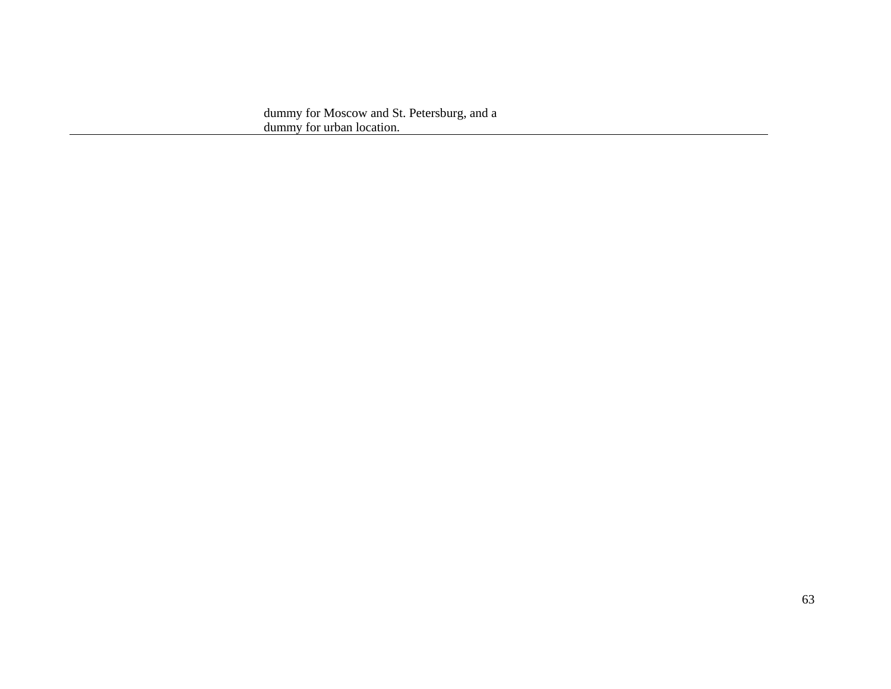dummy for Moscow and St. Petersburg, and a dummy for urban location.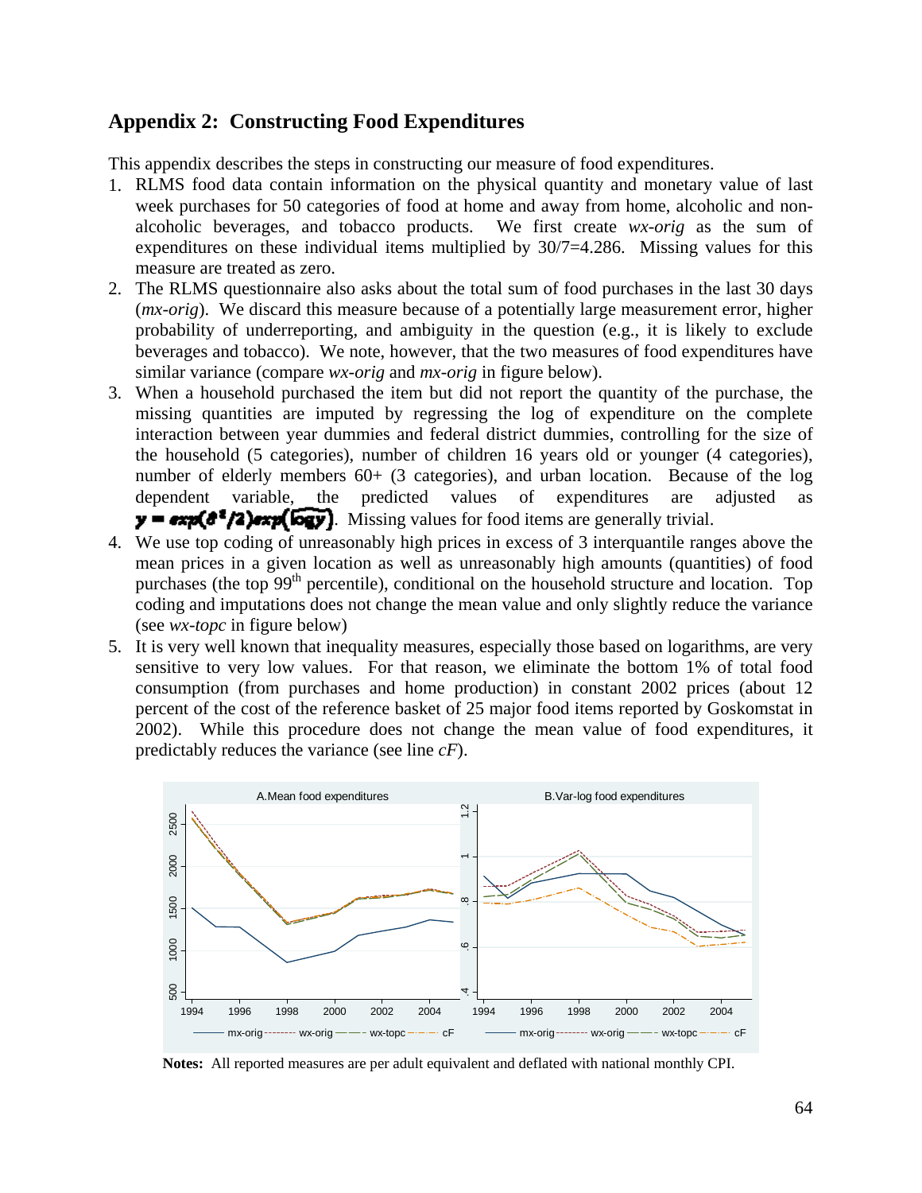## Appendix 2: Constructing Food Expenditures

This appendix describes the steps in constructing our measure of food expenditures.

1. RLMS food data contain information on the physical quantity and monetary value of last week purchases for 50 categories of food at home and away from home, alcoholic and non-alcoholic beverages, and tobacco products. We first create *wx-orig* as the sum of expenditures on these individual items multiplied by 30/7=4.286. Missing values for this measure are treated as zero.
2. The RLMS questionnaire also asks about the total sum of food purchases in the last 30 days (*mx-orig*). We discard this measure because of a potentially large measurement error, higher probability of underreporting, and ambiguity in the question (e.g., it is likely to exclude beverages and tobacco). We note, however, that the two measures of food expenditures have similar variance (compare *wx-orig* and *mx-orig* in figure below).
3. When a household purchased the item but did not report the quantity of the purchase, the missing quantities are imputed by regressing the log of expenditure on the complete interaction between year dummies and federal district dummies, controlling for the size of the household (5 categories), number of children 16 years old or younger (4 categories), number of elderly members 60+ (3 categories), and urban location. Because of the log dependent variable, the predicted values of expenditures are adjusted as $y = exp(\delta^2/2)exp(\widehat{\log y})$. Missing values for food items are generally trivial.
4. We use top coding of unreasonably high prices in excess of 3 interquantile ranges above the mean prices in a given location as well as unreasonably high amounts (quantities) of food purchases (the top 99[th] percentile), conditional on the household structure and location. Top coding and imputations does not change the mean value and only slightly reduce the variance (see *wx-topc* in figure below)
5. It is very well known that inequality measures, especially those based on logarithms, are very sensitive to very low values. For that reason, we eliminate the bottom 1% of total food consumption (from purchases and home production) in constant 2002 prices (about 12 percent of the cost of the reference basket of 25 major food items reported by Goskomstat in 2002). While this procedure does not change the mean value of food expenditures, it predictably reduces the variance (see line *cF*).

**Notes:** All reported measures are per adult equivalent and deflated with national monthly CPI.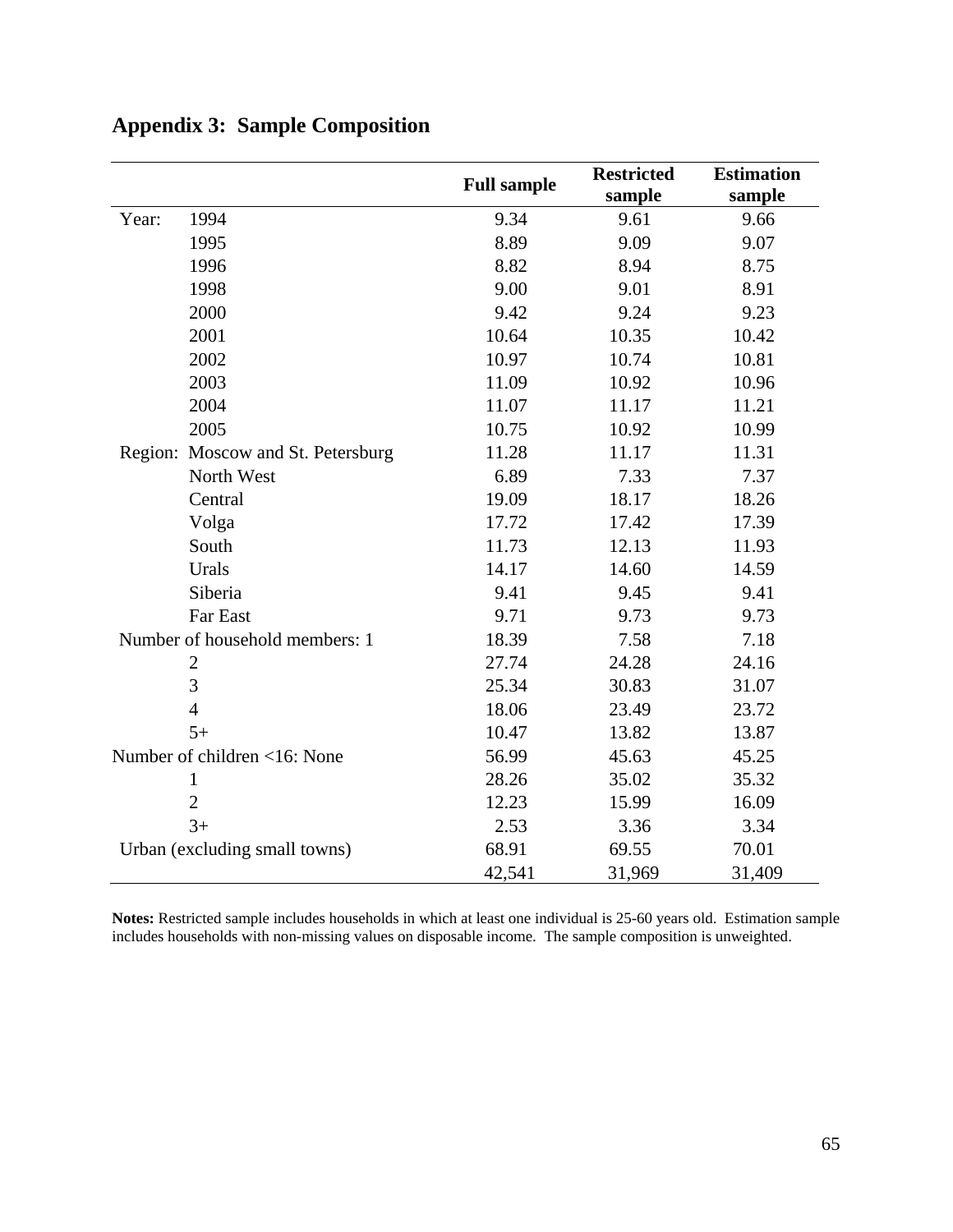## Appendix 3: Sample Composition

| | | Full sample | Restricted sample | Estimation sample |
|---|---|---|---|---|
| Year: | 1994 | 9.34 | 9.61 | 9.66 |
| | 1995 | 8.89 | 9.09 | 9.07 |
| | 1996 | 8.82 | 8.94 | 8.75 |
| | 1998 | 9.00 | 9.01 | 8.91 |
| | 2000 | 9.42 | 9.24 | 9.23 |
| | 2001 | 10.64 | 10.35 | 10.42 |
| | 2002 | 10.97 | 10.74 | 10.81 |
| | 2003 | 11.09 | 10.92 | 10.96 |
| | 2004 | 11.07 | 11.17 | 11.21 |
| | 2005 | 10.75 | 10.92 | 10.99 |
| Region: | Moscow and St. Petersburg | 11.28 | 11.17 | 11.31 |
| | North West | 6.89 | 7.33 | 7.37 |
| | Central | 19.09 | 18.17 | 18.26 |
| | Volga | 17.72 | 17.42 | 17.39 |
| | South | 11.73 | 12.13 | 11.93 |
| | Urals | 14.17 | 14.60 | 14.59 |
| | Siberia | 9.41 | 9.45 | 9.41 |
| | Far East | 9.71 | 9.73 | 9.73 |
| Number of household members: 1 | | 18.39 | 7.58 | 7.18 |
| | 2 | 27.74 | 24.28 | 24.16 |
| | 3 | 25.34 | 30.83 | 31.07 |
| | 4 | 18.06 | 23.49 | 23.72 |
| | 5+ | 10.47 | 13.82 | 13.87 |
| Number of children <16: None | | 56.99 | 45.63 | 45.25 |
| | 1 | 28.26 | 35.02 | 35.32 |
| | 2 | 12.23 | 15.99 | 16.09 |
| | 3+ | 2.53 | 3.36 | 3.34 |
| Urban (excluding small towns) | | 68.91 | 69.55 | 70.01 |
| | | 42,541 | 31,969 | 31,409 |

**Notes:** Restricted sample includes households in which at least one individual is 25-60 years old. Estimation sample includes households with non-missing values on disposable income. The sample composition is unweighted.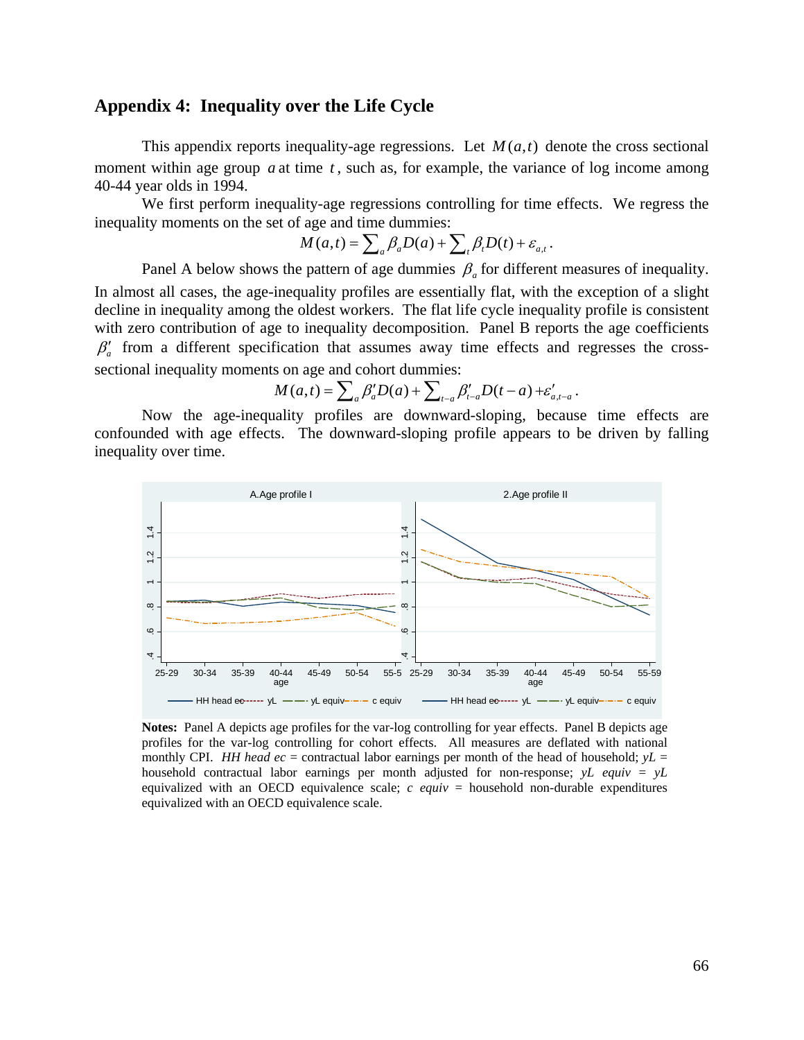## Appendix 4: Inequality over the Life Cycle

This appendix reports inequality-age regressions. Let $M(a,t)$ denote the cross sectional moment within age group $a$ at time $t$, such as, for example, the variance of log income among 40-44 year olds in 1994.

We first perform inequality-age regressions controlling for time effects. We regress the inequality moments on the set of age and time dummies:

$$M(a,t) = \sum_a \beta_a D(a) + \sum_t \beta_t D(t) + \varepsilon_{a,t}.$$

Panel A below shows the pattern of age dummies $\beta_a$ for different measures of inequality. In almost all cases, the age-inequality profiles are essentially flat, with the exception of a slight decline in inequality among the oldest workers. The flat life cycle inequality profile is consistent with zero contribution of age to inequality decomposition. Panel B reports the age coefficients $\beta'_a$ from a different specification that assumes away time effects and regresses the cross-sectional inequality moments on age and cohort dummies:

$$M(a,t) = \sum_a \beta'_a D(a) + \sum_{t-a} \beta'_{t-a} D(t-a) + \varepsilon'_{a,t-a}.$$

Now the age-inequality profiles are downward-sloping, because time effects are confounded with age effects. The downward-sloping profile appears to be driven by falling inequality over time.

A.Age profile I

2.Age profile II

.4 .6 .8 1 1.2 1.4

25-29 30-34 35-39 40-44 45-49 50-54 55-5

25-29 30-34 35-39 40-44 45-49 50-54 55-59

age

HH head ec yL yL equiv c equiv

**Notes:** Panel A depicts age profiles for the var-log controlling for year effects. Panel B depicts age profiles for the var-log controlling for cohort effects. All measures are deflated with national monthly CPI. *HH head ec* = contractual labor earnings per month of the head of household; *yL* = household contractual labor earnings per month adjusted for non-response; *yL equiv* = *yL* equivalized with an OECD equivalence scale; *c equiv* = household non-durable expenditures equivalized with an OECD equivalence scale.